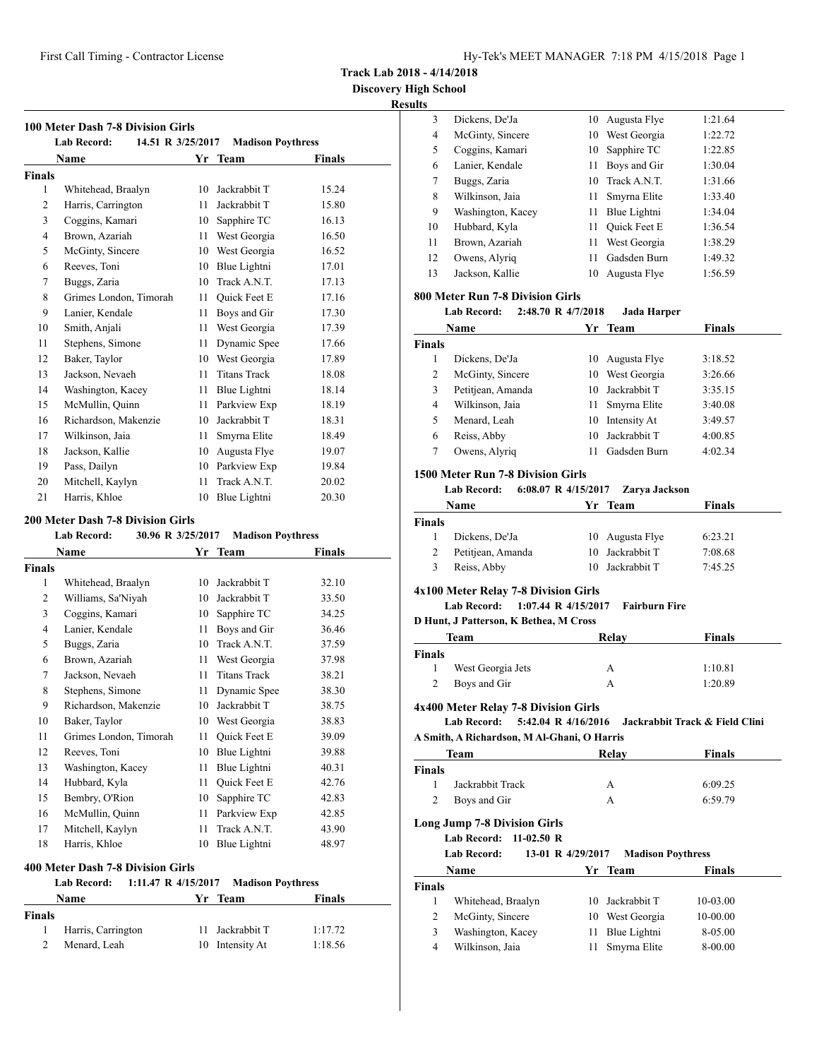**Track Lab 2018 - 4/14/2018**

**Discovery High School**

**Results**

### 100 Meter Dash 7-8 Division Girls

**Lab Record:** 14.51 R 3/25/2017 **Madison Poythress**

| | Name | Yr | Team | Finals |
|---|---|---|---|---|
| **Finals** | | | | |
| 1 | Whitehead, Braalyn | 10 | Jackrabbit T | 15.24 |
| 2 | Harris, Carrington | 11 | Jackrabbit T | 15.80 |
| 3 | Coggins, Kamari | 10 | Sapphire TC | 16.13 |
| 4 | Brown, Azariah | 11 | West Georgia | 16.50 |
| 5 | McGinty, Sincere | 10 | West Georgia | 16.52 |
| 6 | Reeves, Toni | 10 | Blue Lightni | 17.01 |
| 7 | Buggs, Zaria | 10 | Track A.N.T. | 17.13 |
| 8 | Grimes London, Timorah | 11 | Quick Feet E | 17.16 |
| 9 | Lanier, Kendale | 11 | Boys and Gir | 17.30 |
| 10 | Smith, Anjali | 11 | West Georgia | 17.39 |
| 11 | Stephens, Simone | 11 | Dynamic Spee | 17.66 |
| 12 | Baker, Taylor | 10 | West Georgia | 17.89 |
| 13 | Jackson, Nevaeh | 11 | Titans Track | 18.08 |
| 14 | Washington, Kacey | 11 | Blue Lightni | 18.14 |
| 15 | McMullin, Quinn | 11 | Parkview Exp | 18.19 |
| 16 | Richardson, Makenzie | 10 | Jackrabbit T | 18.31 |
| 17 | Wilkinson, Jaia | 11 | Smyrna Elite | 18.49 |
| 18 | Jackson, Kallie | 10 | Augusta Flye | 19.07 |
| 19 | Pass, Dailyn | 10 | Parkview Exp | 19.84 |
| 20 | Mitchell, Kaylyn | 11 | Track A.N.T. | 20.02 |
| 21 | Harris, Khloe | 10 | Blue Lightni | 20.30 |

### 200 Meter Dash 7-8 Division Girls

**Lab Record:** 30.96 R 3/25/2017 **Madison Poythress**

| | Name | Yr | Team | Finals |
|---|---|---|---|---|
| **Finals** | | | | |
| 1 | Whitehead, Braalyn | 10 | Jackrabbit T | 32.10 |
| 2 | Williams, Sa'Niyah | 10 | Jackrabbit T | 33.50 |
| 3 | Coggins, Kamari | 10 | Sapphire TC | 34.25 |
| 4 | Lanier, Kendale | 11 | Boys and Gir | 36.46 |
| 5 | Buggs, Zaria | 10 | Track A.N.T. | 37.59 |
| 6 | Brown, Azariah | 11 | West Georgia | 37.98 |
| 7 | Jackson, Nevaeh | 11 | Titans Track | 38.21 |
| 8 | Stephens, Simone | 11 | Dynamic Spee | 38.30 |
| 9 | Richardson, Makenzie | 10 | Jackrabbit T | 38.75 |
| 10 | Baker, Taylor | 10 | West Georgia | 38.83 |
| 11 | Grimes London, Timorah | 11 | Quick Feet E | 39.09 |
| 12 | Reeves, Toni | 10 | Blue Lightni | 39.88 |
| 13 | Washington, Kacey | 11 | Blue Lightni | 40.31 |
| 14 | Hubbard, Kyla | 11 | Quick Feet E | 42.76 |
| 15 | Bembry, O'Rion | 10 | Sapphire TC | 42.83 |
| 16 | McMullin, Quinn | 11 | Parkview Exp | 42.85 |
| 17 | Mitchell, Kaylyn | 11 | Track A.N.T. | 43.90 |
| 18 | Harris, Khloe | 10 | Blue Lightni | 48.97 |

### 400 Meter Dash 7-8 Division Girls

**Lab Record:** 1:11.47 R 4/15/2017 **Madison Poythress**

| | Name | Yr | Team | Finals |
|---|---|---|---|---|
| **Finals** | | | | |
| 1 | Harris, Carrington | 11 | Jackrabbit T | 1:17.72 |
| 2 | Menard, Leah | 10 | Intensity At | 1:18.56 |
| 3 | Dickens, De'Ja | 10 | Augusta Flye | 1:21.64 |
| 4 | McGinty, Sincere | 10 | West Georgia | 1:22.72 |
| 5 | Coggins, Kamari | 10 | Sapphire TC | 1:22.85 |
| 6 | Lanier, Kendale | 11 | Boys and Gir | 1:30.04 |
| 7 | Buggs, Zaria | 10 | Track A.N.T. | 1:31.66 |
| 8 | Wilkinson, Jaia | 11 | Smyrna Elite | 1:33.40 |
| 9 | Washington, Kacey | 11 | Blue Lightni | 1:34.04 |
| 10 | Hubbard, Kyla | 11 | Quick Feet E | 1:36.54 |
| 11 | Brown, Azariah | 11 | West Georgia | 1:38.29 |
| 12 | Owens, Alyriq | 11 | Gadsden Burn | 1:49.32 |
| 13 | Jackson, Kallie | 10 | Augusta Flye | 1:56.59 |

### 800 Meter Run 7-8 Division Girls

**Lab Record:** 2:48.70 R 4/7/2018 **Jada Harper**

| | Name | Yr | Team | Finals |
|---|---|---|---|---|
| **Finals** | | | | |
| 1 | Dickens, De'Ja | 10 | Augusta Flye | 3:18.52 |
| 2 | McGinty, Sincere | 10 | West Georgia | 3:26.66 |
| 3 | Petitjean, Amanda | 10 | Jackrabbit T | 3:35.15 |
| 4 | Wilkinson, Jaia | 11 | Smyrna Elite | 3:40.08 |
| 5 | Menard, Leah | 10 | Intensity At | 3:49.57 |
| 6 | Reiss, Abby | 10 | Jackrabbit T | 4:00.85 |
| 7 | Owens, Alyriq | 11 | Gadsden Burn | 4:02.34 |

### 1500 Meter Run 7-8 Division Girls

**Lab Record:** 6:08.07 R 4/15/2017 **Zarya Jackson**

| | Name | Yr | Team | Finals |
|---|---|---|---|---|
| **Finals** | | | | |
| 1 | Dickens, De'Ja | 10 | Augusta Flye | 6:23.21 |
| 2 | Petitjean, Amanda | 10 | Jackrabbit T | 7:08.68 |
| 3 | Reiss, Abby | 10 | Jackrabbit T | 7:45.25 |

### 4x100 Meter Relay 7-8 Division Girls

**Lab Record:** 1:07.44 R 4/15/2017 **Fairburn Fire**

**D Hunt, J Patterson, K Bethea, M Cross**

| | Team | Relay | Finals |
|---|---|---|---|
| **Finals** | | | |
| 1 | West Georgia Jets | A | 1:10.81 |
| 2 | Boys and Gir | A | 1:20.89 |

### 4x400 Meter Relay 7-8 Division Girls

**Lab Record:** 5:42.04 R 4/16/2016 **Jackrabbit Track & Field Clini**

**A Smith, A Richardson, M Al-Ghani, O Harris**

| | Team | Relay | Finals |
|---|---|---|---|
| **Finals** | | | |
| 1 | Jackrabbit Track | A | 6:09.25 |
| 2 | Boys and Gir | A | 6:59.79 |

### Long Jump 7-8 Division Girls

**Lab Record:** 11-02.50 R

**Lab Record:** 13-01 R 4/29/2017 **Madison Poythress**

| | Name | Yr | Team | Finals |
|---|---|---|---|---|
| **Finals** | | | | |
| 1 | Whitehead, Braalyn | 10 | Jackrabbit T | 10-03.00 |
| 2 | McGinty, Sincere | 10 | West Georgia | 10-00.00 |
| 3 | Washington, Kacey | 11 | Blue Lightni | 8-05.00 |
| 4 | Wilkinson, Jaia | 11 | Smyrna Elite | 8-00.00 |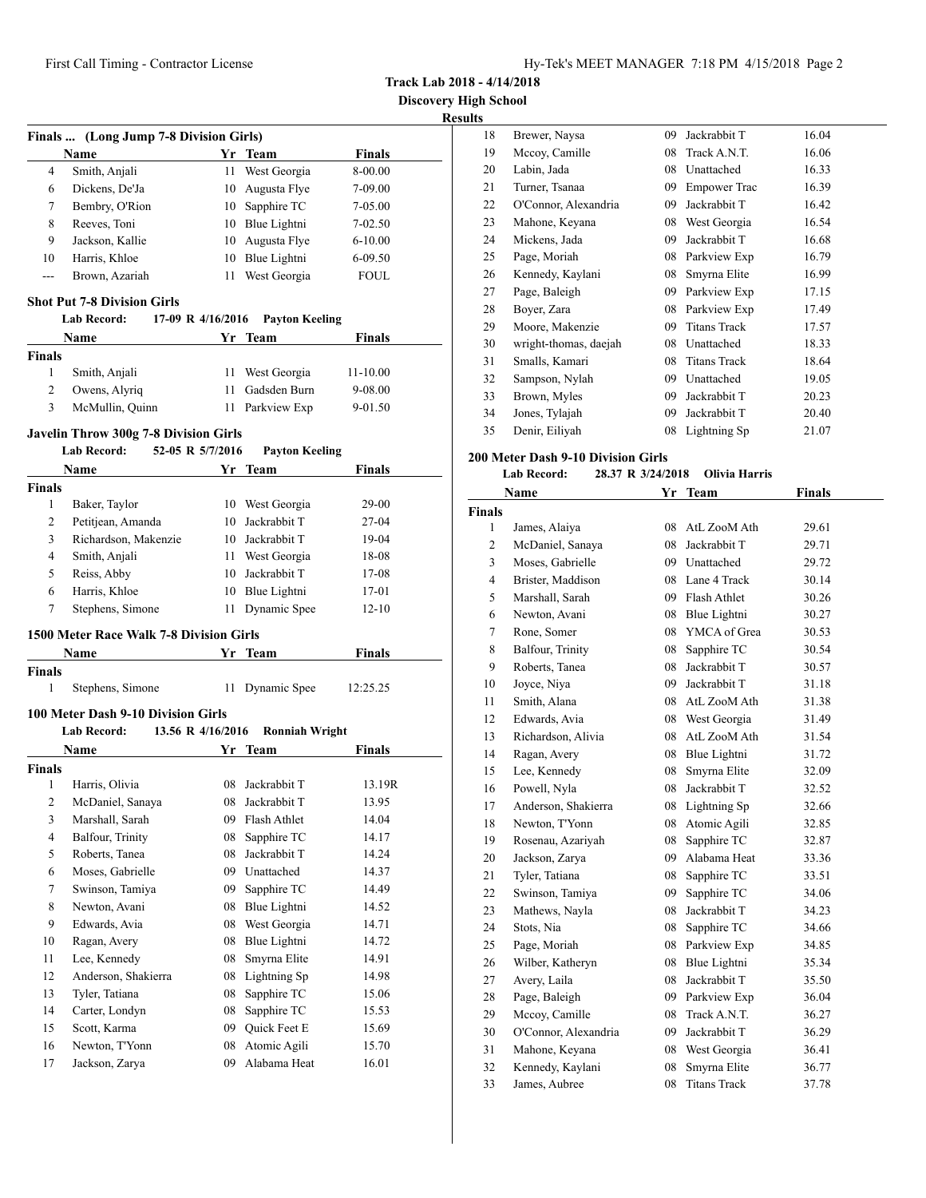**Track Lab 2018 - 4/14/2018**

**Discovery High School**

**Results**

### Finals ... (Long Jump 7-8 Division Girls)

| | Name | Yr | Team | Finals |
|---|---|---|---|---|
| 4 | Smith, Anjali | 11 | West Georgia | 8-00.00 |
| 6 | Dickens, De'Ja | 10 | Augusta Flye | 7-09.00 |
| 7 | Bembry, O'Rion | 10 | Sapphire TC | 7-05.00 |
| 8 | Reeves, Toni | 10 | Blue Lightni | 7-02.50 |
| 9 | Jackson, Kallie | 10 | Augusta Flye | 6-10.00 |
| 10 | Harris, Khloe | 10 | Blue Lightni | 6-09.50 |
| --- | Brown, Azariah | 11 | West Georgia | FOUL |

### Shot Put 7-8 Division Girls

**Lab Record:** 17-09 R 4/16/2016 Payton Keeling

| | Name | Yr | Team | Finals |
|---|---|---|---|---|
| **Finals** | | | | |
| 1 | Smith, Anjali | 11 | West Georgia | 11-10.00 |
| 2 | Owens, Alyriq | 11 | Gadsden Burn | 9-08.00 |
| 3 | McMullin, Quinn | 11 | Parkview Exp | 9-01.50 |

### Javelin Throw 300g 7-8 Division Girls

**Lab Record:** 52-05 R 5/7/2016 Payton Keeling

| | Name | Yr | Team | Finals |
|---|---|---|---|---|
| **Finals** | | | | |
| 1 | Baker, Taylor | 10 | West Georgia | 29-00 |
| 2 | Petitjean, Amanda | 10 | Jackrabbit T | 27-04 |
| 3 | Richardson, Makenzie | 10 | Jackrabbit T | 19-04 |
| 4 | Smith, Anjali | 11 | West Georgia | 18-08 |
| 5 | Reiss, Abby | 10 | Jackrabbit T | 17-08 |
| 6 | Harris, Khloe | 10 | Blue Lightni | 17-01 |
| 7 | Stephens, Simone | 11 | Dynamic Spee | 12-10 |

### 1500 Meter Race Walk 7-8 Division Girls

| | Name | Yr | Team | Finals |
|---|---|---|---|---|
| **Finals** | | | | |
| 1 | Stephens, Simone | 11 | Dynamic Spee | 12:25.25 |

### 100 Meter Dash 9-10 Division Girls

**Lab Record:** 13.56 R 4/16/2016 Ronniah Wright

| | Name | Yr | Team | Finals |
|---|---|---|---|---|
| **Finals** | | | | |
| 1 | Harris, Olivia | 08 | Jackrabbit T | 13.19R |
| 2 | McDaniel, Sanaya | 08 | Jackrabbit T | 13.95 |
| 3 | Marshall, Sarah | 09 | Flash Athlet | 14.04 |
| 4 | Balfour, Trinity | 08 | Sapphire TC | 14.17 |
| 5 | Roberts, Tanea | 08 | Jackrabbit T | 14.24 |
| 6 | Moses, Gabrielle | 09 | Unattached | 14.37 |
| 7 | Swinson, Tamiya | 09 | Sapphire TC | 14.49 |
| 8 | Newton, Avani | 08 | Blue Lightni | 14.52 |
| 9 | Edwards, Avia | 08 | West Georgia | 14.71 |
| 10 | Ragan, Avery | 08 | Blue Lightni | 14.72 |
| 11 | Lee, Kennedy | 08 | Smyrna Elite | 14.91 |
| 12 | Anderson, Shakierra | 08 | Lightning Sp | 14.98 |
| 13 | Tyler, Tatiana | 08 | Sapphire TC | 15.06 |
| 14 | Carter, Londyn | 08 | Sapphire TC | 15.53 |
| 15 | Scott, Karma | 09 | Quick Feet E | 15.69 |
| 16 | Newton, T'Yonn | 08 | Atomic Agili | 15.70 |
| 17 | Jackson, Zarya | 09 | Alabama Heat | 16.01 |
| 18 | Brewer, Naysa | 09 | Jackrabbit T | 16.04 |
| 19 | Mccoy, Camille | 08 | Track A.N.T. | 16.06 |
| 20 | Labin, Jada | 08 | Unattached | 16.33 |
| 21 | Turner, Tsanaa | 09 | Empower Trac | 16.39 |
| 22 | O'Connor, Alexandria | 09 | Jackrabbit T | 16.42 |
| 23 | Mahone, Keyana | 08 | West Georgia | 16.54 |
| 24 | Mickens, Jada | 09 | Jackrabbit T | 16.68 |
| 25 | Page, Moriah | 08 | Parkview Exp | 16.79 |
| 26 | Kennedy, Kaylani | 08 | Smyrna Elite | 16.99 |
| 27 | Page, Baleigh | 09 | Parkview Exp | 17.15 |
| 28 | Boyer, Zara | 08 | Parkview Exp | 17.49 |
| 29 | Moore, Makenzie | 09 | Titans Track | 17.57 |
| 30 | wright-thomas, daejah | 08 | Unattached | 18.33 |
| 31 | Smalls, Kamari | 08 | Titans Track | 18.64 |
| 32 | Sampson, Nylah | 09 | Unattached | 19.05 |
| 33 | Brown, Myles | 09 | Jackrabbit T | 20.23 |
| 34 | Jones, Tylajah | 09 | Jackrabbit T | 20.40 |
| 35 | Denir, Eiliyah | 08 | Lightning Sp | 21.07 |

### 200 Meter Dash 9-10 Division Girls

**Lab Record:** 28.37 R 3/24/2018 Olivia Harris

| | Name | Yr | Team | Finals |
|---|---|---|---|---|
| **Finals** | | | | |
| 1 | James, Alaiya | 08 | AtL ZooM Ath | 29.61 |
| 2 | McDaniel, Sanaya | 08 | Jackrabbit T | 29.71 |
| 3 | Moses, Gabrielle | 09 | Unattached | 29.72 |
| 4 | Brister, Maddison | 08 | Lane 4 Track | 30.14 |
| 5 | Marshall, Sarah | 09 | Flash Athlet | 30.26 |
| 6 | Newton, Avani | 08 | Blue Lightni | 30.27 |
| 7 | Rone, Somer | 08 | YMCA of Grea | 30.53 |
| 8 | Balfour, Trinity | 08 | Sapphire TC | 30.54 |
| 9 | Roberts, Tanea | 08 | Jackrabbit T | 30.57 |
| 10 | Joyce, Niya | 09 | Jackrabbit T | 31.18 |
| 11 | Smith, Alana | 08 | AtL ZooM Ath | 31.38 |
| 12 | Edwards, Avia | 08 | West Georgia | 31.49 |
| 13 | Richardson, Alivia | 08 | AtL ZooM Ath | 31.54 |
| 14 | Ragan, Avery | 08 | Blue Lightni | 31.72 |
| 15 | Lee, Kennedy | 08 | Smyrna Elite | 32.09 |
| 16 | Powell, Nyla | 08 | Jackrabbit T | 32.52 |
| 17 | Anderson, Shakierra | 08 | Lightning Sp | 32.66 |
| 18 | Newton, T'Yonn | 08 | Atomic Agili | 32.85 |
| 19 | Rosenau, Azariyah | 08 | Sapphire TC | 32.87 |
| 20 | Jackson, Zarya | 09 | Alabama Heat | 33.36 |
| 21 | Tyler, Tatiana | 08 | Sapphire TC | 33.51 |
| 22 | Swinson, Tamiya | 09 | Sapphire TC | 34.06 |
| 23 | Mathews, Nayla | 08 | Jackrabbit T | 34.23 |
| 24 | Stots, Nia | 08 | Sapphire TC | 34.66 |
| 25 | Page, Moriah | 08 | Parkview Exp | 34.85 |
| 26 | Wilber, Katheryn | 08 | Blue Lightni | 35.34 |
| 27 | Avery, Laila | 08 | Jackrabbit T | 35.50 |
| 28 | Page, Baleigh | 09 | Parkview Exp | 36.04 |
| 29 | Mccoy, Camille | 08 | Track A.N.T. | 36.27 |
| 30 | O'Connor, Alexandria | 09 | Jackrabbit T | 36.29 |
| 31 | Mahone, Keyana | 08 | West Georgia | 36.41 |
| 32 | Kennedy, Kaylani | 08 | Smyrna Elite | 36.77 |
| 33 | James, Aubree | 08 | Titans Track | 37.78 |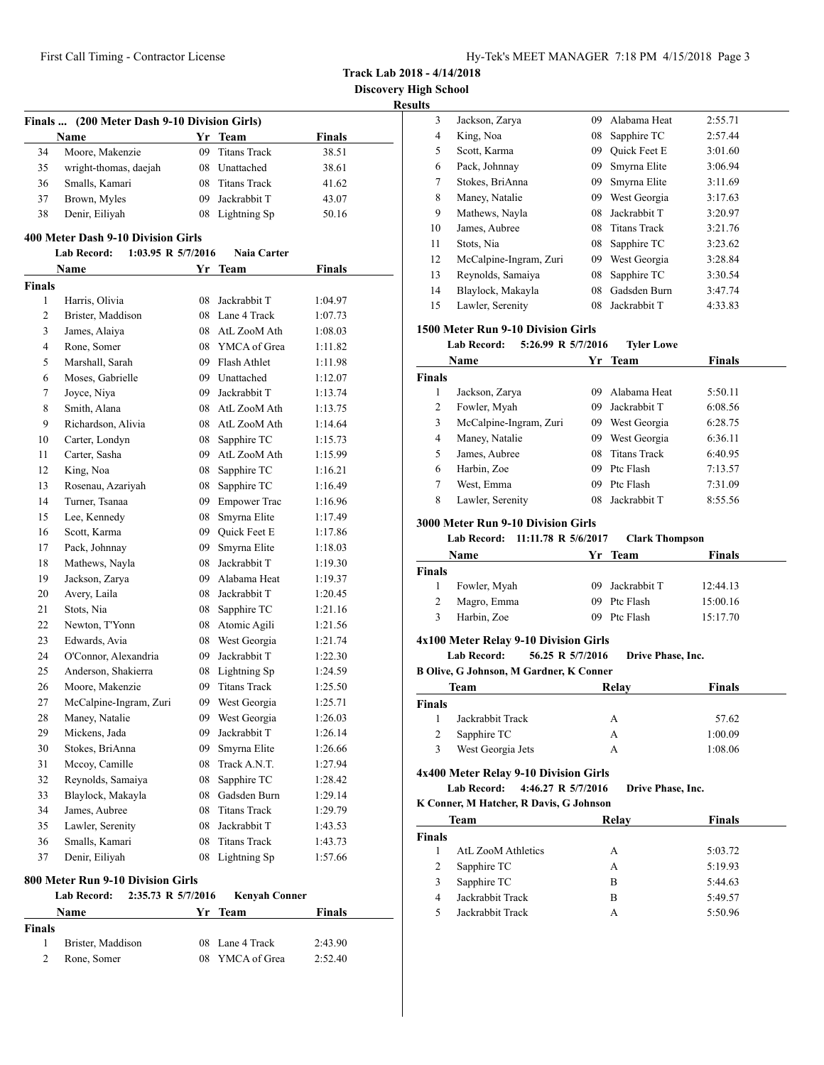**Track Lab 2018 - 4/14/2018**

**Discovery High School**

**Results**

### Finals ... (200 Meter Dash 9-10 Division Girls)

| | Name | Yr | Team | Finals |
|---|---|---|---|---|
| 34 | Moore, Makenzie | 09 | Titans Track | 38.51 |
| 35 | wright-thomas, daejah | 08 | Unattached | 38.61 |
| 36 | Smalls, Kamari | 08 | Titans Track | 41.62 |
| 37 | Brown, Myles | 09 | Jackrabbit T | 43.07 |
| 38 | Denir, Eiliyah | 08 | Lightning Sp | 50.16 |

### 400 Meter Dash 9-10 Division Girls

**Lab Record: 1:03.95 R 5/7/2016 Naia Carter**

| | Name | Yr | Team | Finals |
|---|---|---|---|---|
| **Finals** | | | | |
| 1 | Harris, Olivia | 08 | Jackrabbit T | 1:04.97 |
| 2 | Brister, Maddison | 08 | Lane 4 Track | 1:07.73 |
| 3 | James, Alaiya | 08 | AtL ZooM Ath | 1:08.03 |
| 4 | Rone, Somer | 08 | YMCA of Grea | 1:11.82 |
| 5 | Marshall, Sarah | 09 | Flash Athlet | 1:11.98 |
| 6 | Moses, Gabrielle | 09 | Unattached | 1:12.07 |
| 7 | Joyce, Niya | 09 | Jackrabbit T | 1:13.74 |
| 8 | Smith, Alana | 08 | AtL ZooM Ath | 1:13.75 |
| 9 | Richardson, Alivia | 08 | AtL ZooM Ath | 1:14.64 |
| 10 | Carter, Londyn | 08 | Sapphire TC | 1:15.73 |
| 11 | Carter, Sasha | 09 | AtL ZooM Ath | 1:15.99 |
| 12 | King, Noa | 08 | Sapphire TC | 1:16.21 |
| 13 | Rosenau, Azariyah | 08 | Sapphire TC | 1:16.49 |
| 14 | Turner, Tsanaa | 09 | Empower Trac | 1:16.96 |
| 15 | Lee, Kennedy | 08 | Smyrna Elite | 1:17.49 |
| 16 | Scott, Karma | 09 | Quick Feet E | 1:17.86 |
| 17 | Pack, Johnnay | 09 | Smyrna Elite | 1:18.03 |
| 18 | Mathews, Nayla | 08 | Jackrabbit T | 1:19.30 |
| 19 | Jackson, Zarya | 09 | Alabama Heat | 1:19.37 |
| 20 | Avery, Laila | 08 | Jackrabbit T | 1:20.45 |
| 21 | Stots, Nia | 08 | Sapphire TC | 1:21.16 |
| 22 | Newton, T'Yonn | 08 | Atomic Agili | 1:21.56 |
| 23 | Edwards, Avia | 08 | West Georgia | 1:21.74 |
| 24 | O'Connor, Alexandria | 09 | Jackrabbit T | 1:22.30 |
| 25 | Anderson, Shakierra | 08 | Lightning Sp | 1:24.59 |
| 26 | Moore, Makenzie | 09 | Titans Track | 1:25.50 |
| 27 | McCalpine-Ingram, Zuri | 09 | West Georgia | 1:25.71 |
| 28 | Maney, Natalie | 09 | West Georgia | 1:26.03 |
| 29 | Mickens, Jada | 09 | Jackrabbit T | 1:26.14 |
| 30 | Stokes, BriAnna | 09 | Smyrna Elite | 1:26.66 |
| 31 | Mccoy, Camille | 08 | Track A.N.T. | 1:27.94 |
| 32 | Reynolds, Samaiya | 08 | Sapphire TC | 1:28.42 |
| 33 | Blaylock, Makayla | 08 | Gadsden Burn | 1:29.14 |
| 34 | James, Aubree | 08 | Titans Track | 1:29.79 |
| 35 | Lawler, Serenity | 08 | Jackrabbit T | 1:43.53 |
| 36 | Smalls, Kamari | 08 | Titans Track | 1:43.73 |
| 37 | Denir, Eiliyah | 08 | Lightning Sp | 1:57.66 |

### 800 Meter Run 9-10 Division Girls

**Lab Record: 2:35.73 R 5/7/2016 Kenyah Conner**

| | Name | Yr | Team | Finals |
|---|---|---|---|---|
| **Finals** | | | | |
| 1 | Brister, Maddison | 08 | Lane 4 Track | 2:43.90 |
| 2 | Rone, Somer | 08 | YMCA of Grea | 2:52.40 |
| 3 | Jackson, Zarya | 09 | Alabama Heat | 2:55.71 |
| 4 | King, Noa | 08 | Sapphire TC | 2:57.44 |
| 5 | Scott, Karma | 09 | Quick Feet E | 3:01.60 |
| 6 | Pack, Johnnay | 09 | Smyrna Elite | 3:06.94 |
| 7 | Stokes, BriAnna | 09 | Smyrna Elite | 3:11.69 |
| 8 | Maney, Natalie | 09 | West Georgia | 3:17.63 |
| 9 | Mathews, Nayla | 08 | Jackrabbit T | 3:20.97 |
| 10 | James, Aubree | 08 | Titans Track | 3:21.76 |
| 11 | Stots, Nia | 08 | Sapphire TC | 3:23.62 |
| 12 | McCalpine-Ingram, Zuri | 09 | West Georgia | 3:28.84 |
| 13 | Reynolds, Samaiya | 08 | Sapphire TC | 3:30.54 |
| 14 | Blaylock, Makayla | 08 | Gadsden Burn | 3:47.74 |
| 15 | Lawler, Serenity | 08 | Jackrabbit T | 4:33.83 |

### 1500 Meter Run 9-10 Division Girls

**Lab Record: 5:26.99 R 5/7/2016 Tyler Lowe**

| | Name | Yr | Team | Finals |
|---|---|---|---|---|
| **Finals** | | | | |
| 1 | Jackson, Zarya | 09 | Alabama Heat | 5:50.11 |
| 2 | Fowler, Myah | 09 | Jackrabbit T | 6:08.56 |
| 3 | McCalpine-Ingram, Zuri | 09 | West Georgia | 6:28.75 |
| 4 | Maney, Natalie | 09 | West Georgia | 6:36.11 |
| 5 | James, Aubree | 08 | Titans Track | 6:40.95 |
| 6 | Harbin, Zoe | 09 | Ptc Flash | 7:13.57 |
| 7 | West, Emma | 09 | Ptc Flash | 7:31.09 |
| 8 | Lawler, Serenity | 08 | Jackrabbit T | 8:55.56 |

### 3000 Meter Run 9-10 Division Girls

**Lab Record: 11:11.78 R 5/6/2017 Clark Thompson**

| | Name | Yr | Team | Finals |
|---|---|---|---|---|
| **Finals** | | | | |
| 1 | Fowler, Myah | 09 | Jackrabbit T | 12:44.13 |
| 2 | Magro, Emma | 09 | Ptc Flash | 15:00.16 |
| 3 | Harbin, Zoe | 09 | Ptc Flash | 15:17.70 |

### 4x100 Meter Relay 9-10 Division Girls

**Lab Record: 56.25 R 5/7/2016 Drive Phase, Inc.**

**B Olive, G Johnson, M Gardner, K Conner**

| | Team | Relay | Finals |
|---|---|---|---|
| **Finals** | | | |
| 1 | Jackrabbit Track | A | 57.62 |
| 2 | Sapphire TC | A | 1:00.09 |
| 3 | West Georgia Jets | A | 1:08.06 |

### 4x400 Meter Relay 9-10 Division Girls

**Lab Record: 4:46.27 R 5/7/2016 Drive Phase, Inc.**

**K Conner, M Hatcher, R Davis, G Johnson**

| | Team | Relay | Finals |
|---|---|---|---|
| **Finals** | | | |
| 1 | AtL ZooM Athletics | A | 5:03.72 |
| 2 | Sapphire TC | A | 5:19.93 |
| 3 | Sapphire TC | B | 5:44.63 |
| 4 | Jackrabbit Track | B | 5:49.57 |
| 5 | Jackrabbit Track | A | 5:50.96 |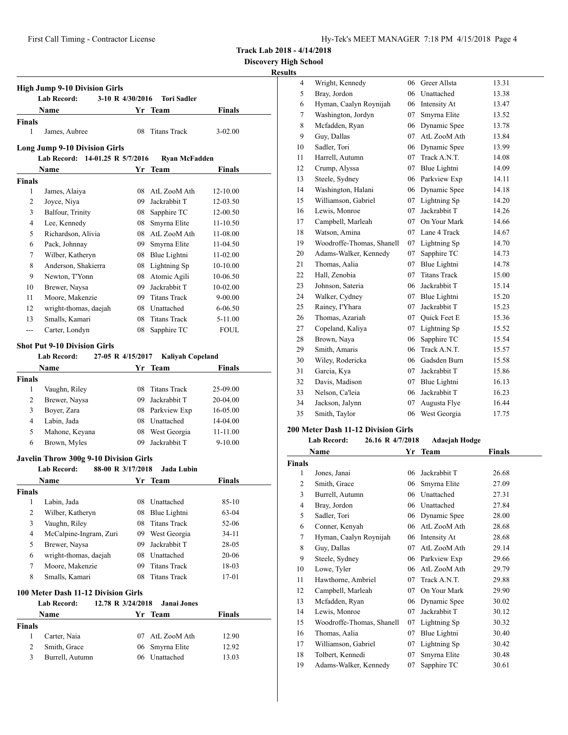**Track Lab 2018 - 4/14/2018**
**Discovery High School**
**Results**

### High Jump 9-10 Division Girls

**Lab Record:** 3-10 R 4/30/2016 **Tori Sadler**

| | Name | Yr | Team | Finals |
|---|---|---|---|---|
| **Finals** | | | | |
| 1 | James, Aubree | 08 | Titans Track | 3-02.00 |

### Long Jump 9-10 Division Girls

**Lab Record:** 14-01.25 R 5/7/2016 **Ryan McFadden**

| | Name | Yr | Team | Finals |
|---|---|---|---|---|
| **Finals** | | | | |
| 1 | James, Alaiya | 08 | AtL ZooM Ath | 12-10.00 |
| 2 | Joyce, Niya | 09 | Jackrabbit T | 12-03.50 |
| 3 | Balfour, Trinity | 08 | Sapphire TC | 12-00.50 |
| 4 | Lee, Kennedy | 08 | Smyrna Elite | 11-10.50 |
| 5 | Richardson, Alivia | 08 | AtL ZooM Ath | 11-08.00 |
| 6 | Pack, Johnnay | 09 | Smyrna Elite | 11-04.50 |
| 7 | Wilber, Katheryn | 08 | Blue Lightni | 11-02.00 |
| 8 | Anderson, Shakierra | 08 | Lightning Sp | 10-10.00 |
| 9 | Newton, T'Yonn | 08 | Atomic Agili | 10-06.50 |
| 10 | Brewer, Naysa | 09 | Jackrabbit T | 10-02.00 |
| 11 | Moore, Makenzie | 09 | Titans Track | 9-00.00 |
| 12 | wright-thomas, daejah | 08 | Unattached | 6-06.50 |
| 13 | Smalls, Kamari | 08 | Titans Track | 5-11.00 |
| --- | Carter, Londyn | 08 | Sapphire TC | FOUL |

### Shot Put 9-10 Division Girls

**Lab Record:** 27-05 R 4/15/2017 **Kaliyah Copeland**

| | Name | Yr | Team | Finals |
|---|---|---|---|---|
| **Finals** | | | | |
| 1 | Vaughn, Riley | 08 | Titans Track | 25-09.00 |
| 2 | Brewer, Naysa | 09 | Jackrabbit T | 20-04.00 |
| 3 | Boyer, Zara | 08 | Parkview Exp | 16-05.00 |
| 4 | Labin, Jada | 08 | Unattached | 14-04.00 |
| 5 | Mahone, Keyana | 08 | West Georgia | 11-11.00 |
| 6 | Brown, Myles | 09 | Jackrabbit T | 9-10.00 |

### Javelin Throw 300g 9-10 Division Girls

**Lab Record:** 88-00 R 3/17/2018 **Jada Lubin**

| | Name | Yr | Team | Finals |
|---|---|---|---|---|
| **Finals** | | | | |
| 1 | Labin, Jada | 08 | Unattached | 85-10 |
| 2 | Wilber, Katheryn | 08 | Blue Lightni | 63-04 |
| 3 | Vaughn, Riley | 08 | Titans Track | 52-06 |
| 4 | McCalpine-Ingram, Zuri | 09 | West Georgia | 34-11 |
| 5 | Brewer, Naysa | 09 | Jackrabbit T | 28-05 |
| 6 | wright-thomas, daejah | 08 | Unattached | 20-06 |
| 7 | Moore, Makenzie | 09 | Titans Track | 18-03 |
| 8 | Smalls, Kamari | 08 | Titans Track | 17-01 |

### 100 Meter Dash 11-12 Division Girls

**Lab Record:** 12.78 R 3/24/2018 **Janai Jones**

| | Name | Yr | Team | Finals |
|---|---|---|---|---|
| **Finals** | | | | |
| 1 | Carter, Naia | 07 | AtL ZooM Ath | 12.90 |
| 2 | Smith, Grace | 06 | Smyrna Elite | 12.92 |
| 3 | Burrell, Autumn | 06 | Unattached | 13.03 |
| 4 | Wright, Kennedy | 06 | Greer Allsta | 13.31 |
| 5 | Bray, Jordon | 06 | Unattached | 13.38 |
| 6 | Hyman, Caalyn Roynijah | 06 | Intensity At | 13.47 |
| 7 | Washington, Jordyn | 07 | Smyrna Elite | 13.52 |
| 8 | Mcfadden, Ryan | 06 | Dynamic Spee | 13.78 |
| 9 | Guy, Dallas | 07 | AtL ZooM Ath | 13.84 |
| 10 | Sadler, Tori | 06 | Dynamic Spee | 13.99 |
| 11 | Harrell, Autumn | 07 | Track A.N.T. | 14.08 |
| 12 | Crump, Alyssa | 07 | Blue Lightni | 14.09 |
| 13 | Steele, Sydney | 06 | Parkview Exp | 14.11 |
| 14 | Washington, Halani | 06 | Dynamic Spee | 14.18 |
| 15 | Williamson, Gabriel | 07 | Lightning Sp | 14.20 |
| 16 | Lewis, Monroe | 07 | Jackrabbit T | 14.26 |
| 17 | Campbell, Marleah | 07 | On Your Mark | 14.66 |
| 18 | Watson, Amina | 07 | Lane 4 Track | 14.67 |
| 19 | Woodroffe-Thomas, Shanell | 07 | Lightning Sp | 14.70 |
| 20 | Adams-Walker, Kennedy | 07 | Sapphire TC | 14.73 |
| 21 | Thomas, Aalia | 07 | Blue Lightni | 14.78 |
| 22 | Hall, Zenobia | 07 | Titans Track | 15.00 |
| 23 | Johnson, Sateria | 06 | Jackrabbit T | 15.14 |
| 24 | Walker, Cydney | 07 | Blue Lightni | 15.20 |
| 25 | Rainey, I'Yhara | 07 | Jackrabbit T | 15.23 |
| 26 | Thomas, Azariah | 07 | Quick Feet E | 15.36 |
| 27 | Copeland, Kaliya | 07 | Lightning Sp | 15.52 |
| 28 | Brown, Naya | 06 | Sapphire TC | 15.54 |
| 29 | Smith, Amaris | 06 | Track A.N.T. | 15.57 |
| 30 | Wiley, Rodericka | 06 | Gadsden Burn | 15.58 |
| 31 | Garcia, Kya | 07 | Jackrabbit T | 15.86 |
| 32 | Davis, Madison | 07 | Blue Lightni | 16.13 |
| 33 | Nelson, Ca'leia | 06 | Jackrabbit T | 16.23 |
| 34 | Jackson, Jalynn | 07 | Augusta Flye | 16.44 |
| 35 | Smith, Taylor | 06 | West Georgia | 17.75 |

### 200 Meter Dash 11-12 Division Girls

**Lab Record:** 26.16 R 4/7/2018 **Adaejah Hodge**

| | Name | Yr | Team | Finals |
|---|---|---|---|---|
| **Finals** | | | | |
| 1 | Jones, Janai | 06 | Jackrabbit T | 26.68 |
| 2 | Smith, Grace | 06 | Smyrna Elite | 27.09 |
| 3 | Burrell, Autumn | 06 | Unattached | 27.31 |
| 4 | Bray, Jordon | 06 | Unattached | 27.84 |
| 5 | Sadler, Tori | 06 | Dynamic Spee | 28.00 |
| 6 | Conner, Kenyah | 06 | AtL ZooM Ath | 28.68 |
| 7 | Hyman, Caalyn Roynijah | 06 | Intensity At | 28.68 |
| 8 | Guy, Dallas | 07 | AtL ZooM Ath | 29.14 |
| 9 | Steele, Sydney | 06 | Parkview Exp | 29.66 |
| 10 | Lowe, Tyler | 06 | AtL ZooM Ath | 29.79 |
| 11 | Hawthorne, Ambriel | 07 | Track A.N.T. | 29.88 |
| 12 | Campbell, Marleah | 07 | On Your Mark | 29.90 |
| 13 | Mcfadden, Ryan | 06 | Dynamic Spee | 30.02 |
| 14 | Lewis, Monroe | 07 | Jackrabbit T | 30.12 |
| 15 | Woodroffe-Thomas, Shanell | 07 | Lightning Sp | 30.32 |
| 16 | Thomas, Aalia | 07 | Blue Lightni | 30.40 |
| 17 | Williamson, Gabriel | 07 | Lightning Sp | 30.42 |
| 18 | Tolbert, Kennedi | 07 | Smyrna Elite | 30.48 |
| 19 | Adams-Walker, Kennedy | 07 | Sapphire TC | 30.61 |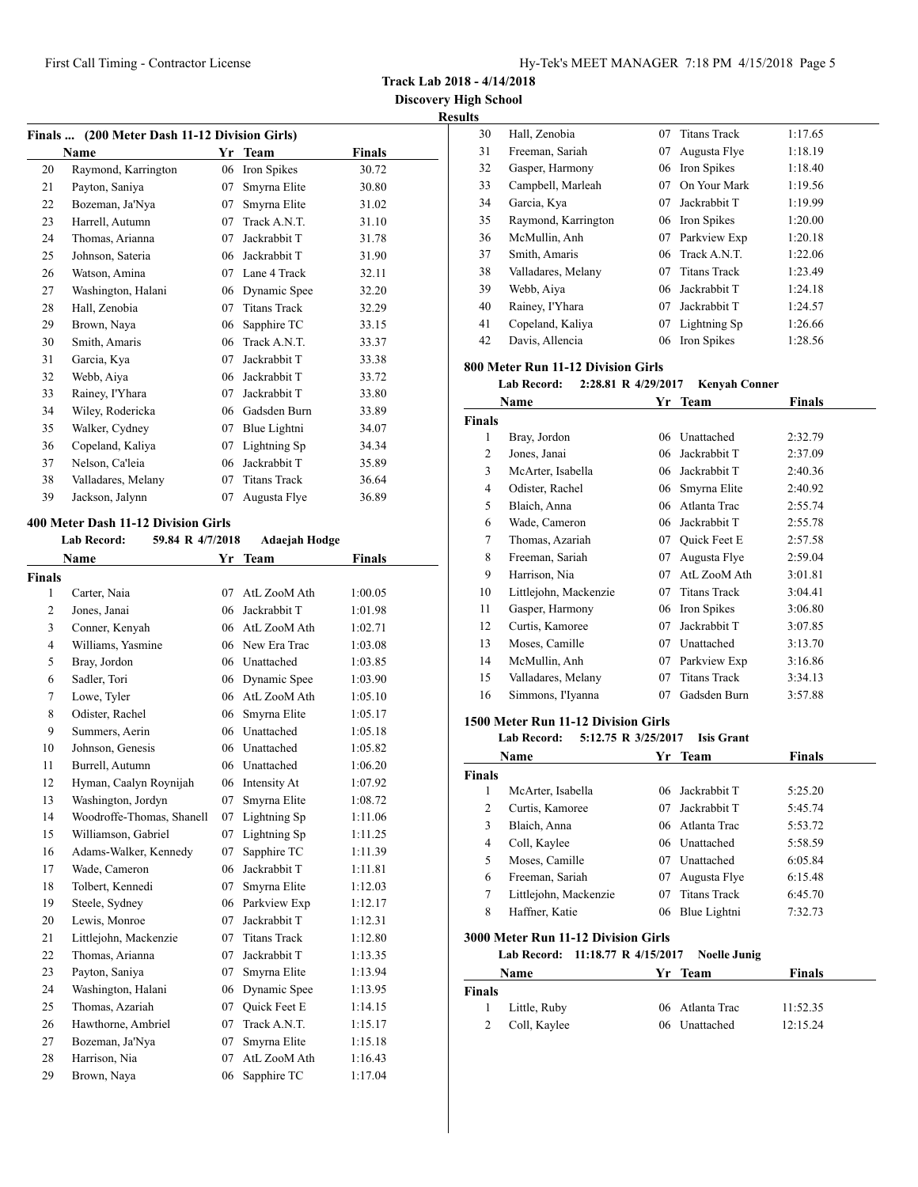**Track Lab 2018 - 4/14/2018**
**Discovery High School**
**Results**

## Finals ... (200 Meter Dash 11-12 Division Girls)

| | Name | Yr | Team | Finals |
|---|---|---|---|---|
| 20 | Raymond, Karrington | 06 | Iron Spikes | 30.72 |
| 21 | Payton, Saniya | 07 | Smyrna Elite | 30.80 |
| 22 | Bozeman, Ja'Nya | 07 | Smyrna Elite | 31.02 |
| 23 | Harrell, Autumn | 07 | Track A.N.T. | 31.10 |
| 24 | Thomas, Arianna | 07 | Jackrabbit T | 31.78 |
| 25 | Johnson, Sateria | 06 | Jackrabbit T | 31.90 |
| 26 | Watson, Amina | 07 | Lane 4 Track | 32.11 |
| 27 | Washington, Halani | 06 | Dynamic Spee | 32.20 |
| 28 | Hall, Zenobia | 07 | Titans Track | 32.29 |
| 29 | Brown, Naya | 06 | Sapphire TC | 33.15 |
| 30 | Smith, Amaris | 06 | Track A.N.T. | 33.37 |
| 31 | Garcia, Kya | 07 | Jackrabbit T | 33.38 |
| 32 | Webb, Aiya | 06 | Jackrabbit T | 33.72 |
| 33 | Rainey, I'Yhara | 07 | Jackrabbit T | 33.80 |
| 34 | Wiley, Rodericka | 06 | Gadsden Burn | 33.89 |
| 35 | Walker, Cydney | 07 | Blue Lightni | 34.07 |
| 36 | Copeland, Kaliya | 07 | Lightning Sp | 34.34 |
| 37 | Nelson, Ca'leia | 06 | Jackrabbit T | 35.89 |
| 38 | Valladares, Melany | 07 | Titans Track | 36.64 |
| 39 | Jackson, Jalynn | 07 | Augusta Flye | 36.89 |

## 400 Meter Dash 11-12 Division Girls

**Lab Record: 59.84 R 4/7/2018 Adaejah Hodge**

| | Name | Yr | Team | Finals |
|---|---|---|---|---|
| **Finals** | | | | |
| 1 | Carter, Naia | 07 | AtL ZooM Ath | 1:00.05 |
| 2 | Jones, Janai | 06 | Jackrabbit T | 1:01.98 |
| 3 | Conner, Kenyah | 06 | AtL ZooM Ath | 1:02.71 |
| 4 | Williams, Yasmine | 06 | New Era Trac | 1:03.08 |
| 5 | Bray, Jordon | 06 | Unattached | 1:03.85 |
| 6 | Sadler, Tori | 06 | Dynamic Spee | 1:03.90 |
| 7 | Lowe, Tyler | 06 | AtL ZooM Ath | 1:05.10 |
| 8 | Odister, Rachel | 06 | Smyrna Elite | 1:05.17 |
| 9 | Summers, Aerin | 06 | Unattached | 1:05.18 |
| 10 | Johnson, Genesis | 06 | Unattached | 1:05.82 |
| 11 | Burrell, Autumn | 06 | Unattached | 1:06.20 |
| 12 | Hyman, Caalyn Roynijah | 06 | Intensity At | 1:07.92 |
| 13 | Washington, Jordyn | 07 | Smyrna Elite | 1:08.72 |
| 14 | Woodroffe-Thomas, Shanell | 07 | Lightning Sp | 1:11.06 |
| 15 | Williamson, Gabriel | 07 | Lightning Sp | 1:11.25 |
| 16 | Adams-Walker, Kennedy | 07 | Sapphire TC | 1:11.39 |
| 17 | Wade, Cameron | 06 | Jackrabbit T | 1:11.81 |
| 18 | Tolbert, Kennedi | 07 | Smyrna Elite | 1:12.03 |
| 19 | Steele, Sydney | 06 | Parkview Exp | 1:12.17 |
| 20 | Lewis, Monroe | 07 | Jackrabbit T | 1:12.31 |
| 21 | Littlejohn, Mackenzie | 07 | Titans Track | 1:12.80 |
| 22 | Thomas, Arianna | 07 | Jackrabbit T | 1:13.35 |
| 23 | Payton, Saniya | 07 | Smyrna Elite | 1:13.94 |
| 24 | Washington, Halani | 06 | Dynamic Spee | 1:13.95 |
| 25 | Thomas, Azariah | 07 | Quick Feet E | 1:14.15 |
| 26 | Hawthorne, Ambriel | 07 | Track A.N.T. | 1:15.17 |
| 27 | Bozeman, Ja'Nya | 07 | Smyrna Elite | 1:15.18 |
| 28 | Harrison, Nia | 07 | AtL ZooM Ath | 1:16.43 |
| 29 | Brown, Naya | 06 | Sapphire TC | 1:17.04 |
| 30 | Hall, Zenobia | 07 | Titans Track | 1:17.65 |
| 31 | Freeman, Sariah | 07 | Augusta Flye | 1:18.19 |
| 32 | Gasper, Harmony | 06 | Iron Spikes | 1:18.40 |
| 33 | Campbell, Marleah | 07 | On Your Mark | 1:19.56 |
| 34 | Garcia, Kya | 07 | Jackrabbit T | 1:19.99 |
| 35 | Raymond, Karrington | 06 | Iron Spikes | 1:20.00 |
| 36 | McMullin, Anh | 07 | Parkview Exp | 1:20.18 |
| 37 | Smith, Amaris | 06 | Track A.N.T. | 1:22.06 |
| 38 | Valladares, Melany | 07 | Titans Track | 1:23.49 |
| 39 | Webb, Aiya | 06 | Jackrabbit T | 1:24.18 |
| 40 | Rainey, I'Yhara | 07 | Jackrabbit T | 1:24.57 |
| 41 | Copeland, Kaliya | 07 | Lightning Sp | 1:26.66 |
| 42 | Davis, Allencia | 06 | Iron Spikes | 1:28.56 |

## 800 Meter Run 11-12 Division Girls

**Lab Record: 2:28.81 R 4/29/2017 Kenyah Conner**

| | Name | Yr | Team | Finals |
|---|---|---|---|---|
| **Finals** | | | | |
| 1 | Bray, Jordon | 06 | Unattached | 2:32.79 |
| 2 | Jones, Janai | 06 | Jackrabbit T | 2:37.09 |
| 3 | McArter, Isabella | 06 | Jackrabbit T | 2:40.36 |
| 4 | Odister, Rachel | 06 | Smyrna Elite | 2:40.92 |
| 5 | Blaich, Anna | 06 | Atlanta Trac | 2:55.74 |
| 6 | Wade, Cameron | 06 | Jackrabbit T | 2:55.78 |
| 7 | Thomas, Azariah | 07 | Quick Feet E | 2:57.58 |
| 8 | Freeman, Sariah | 07 | Augusta Flye | 2:59.04 |
| 9 | Harrison, Nia | 07 | AtL ZooM Ath | 3:01.81 |
| 10 | Littlejohn, Mackenzie | 07 | Titans Track | 3:04.41 |
| 11 | Gasper, Harmony | 06 | Iron Spikes | 3:06.80 |
| 12 | Curtis, Kamoree | 07 | Jackrabbit T | 3:07.85 |
| 13 | Moses, Camille | 07 | Unattached | 3:13.70 |
| 14 | McMullin, Anh | 07 | Parkview Exp | 3:16.86 |
| 15 | Valladares, Melany | 07 | Titans Track | 3:34.13 |
| 16 | Simmons, I'Iyanna | 07 | Gadsden Burn | 3:57.88 |

## 1500 Meter Run 11-12 Division Girls

**Lab Record: 5:12.75 R 3/25/2017 Isis Grant**

| | Name | Yr | Team | Finals |
|---|---|---|---|---|
| **Finals** | | | | |
| 1 | McArter, Isabella | 06 | Jackrabbit T | 5:25.20 |
| 2 | Curtis, Kamoree | 07 | Jackrabbit T | 5:45.74 |
| 3 | Blaich, Anna | 06 | Atlanta Trac | 5:53.72 |
| 4 | Coll, Kaylee | 06 | Unattached | 5:58.59 |
| 5 | Moses, Camille | 07 | Unattached | 6:05.84 |
| 6 | Freeman, Sariah | 07 | Augusta Flye | 6:15.48 |
| 7 | Littlejohn, Mackenzie | 07 | Titans Track | 6:45.70 |
| 8 | Haffner, Katie | 06 | Blue Lightni | 7:32.73 |

## 3000 Meter Run 11-12 Division Girls

**Lab Record: 11:18.77 R 4/15/2017 Noelle Junig**

| | Name | Yr | Team | Finals |
|---|---|---|---|---|
| **Finals** | | | | |
| 1 | Little, Ruby | 06 | Atlanta Trac | 11:52.35 |
| 2 | Coll, Kaylee | 06 | Unattached | 12:15.24 |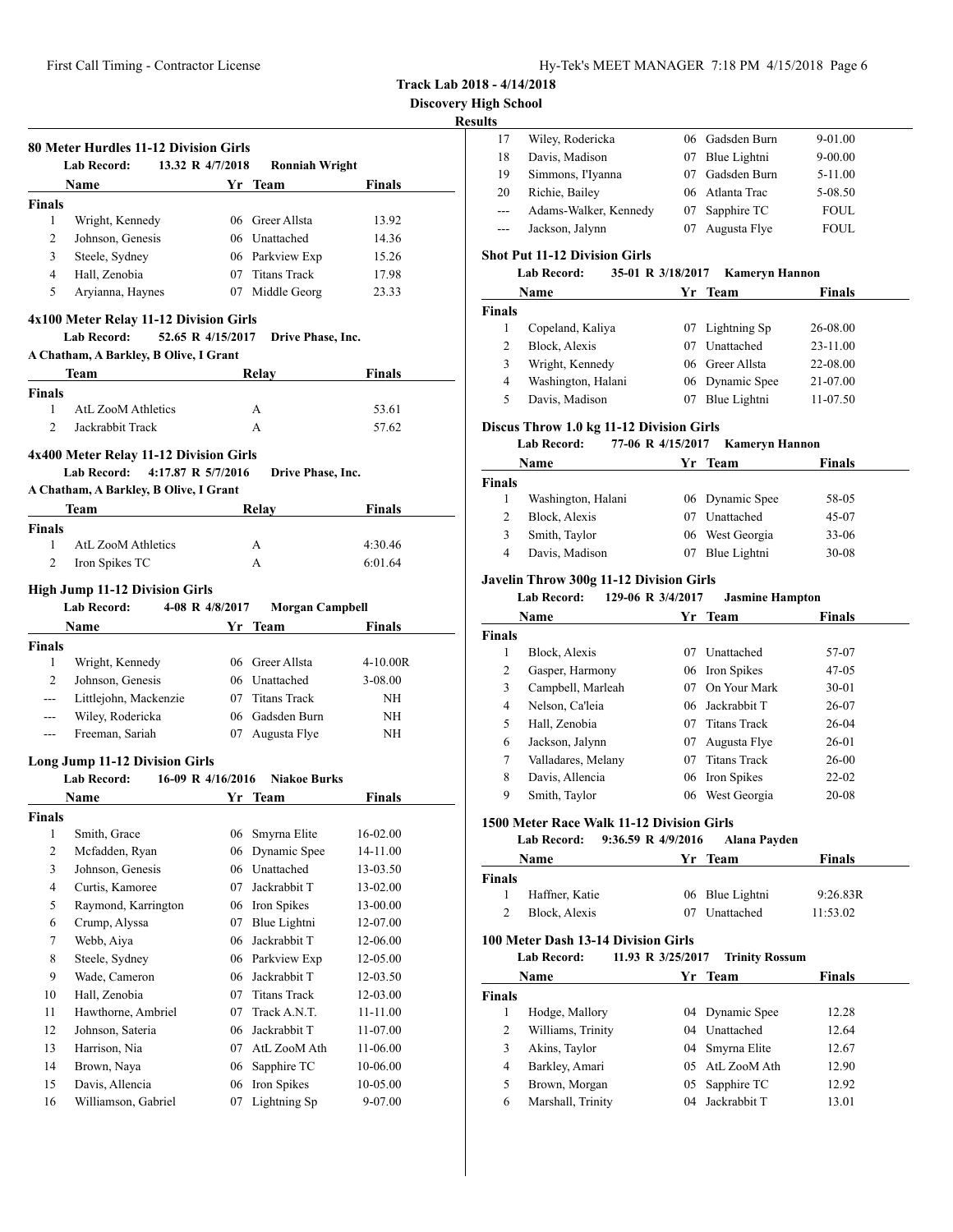**Track Lab 2018 - 4/14/2018**

**Discovery High School**

**Results**

### 80 Meter Hurdles 11-12 Division Girls

**Lab Record:** 13.32 R 4/7/2018 **Ronniah Wright**

| | Name | Yr | Team | Finals |
|---|---|---|---|---|
| **Finals** | | | | |
| 1 | Wright, Kennedy | 06 | Greer Allsta | 13.92 |
| 2 | Johnson, Genesis | 06 | Unattached | 14.36 |
| 3 | Steele, Sydney | 06 | Parkview Exp | 15.26 |
| 4 | Hall, Zenobia | 07 | Titans Track | 17.98 |
| 5 | Aryianna, Haynes | 07 | Middle Georg | 23.33 |

### 4x100 Meter Relay 11-12 Division Girls

**Lab Record:** 52.65 R 4/15/2017 **Drive Phase, Inc.**

A Chatham, A Barkley, B Olive, I Grant

| | Team | Relay | Finals |
|---|---|---|---|
| **Finals** | | | |
| 1 | AtL ZooM Athletics | A | 53.61 |
| 2 | Jackrabbit Track | A | 57.62 |

### 4x400 Meter Relay 11-12 Division Girls

**Lab Record:** 4:17.87 R 5/7/2016 **Drive Phase, Inc.**

A Chatham, A Barkley, B Olive, I Grant

| | Team | Relay | Finals |
|---|---|---|---|
| **Finals** | | | |
| 1 | AtL ZooM Athletics | A | 4:30.46 |
| 2 | Iron Spikes TC | A | 6:01.64 |

### High Jump 11-12 Division Girls

**Lab Record:** 4-08 R 4/8/2017 **Morgan Campbell**

| | Name | Yr | Team | Finals |
|---|---|---|---|---|
| **Finals** | | | | |
| 1 | Wright, Kennedy | 06 | Greer Allsta | 4-10.00R |
| 2 | Johnson, Genesis | 06 | Unattached | 3-08.00 |
| --- | Littlejohn, Mackenzie | 07 | Titans Track | NH |
| --- | Wiley, Rodericka | 06 | Gadsden Burn | NH |
| --- | Freeman, Sariah | 07 | Augusta Flye | NH |

### Long Jump 11-12 Division Girls

**Lab Record:** 16-09 R 4/16/2016 **Niakoe Burks**

| | Name | Yr | Team | Finals |
|---|---|---|---|---|
| **Finals** | | | | |
| 1 | Smith, Grace | 06 | Smyrna Elite | 16-02.00 |
| 2 | Mcfadden, Ryan | 06 | Dynamic Spee | 14-11.00 |
| 3 | Johnson, Genesis | 06 | Unattached | 13-03.50 |
| 4 | Curtis, Kamoree | 07 | Jackrabbit T | 13-02.00 |
| 5 | Raymond, Karrington | 06 | Iron Spikes | 13-00.00 |
| 6 | Crump, Alyssa | 07 | Blue Lightni | 12-07.00 |
| 7 | Webb, Aiya | 06 | Jackrabbit T | 12-06.00 |
| 8 | Steele, Sydney | 06 | Parkview Exp | 12-05.00 |
| 9 | Wade, Cameron | 06 | Jackrabbit T | 12-03.50 |
| 10 | Hall, Zenobia | 07 | Titans Track | 12-03.00 |
| 11 | Hawthorne, Ambriel | 07 | Track A.N.T. | 11-11.00 |
| 12 | Johnson, Sateria | 06 | Jackrabbit T | 11-07.00 |
| 13 | Harrison, Nia | 07 | AtL ZooM Ath | 11-06.00 |
| 14 | Brown, Naya | 06 | Sapphire TC | 10-06.00 |
| 15 | Davis, Allencia | 06 | Iron Spikes | 10-05.00 |
| 16 | Williamson, Gabriel | 07 | Lightning Sp | 9-07.00 |
| 17 | Wiley, Rodericka | 06 | Gadsden Burn | 9-01.00 |
| 18 | Davis, Madison | 07 | Blue Lightni | 9-00.00 |
| 19 | Simmons, I'Iyanna | 07 | Gadsden Burn | 5-11.00 |
| 20 | Richie, Bailey | 06 | Atlanta Trac | 5-08.50 |
| --- | Adams-Walker, Kennedy | 07 | Sapphire TC | FOUL |
| --- | Jackson, Jalynn | 07 | Augusta Flye | FOUL |

### Shot Put 11-12 Division Girls

**Lab Record:** 35-01 R 3/18/2017 **Kameryn Hannon**

| | Name | Yr | Team | Finals |
|---|---|---|---|---|
| **Finals** | | | | |
| 1 | Copeland, Kaliya | 07 | Lightning Sp | 26-08.00 |
| 2 | Block, Alexis | 07 | Unattached | 23-11.00 |
| 3 | Wright, Kennedy | 06 | Greer Allsta | 22-08.00 |
| 4 | Washington, Halani | 06 | Dynamic Spee | 21-07.00 |
| 5 | Davis, Madison | 07 | Blue Lightni | 11-07.50 |

### Discus Throw 1.0 kg 11-12 Division Girls

**Lab Record:** 77-06 R 4/15/2017 **Kameryn Hannon**

| | Name | Yr | Team | Finals |
|---|---|---|---|---|
| **Finals** | | | | |
| 1 | Washington, Halani | 06 | Dynamic Spee | 58-05 |
| 2 | Block, Alexis | 07 | Unattached | 45-07 |
| 3 | Smith, Taylor | 06 | West Georgia | 33-06 |
| 4 | Davis, Madison | 07 | Blue Lightni | 30-08 |

### Javelin Throw 300g 11-12 Division Girls

**Lab Record:** 129-06 R 3/4/2017 **Jasmine Hampton**

| | Name | Yr | Team | Finals |
|---|---|---|---|---|
| **Finals** | | | | |
| 1 | Block, Alexis | 07 | Unattached | 57-07 |
| 2 | Gasper, Harmony | 06 | Iron Spikes | 47-05 |
| 3 | Campbell, Marleah | 07 | On Your Mark | 30-01 |
| 4 | Nelson, Ca'leia | 06 | Jackrabbit T | 26-07 |
| 5 | Hall, Zenobia | 07 | Titans Track | 26-04 |
| 6 | Jackson, Jalynn | 07 | Augusta Flye | 26-01 |
| 7 | Valladares, Melany | 07 | Titans Track | 26-00 |
| 8 | Davis, Allencia | 06 | Iron Spikes | 22-02 |
| 9 | Smith, Taylor | 06 | West Georgia | 20-08 |

### 1500 Meter Race Walk 11-12 Division Girls

**Lab Record:** 9:36.59 R 4/9/2016 **Alana Payden**

| | Name | Yr | Team | Finals |
|---|---|---|---|---|
| **Finals** | | | | |
| 1 | Haffner, Katie | 06 | Blue Lightni | 9:26.83R |
| 2 | Block, Alexis | 07 | Unattached | 11:53.02 |

### 100 Meter Dash 13-14 Division Girls

**Lab Record:** 11.93 R 3/25/2017 **Trinity Rossum**

| | Name | Yr | Team | Finals |
|---|---|---|---|---|
| **Finals** | | | | |
| 1 | Hodge, Mallory | 04 | Dynamic Spee | 12.28 |
| 2 | Williams, Trinity | 04 | Unattached | 12.64 |
| 3 | Akins, Taylor | 04 | Smyrna Elite | 12.67 |
| 4 | Barkley, Amari | 05 | AtL ZooM Ath | 12.90 |
| 5 | Brown, Morgan | 05 | Sapphire TC | 12.92 |
| 6 | Marshall, Trinity | 04 | Jackrabbit T | 13.01 |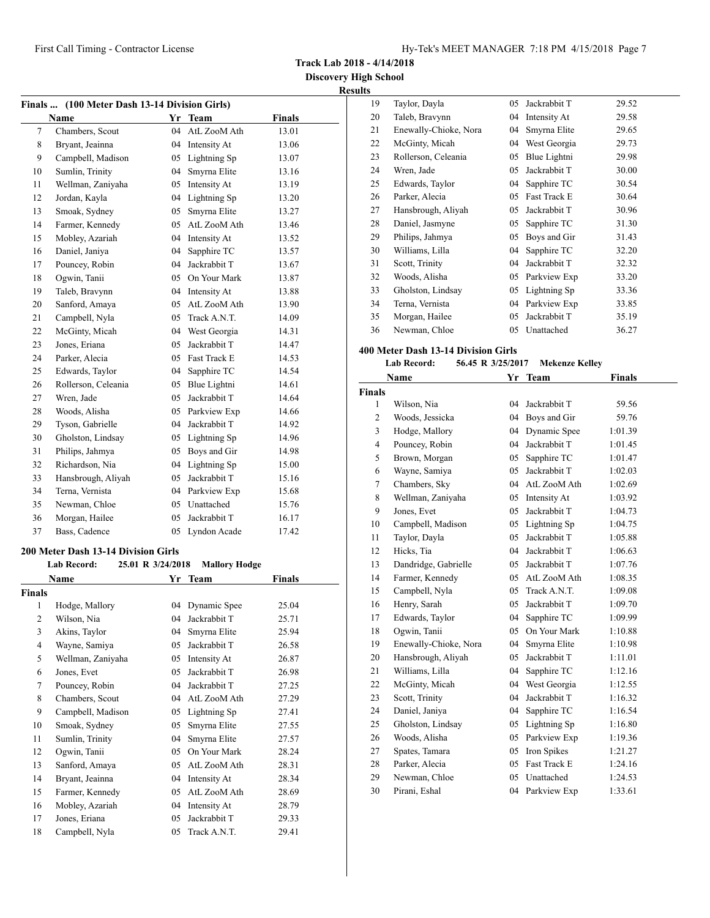**Track Lab 2018 - 4/14/2018**

**Discovery High School**

**Results**

### Finals ... (100 Meter Dash 13-14 Division Girls)

| | Name | Yr | Team | Finals |
|---|---|---|---|---|
| 7 | Chambers, Scout | 04 | AtL ZooM Ath | 13.01 |
| 8 | Bryant, Jeainna | 04 | Intensity At | 13.06 |
| 9 | Campbell, Madison | 05 | Lightning Sp | 13.07 |
| 10 | Sumlin, Trinity | 04 | Smyrna Elite | 13.16 |
| 11 | Wellman, Zaniyaha | 05 | Intensity At | 13.19 |
| 12 | Jordan, Kayla | 04 | Lightning Sp | 13.20 |
| 13 | Smoak, Sydney | 05 | Smyrna Elite | 13.27 |
| 14 | Farmer, Kennedy | 05 | AtL ZooM Ath | 13.46 |
| 15 | Mobley, Azariah | 04 | Intensity At | 13.52 |
| 16 | Daniel, Janiya | 04 | Sapphire TC | 13.57 |
| 17 | Pouncey, Robin | 04 | Jackrabbit T | 13.67 |
| 18 | Ogwin, Tanii | 05 | On Your Mark | 13.87 |
| 19 | Taleb, Bravynn | 04 | Intensity At | 13.88 |
| 20 | Sanford, Amaya | 05 | AtL ZooM Ath | 13.90 |
| 21 | Campbell, Nyla | 05 | Track A.N.T. | 14.09 |
| 22 | McGinty, Micah | 04 | West Georgia | 14.31 |
| 23 | Jones, Eriana | 05 | Jackrabbit T | 14.47 |
| 24 | Parker, Alecia | 05 | Fast Track E | 14.53 |
| 25 | Edwards, Taylor | 04 | Sapphire TC | 14.54 |
| 26 | Rollerson, Celeania | 05 | Blue Lightni | 14.61 |
| 27 | Wren, Jade | 05 | Jackrabbit T | 14.64 |
| 28 | Woods, Alisha | 05 | Parkview Exp | 14.66 |
| 29 | Tyson, Gabrielle | 04 | Jackrabbit T | 14.92 |
| 30 | Gholston, Lindsay | 05 | Lightning Sp | 14.96 |
| 31 | Philips, Jahmya | 05 | Boys and Gir | 14.98 |
| 32 | Richardson, Nia | 04 | Lightning Sp | 15.00 |
| 33 | Hansbrough, Aliyah | 05 | Jackrabbit T | 15.16 |
| 34 | Terna, Vernista | 04 | Parkview Exp | 15.68 |
| 35 | Newman, Chloe | 05 | Unattached | 15.76 |
| 36 | Morgan, Hailee | 05 | Jackrabbit T | 16.17 |
| 37 | Bass, Cadence | 05 | Lyndon Acade | 17.42 |

### 200 Meter Dash 13-14 Division Girls

**Lab Record:** 25.01 R 3/24/2018 **Mallory Hodge**

**Finals**

| | Name | Yr | Team | Finals |
|---|---|---|---|---|
| 1 | Hodge, Mallory | 04 | Dynamic Spee | 25.04 |
| 2 | Wilson, Nia | 04 | Jackrabbit T | 25.71 |
| 3 | Akins, Taylor | 04 | Smyrna Elite | 25.94 |
| 4 | Wayne, Samiya | 05 | Jackrabbit T | 26.58 |
| 5 | Wellman, Zaniyaha | 05 | Intensity At | 26.87 |
| 6 | Jones, Evet | 05 | Jackrabbit T | 26.98 |
| 7 | Pouncey, Robin | 04 | Jackrabbit T | 27.25 |
| 8 | Chambers, Scout | 04 | AtL ZooM Ath | 27.29 |
| 9 | Campbell, Madison | 05 | Lightning Sp | 27.41 |
| 10 | Smoak, Sydney | 05 | Smyrna Elite | 27.55 |
| 11 | Sumlin, Trinity | 04 | Smyrna Elite | 27.57 |
| 12 | Ogwin, Tanii | 05 | On Your Mark | 28.24 |
| 13 | Sanford, Amaya | 05 | AtL ZooM Ath | 28.31 |
| 14 | Bryant, Jeainna | 04 | Intensity At | 28.34 |
| 15 | Farmer, Kennedy | 05 | AtL ZooM Ath | 28.69 |
| 16 | Mobley, Azariah | 04 | Intensity At | 28.79 |
| 17 | Jones, Eriana | 05 | Jackrabbit T | 29.33 |
| 18 | Campbell, Nyla | 05 | Track A.N.T. | 29.41 |
| 19 | Taylor, Dayla | 05 | Jackrabbit T | 29.52 |
| 20 | Taleb, Bravynn | 04 | Intensity At | 29.58 |
| 21 | Enewally-Chioke, Nora | 04 | Smyrna Elite | 29.65 |
| 22 | McGinty, Micah | 04 | West Georgia | 29.73 |
| 23 | Rollerson, Celeania | 05 | Blue Lightni | 29.98 |
| 24 | Wren, Jade | 05 | Jackrabbit T | 30.00 |
| 25 | Edwards, Taylor | 04 | Sapphire TC | 30.54 |
| 26 | Parker, Alecia | 05 | Fast Track E | 30.64 |
| 27 | Hansbrough, Aliyah | 05 | Jackrabbit T | 30.96 |
| 28 | Daniel, Jasmyne | 05 | Sapphire TC | 31.30 |
| 29 | Philips, Jahmya | 05 | Boys and Gir | 31.43 |
| 30 | Williams, Lilla | 04 | Sapphire TC | 32.20 |
| 31 | Scott, Trinity | 04 | Jackrabbit T | 32.32 |
| 32 | Woods, Alisha | 05 | Parkview Exp | 33.20 |
| 33 | Gholston, Lindsay | 05 | Lightning Sp | 33.36 |
| 34 | Terna, Vernista | 04 | Parkview Exp | 33.85 |
| 35 | Morgan, Hailee | 05 | Jackrabbit T | 35.19 |
| 36 | Newman, Chloe | 05 | Unattached | 36.27 |

### 400 Meter Dash 13-14 Division Girls

**Lab Record:** 56.45 R 3/25/2017 **Mekenze Kelley**

**Finals**

| | Name | Yr | Team | Finals |
|---|---|---|---|---|
| 1 | Wilson, Nia | 04 | Jackrabbit T | 59.56 |
| 2 | Woods, Jessicka | 04 | Boys and Gir | 59.76 |
| 3 | Hodge, Mallory | 04 | Dynamic Spee | 1:01.39 |
| 4 | Pouncey, Robin | 04 | Jackrabbit T | 1:01.45 |
| 5 | Brown, Morgan | 05 | Sapphire TC | 1:01.47 |
| 6 | Wayne, Samiya | 05 | Jackrabbit T | 1:02.03 |
| 7 | Chambers, Sky | 04 | AtL ZooM Ath | 1:02.69 |
| 8 | Wellman, Zaniyaha | 05 | Intensity At | 1:03.92 |
| 9 | Jones, Evet | 05 | Jackrabbit T | 1:04.73 |
| 10 | Campbell, Madison | 05 | Lightning Sp | 1:04.75 |
| 11 | Taylor, Dayla | 05 | Jackrabbit T | 1:05.88 |
| 12 | Hicks, Tia | 04 | Jackrabbit T | 1:06.63 |
| 13 | Dandridge, Gabrielle | 05 | Jackrabbit T | 1:07.76 |
| 14 | Farmer, Kennedy | 05 | AtL ZooM Ath | 1:08.35 |
| 15 | Campbell, Nyla | 05 | Track A.N.T. | 1:09.08 |
| 16 | Henry, Sarah | 05 | Jackrabbit T | 1:09.70 |
| 17 | Edwards, Taylor | 04 | Sapphire TC | 1:09.99 |
| 18 | Ogwin, Tanii | 05 | On Your Mark | 1:10.88 |
| 19 | Enewally-Chioke, Nora | 04 | Smyrna Elite | 1:10.98 |
| 20 | Hansbrough, Aliyah | 05 | Jackrabbit T | 1:11.01 |
| 21 | Williams, Lilla | 04 | Sapphire TC | 1:12.16 |
| 22 | McGinty, Micah | 04 | West Georgia | 1:12.55 |
| 23 | Scott, Trinity | 04 | Jackrabbit T | 1:16.32 |
| 24 | Daniel, Janiya | 04 | Sapphire TC | 1:16.54 |
| 25 | Gholston, Lindsay | 05 | Lightning Sp | 1:16.80 |
| 26 | Woods, Alisha | 05 | Parkview Exp | 1:19.36 |
| 27 | Spates, Tamara | 05 | Iron Spikes | 1:21.27 |
| 28 | Parker, Alecia | 05 | Fast Track E | 1:24.16 |
| 29 | Newman, Chloe | 05 | Unattached | 1:24.53 |
| 30 | Pirani, Eshal | 04 | Parkview Exp | 1:33.61 |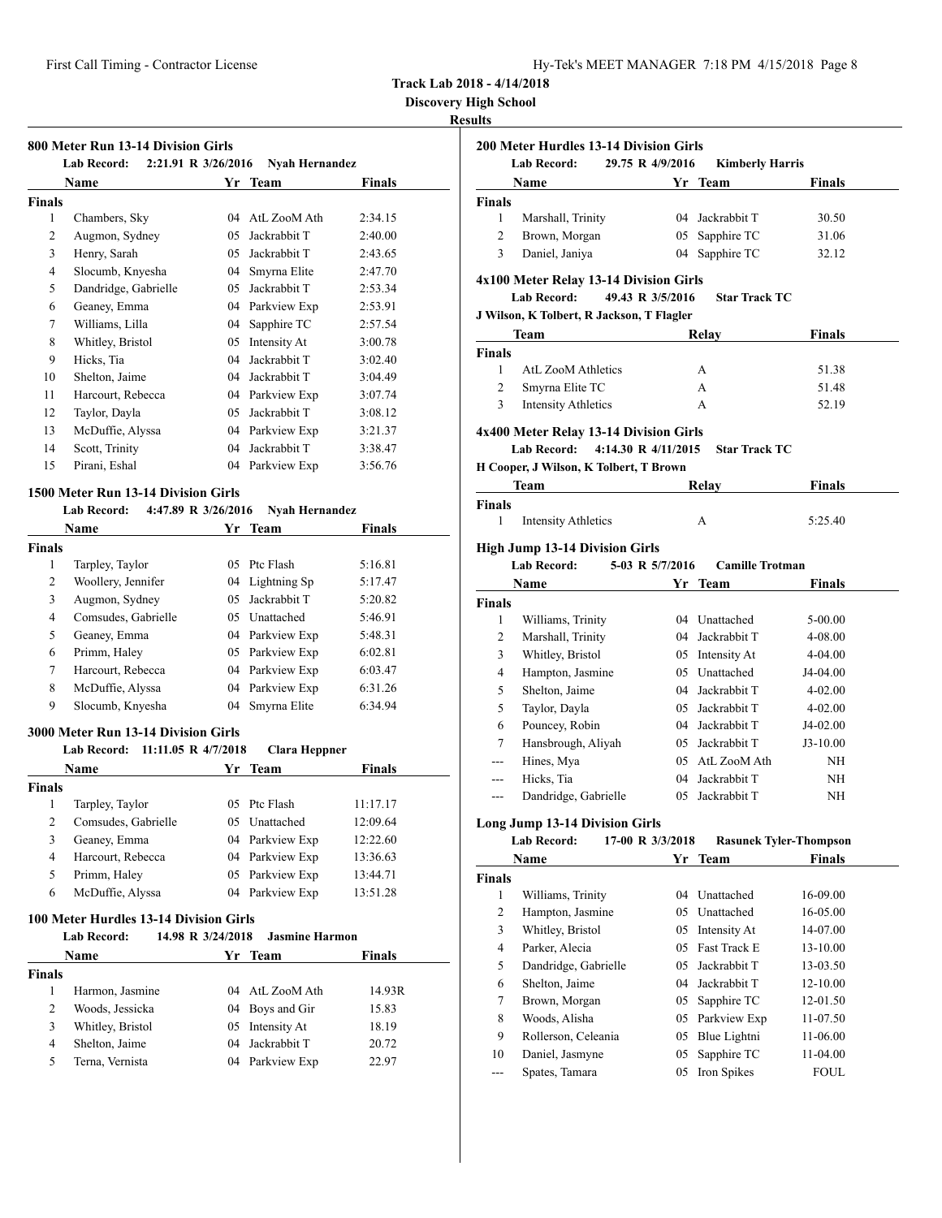# Track Lab 2018 - 4/14/2018

## Discovery High School

### Results

#### 800 Meter Run 13-14 Division Girls

Lab Record: 2:21.91 R 3/26/2016 Nyah Hernandez

| | Name | Yr | Team | Finals |
|---|---|---|---|---|
| **Finals** | | | | |
| 1 | Chambers, Sky | 04 | AtL ZooM Ath | 2:34.15 |
| 2 | Augmon, Sydney | 05 | Jackrabbit T | 2:40.00 |
| 3 | Henry, Sarah | 05 | Jackrabbit T | 2:43.65 |
| 4 | Slocumb, Knyesha | 04 | Smyrna Elite | 2:47.70 |
| 5 | Dandridge, Gabrielle | 05 | Jackrabbit T | 2:53.34 |
| 6 | Geaney, Emma | 04 | Parkview Exp | 2:53.91 |
| 7 | Williams, Lilla | 04 | Sapphire TC | 2:57.54 |
| 8 | Whitley, Bristol | 05 | Intensity At | 3:00.78 |
| 9 | Hicks, Tia | 04 | Jackrabbit T | 3:02.40 |
| 10 | Shelton, Jaime | 04 | Jackrabbit T | 3:04.49 |
| 11 | Harcourt, Rebecca | 04 | Parkview Exp | 3:07.74 |
| 12 | Taylor, Dayla | 05 | Jackrabbit T | 3:08.12 |
| 13 | McDuffie, Alyssa | 04 | Parkview Exp | 3:21.37 |
| 14 | Scott, Trinity | 04 | Jackrabbit T | 3:38.47 |
| 15 | Pirani, Eshal | 04 | Parkview Exp | 3:56.76 |

#### 1500 Meter Run 13-14 Division Girls

Lab Record: 4:47.89 R 3/26/2016 Nyah Hernandez

| | Name | Yr | Team | Finals |
|---|---|---|---|---|
| **Finals** | | | | |
| 1 | Tarpley, Taylor | 05 | Ptc Flash | 5:16.81 |
| 2 | Woollery, Jennifer | 04 | Lightning Sp | 5:17.47 |
| 3 | Augmon, Sydney | 05 | Jackrabbit T | 5:20.82 |
| 4 | Comsudes, Gabrielle | 05 | Unattached | 5:46.91 |
| 5 | Geaney, Emma | 04 | Parkview Exp | 5:48.31 |
| 6 | Primm, Haley | 05 | Parkview Exp | 6:02.81 |
| 7 | Harcourt, Rebecca | 04 | Parkview Exp | 6:03.47 |
| 8 | McDuffie, Alyssa | 04 | Parkview Exp | 6:31.26 |
| 9 | Slocumb, Knyesha | 04 | Smyrna Elite | 6:34.94 |

#### 3000 Meter Run 13-14 Division Girls

Lab Record: 11:11.05 R 4/7/2018 Clara Heppner

| | Name | Yr | Team | Finals |
|---|---|---|---|---|
| **Finals** | | | | |
| 1 | Tarpley, Taylor | 05 | Ptc Flash | 11:17.17 |
| 2 | Comsudes, Gabrielle | 05 | Unattached | 12:09.64 |
| 3 | Geaney, Emma | 04 | Parkview Exp | 12:22.60 |
| 4 | Harcourt, Rebecca | 04 | Parkview Exp | 13:36.63 |
| 5 | Primm, Haley | 05 | Parkview Exp | 13:44.71 |
| 6 | McDuffie, Alyssa | 04 | Parkview Exp | 13:51.28 |

#### 100 Meter Hurdles 13-14 Division Girls

Lab Record: 14.98 R 3/24/2018 Jasmine Harmon

| | Name | Yr | Team | Finals |
|---|---|---|---|---|
| **Finals** | | | | |
| 1 | Harmon, Jasmine | 04 | AtL ZooM Ath | 14.93R |
| 2 | Woods, Jessicka | 04 | Boys and Gir | 15.83 |
| 3 | Whitley, Bristol | 05 | Intensity At | 18.19 |
| 4 | Shelton, Jaime | 04 | Jackrabbit T | 20.72 |
| 5 | Terna, Vernista | 04 | Parkview Exp | 22.97 |

#### 200 Meter Hurdles 13-14 Division Girls

Lab Record: 29.75 R 4/9/2016 Kimberly Harris

| | Name | Yr | Team | Finals |
|---|---|---|---|---|
| **Finals** | | | | |
| 1 | Marshall, Trinity | 04 | Jackrabbit T | 30.50 |
| 2 | Brown, Morgan | 05 | Sapphire TC | 31.06 |
| 3 | Daniel, Janiya | 04 | Sapphire TC | 32.12 |

#### 4x100 Meter Relay 13-14 Division Girls

Lab Record: 49.43 R 3/5/2016 Star Track TC

J Wilson, K Tolbert, R Jackson, T Flagler

| | Team | Relay | Finals |
|---|---|---|---|
| **Finals** | | | |
| 1 | AtL ZooM Athletics | A | 51.38 |
| 2 | Smyrna Elite TC | A | 51.48 |
| 3 | Intensity Athletics | A | 52.19 |

#### 4x400 Meter Relay 13-14 Division Girls

Lab Record: 4:14.30 R 4/11/2015 Star Track TC

H Cooper, J Wilson, K Tolbert, T Brown

| | Team | Relay | Finals |
|---|---|---|---|
| **Finals** | | | |
| 1 | Intensity Athletics | A | 5:25.40 |

#### High Jump 13-14 Division Girls

Lab Record: 5-03 R 5/7/2016 Camille Trotman

| | Name | Yr | Team | Finals |
|---|---|---|---|---|
| **Finals** | | | | |
| 1 | Williams, Trinity | 04 | Unattached | 5-00.00 |
| 2 | Marshall, Trinity | 04 | Jackrabbit T | 4-08.00 |
| 3 | Whitley, Bristol | 05 | Intensity At | 4-04.00 |
| 4 | Hampton, Jasmine | 05 | Unattached | J4-04.00 |
| 5 | Shelton, Jaime | 04 | Jackrabbit T | 4-02.00 |
| 5 | Taylor, Dayla | 05 | Jackrabbit T | 4-02.00 |
| 6 | Pouncey, Robin | 04 | Jackrabbit T | J4-02.00 |
| 7 | Hansbrough, Aliyah | 05 | Jackrabbit T | J3-10.00 |
| --- | Hines, Mya | 05 | AtL ZooM Ath | NH |
| --- | Hicks, Tia | 04 | Jackrabbit T | NH |
| --- | Dandridge, Gabrielle | 05 | Jackrabbit T | NH |

#### Long Jump 13-14 Division Girls

Lab Record: 17-00 R 3/3/2018 Rasunek Tyler-Thompson

| | Name | Yr | Team | Finals |
|---|---|---|---|---|
| **Finals** | | | | |
| 1 | Williams, Trinity | 04 | Unattached | 16-09.00 |
| 2 | Hampton, Jasmine | 05 | Unattached | 16-05.00 |
| 3 | Whitley, Bristol | 05 | Intensity At | 14-07.00 |
| 4 | Parker, Alecia | 05 | Fast Track E | 13-10.00 |
| 5 | Dandridge, Gabrielle | 05 | Jackrabbit T | 13-03.50 |
| 6 | Shelton, Jaime | 04 | Jackrabbit T | 12-10.00 |
| 7 | Brown, Morgan | 05 | Sapphire TC | 12-01.50 |
| 8 | Woods, Alisha | 05 | Parkview Exp | 11-07.50 |
| 9 | Rollerson, Celeania | 05 | Blue Lightni | 11-06.00 |
| 10 | Daniel, Jasmyne | 05 | Sapphire TC | 11-04.00 |
| --- | Spates, Tamara | 05 | Iron Spikes | FOUL |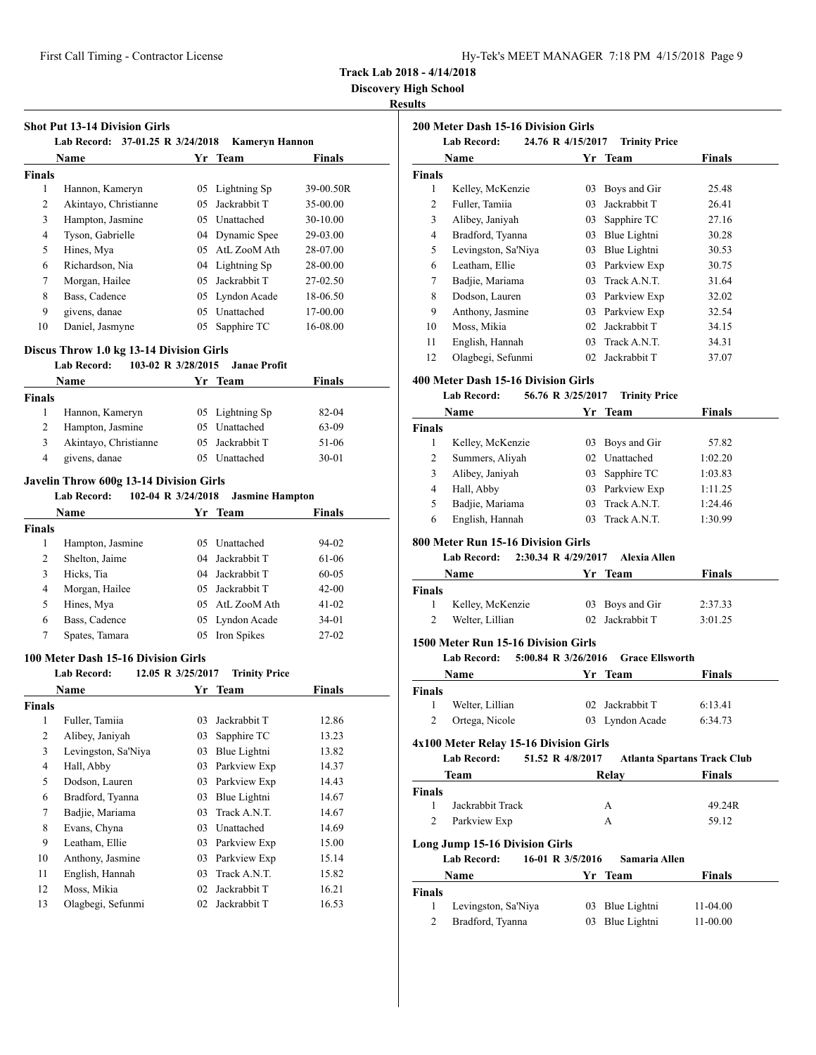**Track Lab 2018 - 4/14/2018**

**Discovery High School**

**Results**

### Shot Put 13-14 Division Girls

**Lab Record: 37-01.25 R 3/24/2018 Kameryn Hannon**

| | Name | Yr | Team | Finals |
|---|---|---|---|---|
| **Finals** | | | | |
| 1 | Hannon, Kameryn | 05 | Lightning Sp | 39-00.50R |
| 2 | Akintayo, Christianne | 05 | Jackrabbit T | 35-00.00 |
| 3 | Hampton, Jasmine | 05 | Unattached | 30-10.00 |
| 4 | Tyson, Gabrielle | 04 | Dynamic Spee | 29-03.00 |
| 5 | Hines, Mya | 05 | AtL ZooM Ath | 28-07.00 |
| 6 | Richardson, Nia | 04 | Lightning Sp | 28-00.00 |
| 7 | Morgan, Hailee | 05 | Jackrabbit T | 27-02.50 |
| 8 | Bass, Cadence | 05 | Lyndon Acade | 18-06.50 |
| 9 | givens, danae | 05 | Unattached | 17-00.00 |
| 10 | Daniel, Jasmyne | 05 | Sapphire TC | 16-08.00 |

### Discus Throw 1.0 kg 13-14 Division Girls

**Lab Record: 103-02 R 3/28/2015 Janae Profit**

| | Name | Yr | Team | Finals |
|---|---|---|---|---|
| **Finals** | | | | |
| 1 | Hannon, Kameryn | 05 | Lightning Sp | 82-04 |
| 2 | Hampton, Jasmine | 05 | Unattached | 63-09 |
| 3 | Akintayo, Christianne | 05 | Jackrabbit T | 51-06 |
| 4 | givens, danae | 05 | Unattached | 30-01 |

### Javelin Throw 600g 13-14 Division Girls

**Lab Record: 102-04 R 3/24/2018 Jasmine Hampton**

| | Name | Yr | Team | Finals |
|---|---|---|---|---|
| **Finals** | | | | |
| 1 | Hampton, Jasmine | 05 | Unattached | 94-02 |
| 2 | Shelton, Jaime | 04 | Jackrabbit T | 61-06 |
| 3 | Hicks, Tia | 04 | Jackrabbit T | 60-05 |
| 4 | Morgan, Hailee | 05 | Jackrabbit T | 42-00 |
| 5 | Hines, Mya | 05 | AtL ZooM Ath | 41-02 |
| 6 | Bass, Cadence | 05 | Lyndon Acade | 34-01 |
| 7 | Spates, Tamara | 05 | Iron Spikes | 27-02 |

### 100 Meter Dash 15-16 Division Girls

**Lab Record: 12.05 R 3/25/2017 Trinity Price**

| | Name | Yr | Team | Finals |
|---|---|---|---|---|
| **Finals** | | | | |
| 1 | Fuller, Tamiia | 03 | Jackrabbit T | 12.86 |
| 2 | Alibey, Janiyah | 03 | Sapphire TC | 13.23 |
| 3 | Levingston, Sa'Niya | 03 | Blue Lightni | 13.82 |
| 4 | Hall, Abby | 03 | Parkview Exp | 14.37 |
| 5 | Dodson, Lauren | 03 | Parkview Exp | 14.43 |
| 6 | Bradford, Tyanna | 03 | Blue Lightni | 14.67 |
| 7 | Badjie, Mariama | 03 | Track A.N.T. | 14.67 |
| 8 | Evans, Chyna | 03 | Unattached | 14.69 |
| 9 | Leatham, Ellie | 03 | Parkview Exp | 15.00 |
| 10 | Anthony, Jasmine | 03 | Parkview Exp | 15.14 |
| 11 | English, Hannah | 03 | Track A.N.T. | 15.82 |
| 12 | Moss, Mikia | 02 | Jackrabbit T | 16.21 |
| 13 | Olagbegi, Sefunmi | 02 | Jackrabbit T | 16.53 |

### 200 Meter Dash 15-16 Division Girls

**Lab Record: 24.76 R 4/15/2017 Trinity Price**

| | Name | Yr | Team | Finals |
|---|---|---|---|---|
| **Finals** | | | | |
| 1 | Kelley, McKenzie | 03 | Boys and Gir | 25.48 |
| 2 | Fuller, Tamiia | 03 | Jackrabbit T | 26.41 |
| 3 | Alibey, Janiyah | 03 | Sapphire TC | 27.16 |
| 4 | Bradford, Tyanna | 03 | Blue Lightni | 30.28 |
| 5 | Levingston, Sa'Niya | 03 | Blue Lightni | 30.53 |
| 6 | Leatham, Ellie | 03 | Parkview Exp | 30.75 |
| 7 | Badjie, Mariama | 03 | Track A.N.T. | 31.64 |
| 8 | Dodson, Lauren | 03 | Parkview Exp | 32.02 |
| 9 | Anthony, Jasmine | 03 | Parkview Exp | 32.54 |
| 10 | Moss, Mikia | 02 | Jackrabbit T | 34.15 |
| 11 | English, Hannah | 03 | Track A.N.T. | 34.31 |
| 12 | Olagbegi, Sefunmi | 02 | Jackrabbit T | 37.07 |

### 400 Meter Dash 15-16 Division Girls

**Lab Record: 56.76 R 3/25/2017 Trinity Price**

| | Name | Yr | Team | Finals |
|---|---|---|---|---|
| **Finals** | | | | |
| 1 | Kelley, McKenzie | 03 | Boys and Gir | 57.82 |
| 2 | Summers, Aliyah | 02 | Unattached | 1:02.20 |
| 3 | Alibey, Janiyah | 03 | Sapphire TC | 1:03.83 |
| 4 | Hall, Abby | 03 | Parkview Exp | 1:11.25 |
| 5 | Badjie, Mariama | 03 | Track A.N.T. | 1:24.46 |
| 6 | English, Hannah | 03 | Track A.N.T. | 1:30.99 |

### 800 Meter Run 15-16 Division Girls

**Lab Record: 2:30.34 R 4/29/2017 Alexia Allen**

| | Name | Yr | Team | Finals |
|---|---|---|---|---|
| **Finals** | | | | |
| 1 | Kelley, McKenzie | 03 | Boys and Gir | 2:37.33 |
| 2 | Welter, Lillian | 02 | Jackrabbit T | 3:01.25 |

### 1500 Meter Run 15-16 Division Girls

**Lab Record: 5:00.84 R 3/26/2016 Grace Ellsworth**

| | Name | Yr | Team | Finals |
|---|---|---|---|---|
| **Finals** | | | | |
| 1 | Welter, Lillian | 02 | Jackrabbit T | 6:13.41 |
| 2 | Ortega, Nicole | 03 | Lyndon Acade | 6:34.73 |

### 4x100 Meter Relay 15-16 Division Girls

**Lab Record: 51.52 R 4/8/2017 Atlanta Spartans Track Club**

| | Team | Relay | Finals |
|---|---|---|---|
| **Finals** | | | |
| 1 | Jackrabbit Track | A | 49.24R |
| 2 | Parkview Exp | A | 59.12 |

### Long Jump 15-16 Division Girls

**Lab Record: 16-01 R 3/5/2016 Samaria Allen**

| | Name | Yr | Team | Finals |
|---|---|---|---|---|
| **Finals** | | | | |
| 1 | Levingston, Sa'Niya | 03 | Blue Lightni | 11-04.00 |
| 2 | Bradford, Tyanna | 03 | Blue Lightni | 11-00.00 |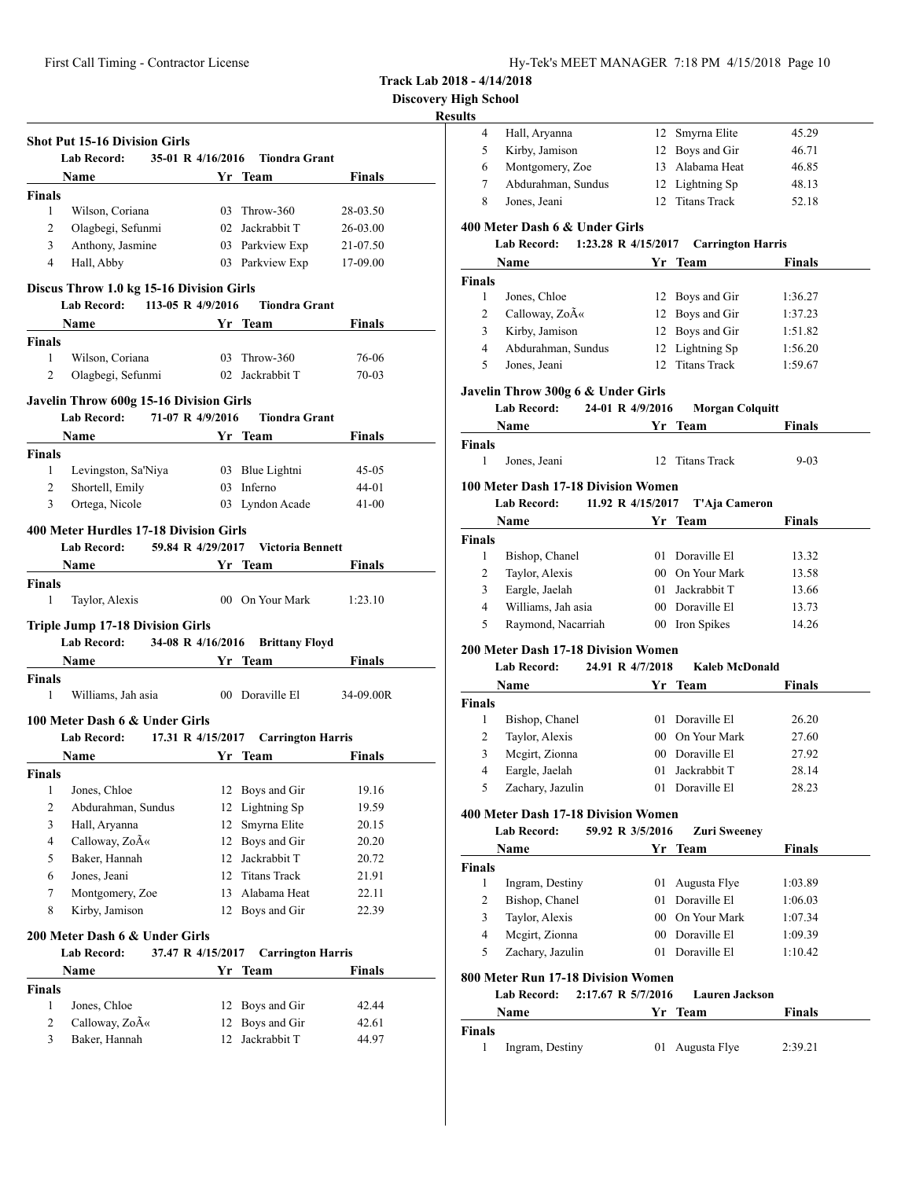**Track Lab 2018 - 4/14/2018**

**Discovery High School**

**Results**

### Shot Put 15-16 Division Girls

Lab Record: 35-01 R 4/16/2016 Tiondra Grant

| | Name | Yr | Team | Finals |
|---|---|---|---|---|
| **Finals** | | | | |
| 1 | Wilson, Coriana | 03 | Throw-360 | 28-03.50 |
| 2 | Olagbegi, Sefunmi | 02 | Jackrabbit T | 26-03.00 |
| 3 | Anthony, Jasmine | 03 | Parkview Exp | 21-07.50 |
| 4 | Hall, Abby | 03 | Parkview Exp | 17-09.00 |

### Discus Throw 1.0 kg 15-16 Division Girls

Lab Record: 113-05 R 4/9/2016 Tiondra Grant

| | Name | Yr | Team | Finals |
|---|---|---|---|---|
| **Finals** | | | | |
| 1 | Wilson, Coriana | 03 | Throw-360 | 76-06 |
| 2 | Olagbegi, Sefunmi | 02 | Jackrabbit T | 70-03 |

### Javelin Throw 600g 15-16 Division Girls

Lab Record: 71-07 R 4/9/2016 Tiondra Grant

| | Name | Yr | Team | Finals |
|---|---|---|---|---|
| **Finals** | | | | |
| 1 | Levingston, Sa'Niya | 03 | Blue Lightni | 45-05 |
| 2 | Shortell, Emily | 03 | Inferno | 44-01 |
| 3 | Ortega, Nicole | 03 | Lyndon Acade | 41-00 |

### 400 Meter Hurdles 17-18 Division Girls

Lab Record: 59.84 R 4/29/2017 Victoria Bennett

| | Name | Yr | Team | Finals |
|---|---|---|---|---|
| **Finals** | | | | |
| 1 | Taylor, Alexis | 00 | On Your Mark | 1:23.10 |

### Triple Jump 17-18 Division Girls

Lab Record: 34-08 R 4/16/2016 Brittany Floyd

| | Name | Yr | Team | Finals |
|---|---|---|---|---|
| **Finals** | | | | |
| 1 | Williams, Jah asia | 00 | Doraville El | 34-09.00R |

### 100 Meter Dash 6 & Under Girls

Lab Record: 17.31 R 4/15/2017 Carrington Harris

| | Name | Yr | Team | Finals |
|---|---|---|---|---|
| **Finals** | | | | |
| 1 | Jones, Chloe | 12 | Boys and Gir | 19.16 |
| 2 | Abdurahman, Sundus | 12 | Lightning Sp | 19.59 |
| 3 | Hall, Aryanna | 12 | Smyrna Elite | 20.15 |
| 4 | Calloway, ZoÃ« | 12 | Boys and Gir | 20.20 |
| 5 | Baker, Hannah | 12 | Jackrabbit T | 20.72 |
| 6 | Jones, Jeani | 12 | Titans Track | 21.91 |
| 7 | Montgomery, Zoe | 13 | Alabama Heat | 22.11 |
| 8 | Kirby, Jamison | 12 | Boys and Gir | 22.39 |

### 200 Meter Dash 6 & Under Girls

Lab Record: 37.47 R 4/15/2017 Carrington Harris

| | Name | Yr | Team | Finals |
|---|---|---|---|---|
| **Finals** | | | | |
| 1 | Jones, Chloe | 12 | Boys and Gir | 42.44 |
| 2 | Calloway, ZoÃ« | 12 | Boys and Gir | 42.61 |
| 3 | Baker, Hannah | 12 | Jackrabbit T | 44.97 |
| 4 | Hall, Aryanna | 12 | Smyrna Elite | 45.29 |
| 5 | Kirby, Jamison | 12 | Boys and Gir | 46.71 |
| 6 | Montgomery, Zoe | 13 | Alabama Heat | 46.85 |
| 7 | Abdurahman, Sundus | 12 | Lightning Sp | 48.13 |
| 8 | Jones, Jeani | 12 | Titans Track | 52.18 |

### 400 Meter Dash 6 & Under Girls

Lab Record: 1:23.28 R 4/15/2017 Carrington Harris

| | Name | Yr | Team | Finals |
|---|---|---|---|---|
| **Finals** | | | | |
| 1 | Jones, Chloe | 12 | Boys and Gir | 1:36.27 |
| 2 | Calloway, ZoÃ« | 12 | Boys and Gir | 1:37.23 |
| 3 | Kirby, Jamison | 12 | Boys and Gir | 1:51.82 |
| 4 | Abdurahman, Sundus | 12 | Lightning Sp | 1:56.20 |
| 5 | Jones, Jeani | 12 | Titans Track | 1:59.67 |

### Javelin Throw 300g 6 & Under Girls

Lab Record: 24-01 R 4/9/2016 Morgan Colquitt

| | Name | Yr | Team | Finals |
|---|---|---|---|---|
| **Finals** | | | | |
| 1 | Jones, Jeani | 12 | Titans Track | 9-03 |

### 100 Meter Dash 17-18 Division Women

Lab Record: 11.92 R 4/15/2017 T'Aja Cameron

| | Name | Yr | Team | Finals |
|---|---|---|---|---|
| **Finals** | | | | |
| 1 | Bishop, Chanel | 01 | Doraville El | 13.32 |
| 2 | Taylor, Alexis | 00 | On Your Mark | 13.58 |
| 3 | Eargle, Jaelah | 01 | Jackrabbit T | 13.66 |
| 4 | Williams, Jah asia | 00 | Doraville El | 13.73 |
| 5 | Raymond, Nacarriah | 00 | Iron Spikes | 14.26 |

### 200 Meter Dash 17-18 Division Women

Lab Record: 24.91 R 4/7/2018 Kaleb McDonald

| | Name | Yr | Team | Finals |
|---|---|---|---|---|
| **Finals** | | | | |
| 1 | Bishop, Chanel | 01 | Doraville El | 26.20 |
| 2 | Taylor, Alexis | 00 | On Your Mark | 27.60 |
| 3 | Mcgirt, Zionna | 00 | Doraville El | 27.92 |
| 4 | Eargle, Jaelah | 01 | Jackrabbit T | 28.14 |
| 5 | Zachary, Jazulin | 01 | Doraville El | 28.23 |

### 400 Meter Dash 17-18 Division Women

Lab Record: 59.92 R 3/5/2016 Zuri Sweeney

| | Name | Yr | Team | Finals |
|---|---|---|---|---|
| **Finals** | | | | |
| 1 | Ingram, Destiny | 01 | Augusta Flye | 1:03.89 |
| 2 | Bishop, Chanel | 01 | Doraville El | 1:06.03 |
| 3 | Taylor, Alexis | 00 | On Your Mark | 1:07.34 |
| 4 | Mcgirt, Zionna | 00 | Doraville El | 1:09.39 |
| 5 | Zachary, Jazulin | 01 | Doraville El | 1:10.42 |

### 800 Meter Run 17-18 Division Women

Lab Record: 2:17.67 R 5/7/2016 Lauren Jackson

| | Name | Yr | Team | Finals |
|---|---|---|---|---|
| **Finals** | | | | |
| 1 | Ingram, Destiny | 01 | Augusta Flye | 2:39.21 |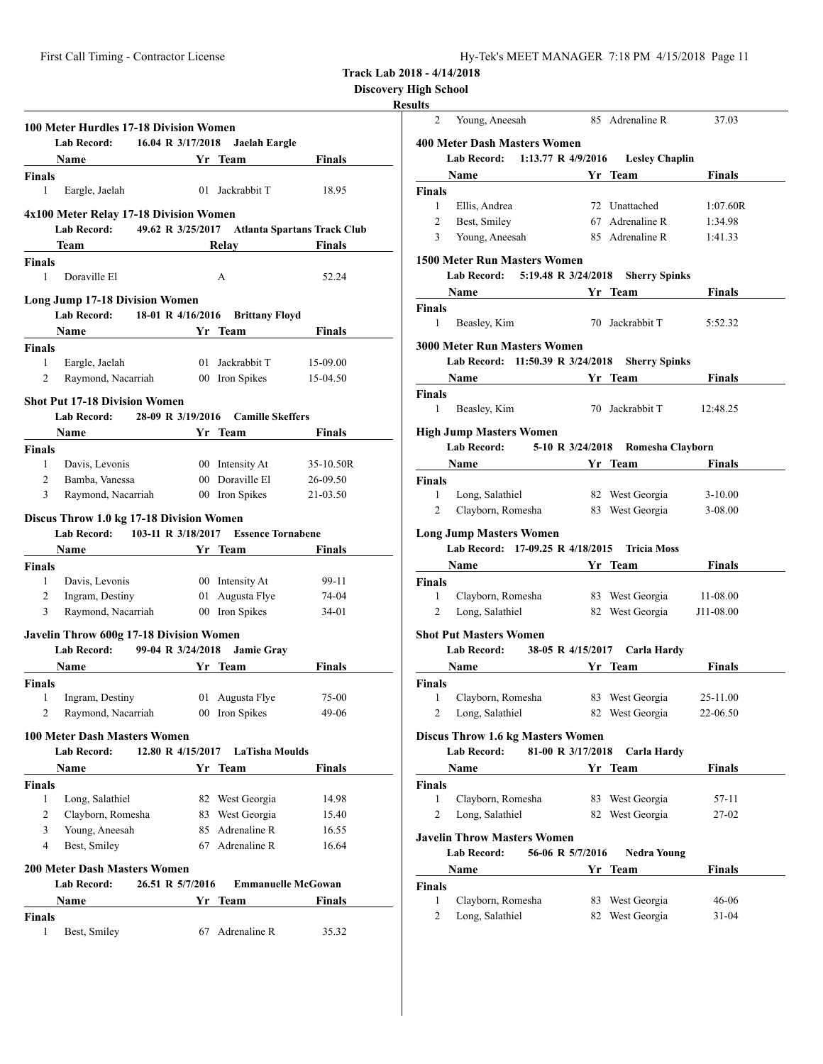# Track Lab 2018 - 4/14/2018

## Discovery High School

### Results

### 100 Meter Hurdles 17-18 Division Women

**Lab Record:** 16.04 R 3/17/2018 **Jaelah Eargle**

| | Name | Yr | Team | Finals |
|---|---|---|---|---|
| **Finals** | | | | |
| 1 | Eargle, Jaelah | 01 | Jackrabbit T | 18.95 |

### 4x100 Meter Relay 17-18 Division Women

**Lab Record:** 49.62 R 3/25/2017 **Atlanta Spartans Track Club**

| | Team | Relay | Finals |
|---|---|---|---|
| **Finals** | | | |
| 1 | Doraville El | A | 52.24 |

### Long Jump 17-18 Division Women

**Lab Record:** 18-01 R 4/16/2016 **Brittany Floyd**

| | Name | Yr | Team | Finals |
|---|---|---|---|---|
| **Finals** | | | | |
| 1 | Eargle, Jaelah | 01 | Jackrabbit T | 15-09.00 |
| 2 | Raymond, Nacarriah | 00 | Iron Spikes | 15-04.50 |

### Shot Put 17-18 Division Women

**Lab Record:** 28-09 R 3/19/2016 **Camille Skeffers**

| | Name | Yr | Team | Finals |
|---|---|---|---|---|
| **Finals** | | | | |
| 1 | Davis, Levonis | 00 | Intensity At | 35-10.50R |
| 2 | Bamba, Vanessa | 00 | Doraville El | 26-09.50 |
| 3 | Raymond, Nacarriah | 00 | Iron Spikes | 21-03.50 |

### Discus Throw 1.0 kg 17-18 Division Women

**Lab Record:** 103-11 R 3/18/2017 **Essence Tornabene**

| | Name | Yr | Team | Finals |
|---|---|---|---|---|
| **Finals** | | | | |
| 1 | Davis, Levonis | 00 | Intensity At | 99-11 |
| 2 | Ingram, Destiny | 01 | Augusta Flye | 74-04 |
| 3 | Raymond, Nacarriah | 00 | Iron Spikes | 34-01 |

### Javelin Throw 600g 17-18 Division Women

**Lab Record:** 99-04 R 3/24/2018 **Jamie Gray**

| | Name | Yr | Team | Finals |
|---|---|---|---|---|
| **Finals** | | | | |
| 1 | Ingram, Destiny | 01 | Augusta Flye | 75-00 |
| 2 | Raymond, Nacarriah | 00 | Iron Spikes | 49-06 |

### 100 Meter Dash Masters Women

**Lab Record:** 12.80 R 4/15/2017 **LaTisha Moulds**

| | Name | Yr | Team | Finals |
|---|---|---|---|---|
| **Finals** | | | | |
| 1 | Long, Salathiel | 82 | West Georgia | 14.98 |
| 2 | Clayborn, Romesha | 83 | West Georgia | 15.40 |
| 3 | Young, Aneesah | 85 | Adrenaline R | 16.55 |
| 4 | Best, Smiley | 67 | Adrenaline R | 16.64 |

### 200 Meter Dash Masters Women

**Lab Record:** 26.51 R 5/7/2016 **Emmanuelle McGowan**

| | Name | Yr | Team | Finals |
|---|---|---|---|---|
| **Finals** | | | | |
| 1 | Best, Smiley | 67 | Adrenaline R | 35.32 |
| 2 | Young, Aneesah | 85 | Adrenaline R | 37.03 |

### 400 Meter Dash Masters Women

**Lab Record:** 1:13.77 R 4/9/2016 **Lesley Chaplin**

| | Name | Yr | Team | Finals |
|---|---|---|---|---|
| **Finals** | | | | |
| 1 | Ellis, Andrea | 72 | Unattached | 1:07.60R |
| 2 | Best, Smiley | 67 | Adrenaline R | 1:34.98 |
| 3 | Young, Aneesah | 85 | Adrenaline R | 1:41.33 |

### 1500 Meter Run Masters Women

**Lab Record:** 5:19.48 R 3/24/2018 **Sherry Spinks**

| | Name | Yr | Team | Finals |
|---|---|---|---|---|
| **Finals** | | | | |
| 1 | Beasley, Kim | 70 | Jackrabbit T | 5:52.32 |

### 3000 Meter Run Masters Women

**Lab Record:** 11:50.39 R 3/24/2018 **Sherry Spinks**

| | Name | Yr | Team | Finals |
|---|---|---|---|---|
| **Finals** | | | | |
| 1 | Beasley, Kim | 70 | Jackrabbit T | 12:48.25 |

### High Jump Masters Women

**Lab Record:** 5-10 R 3/24/2018 **Romesha Clayborn**

| | Name | Yr | Team | Finals |
|---|---|---|---|---|
| **Finals** | | | | |
| 1 | Long, Salathiel | 82 | West Georgia | 3-10.00 |
| 2 | Clayborn, Romesha | 83 | West Georgia | 3-08.00 |

### Long Jump Masters Women

**Lab Record:** 17-09.25 R 4/18/2015 **Tricia Moss**

| | Name | Yr | Team | Finals |
|---|---|---|---|---|
| **Finals** | | | | |
| 1 | Clayborn, Romesha | 83 | West Georgia | 11-08.00 |
| 2 | Long, Salathiel | 82 | West Georgia | J11-08.00 |

### Shot Put Masters Women

**Lab Record:** 38-05 R 4/15/2017 **Carla Hardy**

| | Name | Yr | Team | Finals |
|---|---|---|---|---|
| **Finals** | | | | |
| 1 | Clayborn, Romesha | 83 | West Georgia | 25-11.00 |
| 2 | Long, Salathiel | 82 | West Georgia | 22-06.50 |

### Discus Throw 1.6 kg Masters Women

**Lab Record:** 81-00 R 3/17/2018 **Carla Hardy**

| | Name | Yr | Team | Finals |
|---|---|---|---|---|
| **Finals** | | | | |
| 1 | Clayborn, Romesha | 83 | West Georgia | 57-11 |
| 2 | Long, Salathiel | 82 | West Georgia | 27-02 |

### Javelin Throw Masters Women

**Lab Record:** 56-06 R 5/7/2016 **Nedra Young**

| | Name | Yr | Team | Finals |
|---|---|---|---|---|
| **Finals** | | | | |
| 1 | Clayborn, Romesha | 83 | West Georgia | 46-06 |
| 2 | Long, Salathiel | 82 | West Georgia | 31-04 |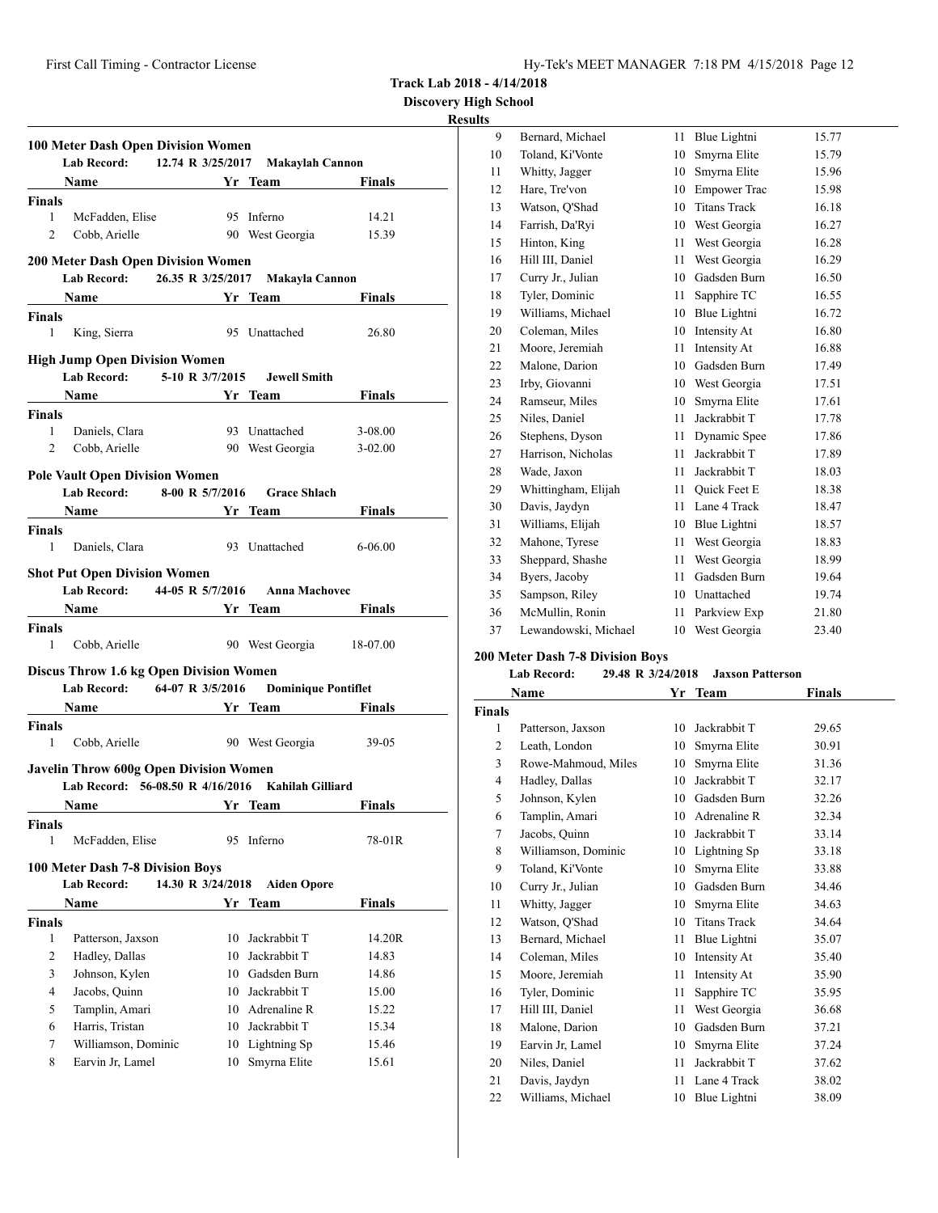**Track Lab 2018 - 4/14/2018**
**Discovery High School**
**Results**

### 100 Meter Dash Open Division Women

Lab Record: 12.74 R 3/25/2017 Makaylah Cannon

| | Name | Yr | Team | Finals |
|---|---|---|---|---|
| **Finals** | | | | |
| 1 | McFadden, Elise | 95 | Inferno | 14.21 |
| 2 | Cobb, Arielle | 90 | West Georgia | 15.39 |

### 200 Meter Dash Open Division Women

Lab Record: 26.35 R 3/25/2017 Makayla Cannon

| | Name | Yr | Team | Finals |
|---|---|---|---|---|
| **Finals** | | | | |
| 1 | King, Sierra | 95 | Unattached | 26.80 |

### High Jump Open Division Women

Lab Record: 5-10 R 3/7/2015 Jewell Smith

| | Name | Yr | Team | Finals |
|---|---|---|---|---|
| **Finals** | | | | |
| 1 | Daniels, Clara | 93 | Unattached | 3-08.00 |
| 2 | Cobb, Arielle | 90 | West Georgia | 3-02.00 |

### Pole Vault Open Division Women

Lab Record: 8-00 R 5/7/2016 Grace Shlach

| | Name | Yr | Team | Finals |
|---|---|---|---|---|
| **Finals** | | | | |
| 1 | Daniels, Clara | 93 | Unattached | 6-06.00 |

### Shot Put Open Division Women

Lab Record: 44-05 R 5/7/2016 Anna Machovec

| | Name | Yr | Team | Finals |
|---|---|---|---|---|
| **Finals** | | | | |
| 1 | Cobb, Arielle | 90 | West Georgia | 18-07.00 |

### Discus Throw 1.6 kg Open Division Women

Lab Record: 64-07 R 3/5/2016 Dominique Pontiflet

| | Name | Yr | Team | Finals |
|---|---|---|---|---|
| **Finals** | | | | |
| 1 | Cobb, Arielle | 90 | West Georgia | 39-05 |

### Javelin Throw 600g Open Division Women

Lab Record: 56-08.50 R 4/16/2016 Kahilah Gilliard

| | Name | Yr | Team | Finals |
|---|---|---|---|---|
| **Finals** | | | | |
| 1 | McFadden, Elise | 95 | Inferno | 78-01R |

### 100 Meter Dash 7-8 Division Boys

Lab Record: 14.30 R 3/24/2018 Aiden Opore

| | Name | Yr | Team | Finals |
|---|---|---|---|---|
| **Finals** | | | | |
| 1 | Patterson, Jaxson | 10 | Jackrabbit T | 14.20R |
| 2 | Hadley, Dallas | 10 | Jackrabbit T | 14.83 |
| 3 | Johnson, Kylen | 10 | Gadsden Burn | 14.86 |
| 4 | Jacobs, Quinn | 10 | Jackrabbit T | 15.00 |
| 5 | Tamplin, Amari | 10 | Adrenaline R | 15.22 |
| 6 | Harris, Tristan | 10 | Jackrabbit T | 15.34 |
| 7 | Williamson, Dominic | 10 | Lightning Sp | 15.46 |
| 8 | Earvin Jr, Lamel | 10 | Smyrna Elite | 15.61 |
| 9 | Bernard, Michael | 11 | Blue Lightni | 15.77 |
| 10 | Toland, Ki'Vonte | 10 | Smyrna Elite | 15.79 |
| 11 | Whitty, Jagger | 10 | Smyrna Elite | 15.96 |
| 12 | Hare, Tre'von | 10 | Empower Trac | 15.98 |
| 13 | Watson, Q'Shad | 10 | Titans Track | 16.18 |
| 14 | Farrish, Da'Ryi | 10 | West Georgia | 16.27 |
| 15 | Hinton, King | 11 | West Georgia | 16.28 |
| 16 | Hill III, Daniel | 11 | West Georgia | 16.29 |
| 17 | Curry Jr., Julian | 10 | Gadsden Burn | 16.50 |
| 18 | Tyler, Dominic | 11 | Sapphire TC | 16.55 |
| 19 | Williams, Michael | 10 | Blue Lightni | 16.72 |
| 20 | Coleman, Miles | 10 | Intensity At | 16.80 |
| 21 | Moore, Jeremiah | 11 | Intensity At | 16.88 |
| 22 | Malone, Darion | 10 | Gadsden Burn | 17.49 |
| 23 | Irby, Giovanni | 10 | West Georgia | 17.51 |
| 24 | Ramseur, Miles | 10 | Smyrna Elite | 17.61 |
| 25 | Niles, Daniel | 11 | Jackrabbit T | 17.78 |
| 26 | Stephens, Dyson | 11 | Dynamic Spee | 17.86 |
| 27 | Harrison, Nicholas | 11 | Jackrabbit T | 17.89 |
| 28 | Wade, Jaxon | 11 | Jackrabbit T | 18.03 |
| 29 | Whittingham, Elijah | 11 | Quick Feet E | 18.38 |
| 30 | Davis, Jaydyn | 11 | Lane 4 Track | 18.47 |
| 31 | Williams, Elijah | 10 | Blue Lightni | 18.57 |
| 32 | Mahone, Tyrese | 11 | West Georgia | 18.83 |
| 33 | Sheppard, Shashe | 11 | West Georgia | 18.99 |
| 34 | Byers, Jacoby | 11 | Gadsden Burn | 19.64 |
| 35 | Sampson, Riley | 10 | Unattached | 19.74 |
| 36 | McMullin, Ronin | 11 | Parkview Exp | 21.80 |
| 37 | Lewandowski, Michael | 10 | West Georgia | 23.40 |

### 200 Meter Dash 7-8 Division Boys

Lab Record: 29.48 R 3/24/2018 Jaxson Patterson

| | Name | Yr | Team | Finals |
|---|---|---|---|---|
| **Finals** | | | | |
| 1 | Patterson, Jaxson | 10 | Jackrabbit T | 29.65 |
| 2 | Leath, London | 10 | Smyrna Elite | 30.91 |
| 3 | Rowe-Mahmoud, Miles | 10 | Smyrna Elite | 31.36 |
| 4 | Hadley, Dallas | 10 | Jackrabbit T | 32.17 |
| 5 | Johnson, Kylen | 10 | Gadsden Burn | 32.26 |
| 6 | Tamplin, Amari | 10 | Adrenaline R | 32.34 |
| 7 | Jacobs, Quinn | 10 | Jackrabbit T | 33.14 |
| 8 | Williamson, Dominic | 10 | Lightning Sp | 33.18 |
| 9 | Toland, Ki'Vonte | 10 | Smyrna Elite | 33.88 |
| 10 | Curry Jr., Julian | 10 | Gadsden Burn | 34.46 |
| 11 | Whitty, Jagger | 10 | Smyrna Elite | 34.63 |
| 12 | Watson, Q'Shad | 10 | Titans Track | 34.64 |
| 13 | Bernard, Michael | 11 | Blue Lightni | 35.07 |
| 14 | Coleman, Miles | 10 | Intensity At | 35.40 |
| 15 | Moore, Jeremiah | 11 | Intensity At | 35.90 |
| 16 | Tyler, Dominic | 11 | Sapphire TC | 35.95 |
| 17 | Hill III, Daniel | 11 | West Georgia | 36.68 |
| 18 | Malone, Darion | 10 | Gadsden Burn | 37.21 |
| 19 | Earvin Jr, Lamel | 10 | Smyrna Elite | 37.24 |
| 20 | Niles, Daniel | 11 | Jackrabbit T | 37.62 |
| 21 | Davis, Jaydyn | 11 | Lane 4 Track | 38.02 |
| 22 | Williams, Michael | 10 | Blue Lightni | 38.09 |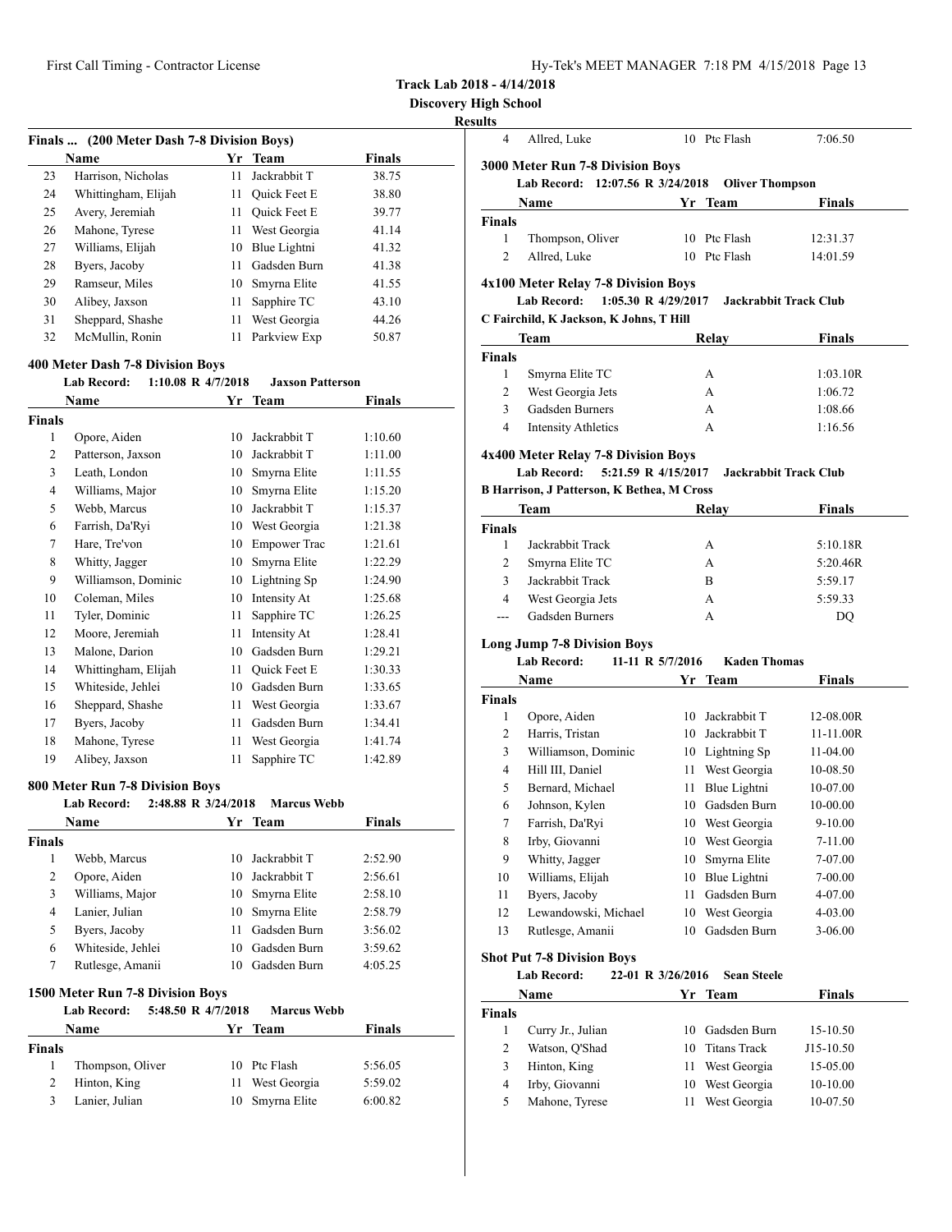**Track Lab 2018 - 4/14/2018**

**Discovery High School**

**Results**

### Finals ... (200 Meter Dash 7-8 Division Boys)

| | Name | Yr | Team | Finals |
|---|---|---|---|---|
| 23 | Harrison, Nicholas | 11 | Jackrabbit T | 38.75 |
| 24 | Whittingham, Elijah | 11 | Quick Feet E | 38.80 |
| 25 | Avery, Jeremiah | 11 | Quick Feet E | 39.77 |
| 26 | Mahone, Tyrese | 11 | West Georgia | 41.14 |
| 27 | Williams, Elijah | 10 | Blue Lightni | 41.32 |
| 28 | Byers, Jacoby | 11 | Gadsden Burn | 41.38 |
| 29 | Ramseur, Miles | 10 | Smyrna Elite | 41.55 |
| 30 | Alibey, Jaxson | 11 | Sapphire TC | 43.10 |
| 31 | Sheppard, Shashe | 11 | West Georgia | 44.26 |
| 32 | McMullin, Ronin | 11 | Parkview Exp | 50.87 |

### 400 Meter Dash 7-8 Division Boys

**Lab Record: 1:10.08 R 4/7/2018 Jaxson Patterson**

| | Name | Yr | Team | Finals |
|---|---|---|---|---|
| **Finals** | | | | |
| 1 | Opore, Aiden | 10 | Jackrabbit T | 1:10.60 |
| 2 | Patterson, Jaxson | 10 | Jackrabbit T | 1:11.00 |
| 3 | Leath, London | 10 | Smyrna Elite | 1:11.55 |
| 4 | Williams, Major | 10 | Smyrna Elite | 1:15.20 |
| 5 | Webb, Marcus | 10 | Jackrabbit T | 1:15.37 |
| 6 | Farrish, Da'Ryi | 10 | West Georgia | 1:21.38 |
| 7 | Hare, Tre'von | 10 | Empower Trac | 1:21.61 |
| 8 | Whitty, Jagger | 10 | Smyrna Elite | 1:22.29 |
| 9 | Williamson, Dominic | 10 | Lightning Sp | 1:24.90 |
| 10 | Coleman, Miles | 10 | Intensity At | 1:25.68 |
| 11 | Tyler, Dominic | 11 | Sapphire TC | 1:26.25 |
| 12 | Moore, Jeremiah | 11 | Intensity At | 1:28.41 |
| 13 | Malone, Darion | 10 | Gadsden Burn | 1:29.21 |
| 14 | Whittingham, Elijah | 11 | Quick Feet E | 1:30.33 |
| 15 | Whiteside, Jehlei | 10 | Gadsden Burn | 1:33.65 |
| 16 | Sheppard, Shashe | 11 | West Georgia | 1:33.67 |
| 17 | Byers, Jacoby | 11 | Gadsden Burn | 1:34.41 |
| 18 | Mahone, Tyrese | 11 | West Georgia | 1:41.74 |
| 19 | Alibey, Jaxson | 11 | Sapphire TC | 1:42.89 |

### 800 Meter Run 7-8 Division Boys

**Lab Record: 2:48.88 R 3/24/2018 Marcus Webb**

| | Name | Yr | Team | Finals |
|---|---|---|---|---|
| **Finals** | | | | |
| 1 | Webb, Marcus | 10 | Jackrabbit T | 2:52.90 |
| 2 | Opore, Aiden | 10 | Jackrabbit T | 2:56.61 |
| 3 | Williams, Major | 10 | Smyrna Elite | 2:58.10 |
| 4 | Lanier, Julian | 10 | Smyrna Elite | 2:58.79 |
| 5 | Byers, Jacoby | 11 | Gadsden Burn | 3:56.02 |
| 6 | Whiteside, Jehlei | 10 | Gadsden Burn | 3:59.62 |
| 7 | Rutlesge, Amanii | 10 | Gadsden Burn | 4:05.25 |

### 1500 Meter Run 7-8 Division Boys

**Lab Record: 5:48.50 R 4/7/2018 Marcus Webb**

| | Name | Yr | Team | Finals |
|---|---|---|---|---|
| **Finals** | | | | |
| 1 | Thompson, Oliver | 10 | Ptc Flash | 5:56.05 |
| 2 | Hinton, King | 11 | West Georgia | 5:59.02 |
| 3 | Lanier, Julian | 10 | Smyrna Elite | 6:00.82 |
| 4 | Allred, Luke | 10 | Ptc Flash | 7:06.50 |

### 3000 Meter Run 7-8 Division Boys

**Lab Record: 12:07.56 R 3/24/2018 Oliver Thompson**

| | Name | Yr | Team | Finals |
|---|---|---|---|---|
| **Finals** | | | | |
| 1 | Thompson, Oliver | 10 | Ptc Flash | 12:31.37 |
| 2 | Allred, Luke | 10 | Ptc Flash | 14:01.59 |

### 4x100 Meter Relay 7-8 Division Boys

**Lab Record: 1:05.30 R 4/29/2017 Jackrabbit Track Club**

**C Fairchild, K Jackson, K Johns, T Hill**

| | Team | Relay | Finals |
|---|---|---|---|
| **Finals** | | | |
| 1 | Smyrna Elite TC | A | 1:03.10R |
| 2 | West Georgia Jets | A | 1:06.72 |
| 3 | Gadsden Burners | A | 1:08.66 |
| 4 | Intensity Athletics | A | 1:16.56 |

### 4x400 Meter Relay 7-8 Division Boys

**Lab Record: 5:21.59 R 4/15/2017 Jackrabbit Track Club**

**B Harrison, J Patterson, K Bethea, M Cross**

| | Team | Relay | Finals |
|---|---|---|---|
| **Finals** | | | |
| 1 | Jackrabbit Track | A | 5:10.18R |
| 2 | Smyrna Elite TC | A | 5:20.46R |
| 3 | Jackrabbit Track | B | 5:59.17 |
| 4 | West Georgia Jets | A | 5:59.33 |
| --- | Gadsden Burners | A | DQ |

### Long Jump 7-8 Division Boys

**Lab Record: 11-11 R 5/7/2016 Kaden Thomas**

| | Name | Yr | Team | Finals |
|---|---|---|---|---|
| **Finals** | | | | |
| 1 | Opore, Aiden | 10 | Jackrabbit T | 12-08.00R |
| 2 | Harris, Tristan | 10 | Jackrabbit T | 11-11.00R |
| 3 | Williamson, Dominic | 10 | Lightning Sp | 11-04.00 |
| 4 | Hill III, Daniel | 11 | West Georgia | 10-08.50 |
| 5 | Bernard, Michael | 11 | Blue Lightni | 10-07.00 |
| 6 | Johnson, Kylen | 10 | Gadsden Burn | 10-00.00 |
| 7 | Farrish, Da'Ryi | 10 | West Georgia | 9-10.00 |
| 8 | Irby, Giovanni | 10 | West Georgia | 7-11.00 |
| 9 | Whitty, Jagger | 10 | Smyrna Elite | 7-07.00 |
| 10 | Williams, Elijah | 10 | Blue Lightni | 7-00.00 |
| 11 | Byers, Jacoby | 11 | Gadsden Burn | 4-07.00 |
| 12 | Lewandowski, Michael | 10 | West Georgia | 4-03.00 |
| 13 | Rutlesge, Amanii | 10 | Gadsden Burn | 3-06.00 |

### Shot Put 7-8 Division Boys

**Lab Record: 22-01 R 3/26/2016 Sean Steele**

| | Name | Yr | Team | Finals |
|---|---|---|---|---|
| **Finals** | | | | |
| 1 | Curry Jr., Julian | 10 | Gadsden Burn | 15-10.50 |
| 2 | Watson, Q'Shad | 10 | Titans Track | J15-10.50 |
| 3 | Hinton, King | 11 | West Georgia | 15-05.00 |
| 4 | Irby, Giovanni | 10 | West Georgia | 10-10.00 |
| 5 | Mahone, Tyrese | 11 | West Georgia | 10-07.50 |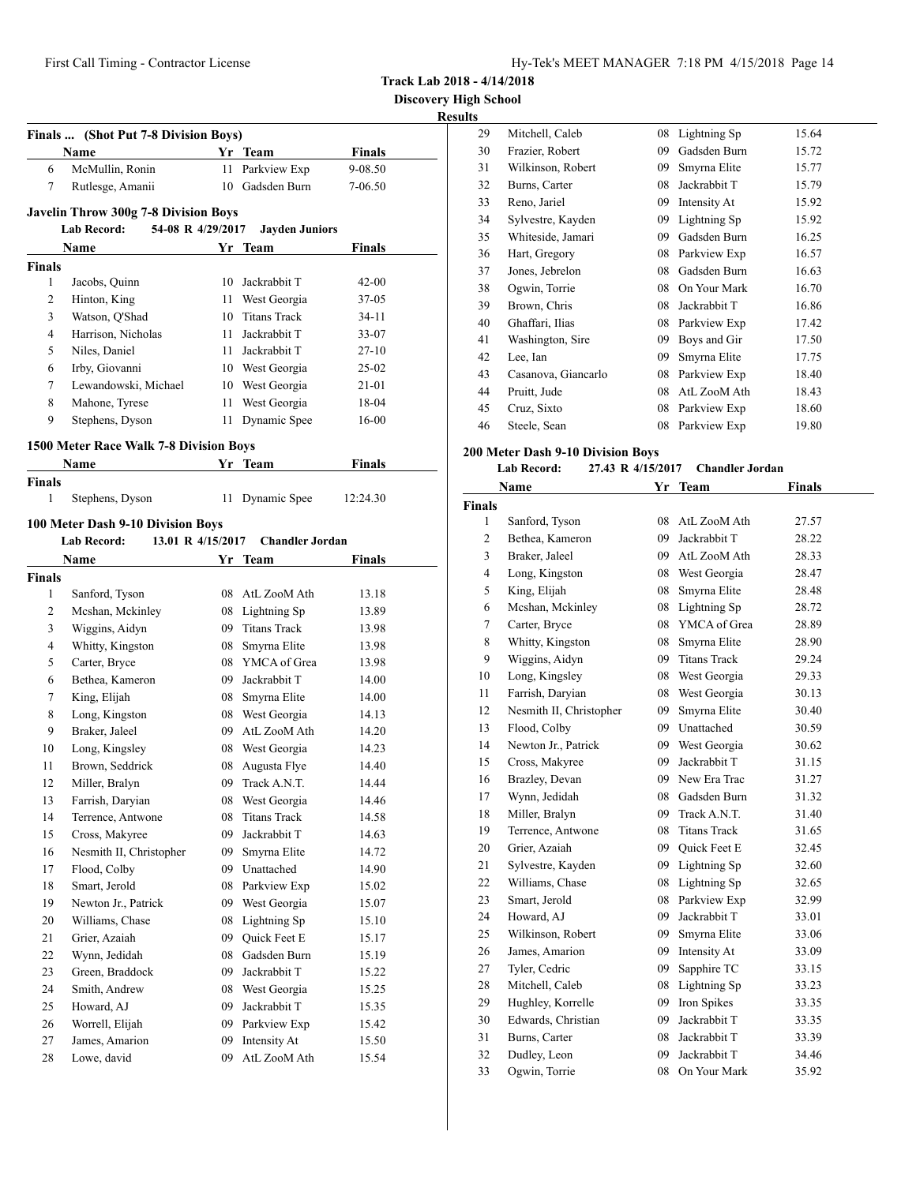**Track Lab 2018 - 4/14/2018**

**Discovery High School**

**Results**

### Finals ... (Shot Put 7-8 Division Boys)

| | Name | Yr | Team | Finals |
|---|---|---|---|---|
| 6 | McMullin, Ronin | 11 | Parkview Exp | 9-08.50 |
| 7 | Rutlesge, Amanii | 10 | Gadsden Burn | 7-06.50 |

### Javelin Throw 300g 7-8 Division Boys

**Lab Record:** 54-08 R 4/29/2017 **Jayden Juniors**

| | Name | Yr | Team | Finals |
|---|---|---|---|---|
| **Finals** | | | | |
| 1 | Jacobs, Quinn | 10 | Jackrabbit T | 42-00 |
| 2 | Hinton, King | 11 | West Georgia | 37-05 |
| 3 | Watson, Q'Shad | 10 | Titans Track | 34-11 |
| 4 | Harrison, Nicholas | 11 | Jackrabbit T | 33-07 |
| 5 | Niles, Daniel | 11 | Jackrabbit T | 27-10 |
| 6 | Irby, Giovanni | 10 | West Georgia | 25-02 |
| 7 | Lewandowski, Michael | 10 | West Georgia | 21-01 |
| 8 | Mahone, Tyrese | 11 | West Georgia | 18-04 |
| 9 | Stephens, Dyson | 11 | Dynamic Spee | 16-00 |

### 1500 Meter Race Walk 7-8 Division Boys

| | Name | Yr | Team | Finals |
|---|---|---|---|---|
| **Finals** | | | | |
| 1 | Stephens, Dyson | 11 | Dynamic Spee | 12:24.30 |

### 100 Meter Dash 9-10 Division Boys

**Lab Record:** 13.01 R 4/15/2017 **Chandler Jordan**

| | Name | Yr | Team | Finals |
|---|---|---|---|---|
| **Finals** | | | | |
| 1 | Sanford, Tyson | 08 | AtL ZooM Ath | 13.18 |
| 2 | Mcshan, Mckinley | 08 | Lightning Sp | 13.89 |
| 3 | Wiggins, Aidyn | 09 | Titans Track | 13.98 |
| 4 | Whitty, Kingston | 08 | Smyrna Elite | 13.98 |
| 5 | Carter, Bryce | 08 | YMCA of Grea | 13.98 |
| 6 | Bethea, Kameron | 09 | Jackrabbit T | 14.00 |
| 7 | King, Elijah | 08 | Smyrna Elite | 14.00 |
| 8 | Long, Kingston | 08 | West Georgia | 14.13 |
| 9 | Braker, Jaleel | 09 | AtL ZooM Ath | 14.20 |
| 10 | Long, Kingsley | 08 | West Georgia | 14.23 |
| 11 | Brown, Seddrick | 08 | Augusta Flye | 14.40 |
| 12 | Miller, Bralyn | 09 | Track A.N.T. | 14.44 |
| 13 | Farrish, Daryian | 08 | West Georgia | 14.46 |
| 14 | Terrence, Antwone | 08 | Titans Track | 14.58 |
| 15 | Cross, Makyree | 09 | Jackrabbit T | 14.63 |
| 16 | Nesmith II, Christopher | 09 | Smyrna Elite | 14.72 |
| 17 | Flood, Colby | 09 | Unattached | 14.90 |
| 18 | Smart, Jerold | 08 | Parkview Exp | 15.02 |
| 19 | Newton Jr., Patrick | 09 | West Georgia | 15.07 |
| 20 | Williams, Chase | 08 | Lightning Sp | 15.10 |
| 21 | Grier, Azaiah | 09 | Quick Feet E | 15.17 |
| 22 | Wynn, Jedidah | 08 | Gadsden Burn | 15.19 |
| 23 | Green, Braddock | 09 | Jackrabbit T | 15.22 |
| 24 | Smith, Andrew | 08 | West Georgia | 15.25 |
| 25 | Howard, AJ | 09 | Jackrabbit T | 15.35 |
| 26 | Worrell, Elijah | 09 | Parkview Exp | 15.42 |
| 27 | James, Amarion | 09 | Intensity At | 15.50 |
| 28 | Lowe, david | 09 | AtL ZooM Ath | 15.54 |
| 29 | Mitchell, Caleb | 08 | Lightning Sp | 15.64 |
| 30 | Frazier, Robert | 09 | Gadsden Burn | 15.72 |
| 31 | Wilkinson, Robert | 09 | Smyrna Elite | 15.77 |
| 32 | Burns, Carter | 08 | Jackrabbit T | 15.79 |
| 33 | Reno, Jariel | 09 | Intensity At | 15.92 |
| 34 | Sylvestre, Kayden | 09 | Lightning Sp | 15.92 |
| 35 | Whiteside, Jamari | 09 | Gadsden Burn | 16.25 |
| 36 | Hart, Gregory | 08 | Parkview Exp | 16.57 |
| 37 | Jones, Jebrelon | 08 | Gadsden Burn | 16.63 |
| 38 | Ogwin, Torrie | 08 | On Your Mark | 16.70 |
| 39 | Brown, Chris | 08 | Jackrabbit T | 16.86 |
| 40 | Ghaffari, Ilias | 08 | Parkview Exp | 17.42 |
| 41 | Washington, Sire | 09 | Boys and Gir | 17.50 |
| 42 | Lee, Ian | 09 | Smyrna Elite | 17.75 |
| 43 | Casanova, Giancarlo | 08 | Parkview Exp | 18.40 |
| 44 | Pruitt, Jude | 08 | AtL ZooM Ath | 18.43 |
| 45 | Cruz, Sixto | 08 | Parkview Exp | 18.60 |
| 46 | Steele, Sean | 08 | Parkview Exp | 19.80 |

### 200 Meter Dash 9-10 Division Boys

**Lab Record:** 27.43 R 4/15/2017 **Chandler Jordan**

| | Name | Yr | Team | Finals |
|---|---|---|---|---|
| **Finals** | | | | |
| 1 | Sanford, Tyson | 08 | AtL ZooM Ath | 27.57 |
| 2 | Bethea, Kameron | 09 | Jackrabbit T | 28.22 |
| 3 | Braker, Jaleel | 09 | AtL ZooM Ath | 28.33 |
| 4 | Long, Kingston | 08 | West Georgia | 28.47 |
| 5 | King, Elijah | 08 | Smyrna Elite | 28.48 |
| 6 | Mcshan, Mckinley | 08 | Lightning Sp | 28.72 |
| 7 | Carter, Bryce | 08 | YMCA of Grea | 28.89 |
| 8 | Whitty, Kingston | 08 | Smyrna Elite | 28.90 |
| 9 | Wiggins, Aidyn | 09 | Titans Track | 29.24 |
| 10 | Long, Kingsley | 08 | West Georgia | 29.33 |
| 11 | Farrish, Daryian | 08 | West Georgia | 30.13 |
| 12 | Nesmith II, Christopher | 09 | Smyrna Elite | 30.40 |
| 13 | Flood, Colby | 09 | Unattached | 30.59 |
| 14 | Newton Jr., Patrick | 09 | West Georgia | 30.62 |
| 15 | Cross, Makyree | 09 | Jackrabbit T | 31.15 |
| 16 | Brazley, Devan | 09 | New Era Trac | 31.27 |
| 17 | Wynn, Jedidah | 08 | Gadsden Burn | 31.32 |
| 18 | Miller, Bralyn | 09 | Track A.N.T. | 31.40 |
| 19 | Terrence, Antwone | 08 | Titans Track | 31.65 |
| 20 | Grier, Azaiah | 09 | Quick Feet E | 32.45 |
| 21 | Sylvestre, Kayden | 09 | Lightning Sp | 32.60 |
| 22 | Williams, Chase | 08 | Lightning Sp | 32.65 |
| 23 | Smart, Jerold | 08 | Parkview Exp | 32.99 |
| 24 | Howard, AJ | 09 | Jackrabbit T | 33.01 |
| 25 | Wilkinson, Robert | 09 | Smyrna Elite | 33.06 |
| 26 | James, Amarion | 09 | Intensity At | 33.09 |
| 27 | Tyler, Cedric | 09 | Sapphire TC | 33.15 |
| 28 | Mitchell, Caleb | 08 | Lightning Sp | 33.23 |
| 29 | Hughley, Korrelle | 09 | Iron Spikes | 33.35 |
| 30 | Edwards, Christian | 09 | Jackrabbit T | 33.35 |
| 31 | Burns, Carter | 08 | Jackrabbit T | 33.39 |
| 32 | Dudley, Leon | 09 | Jackrabbit T | 34.46 |
| 33 | Ogwin, Torrie | 08 | On Your Mark | 35.92 |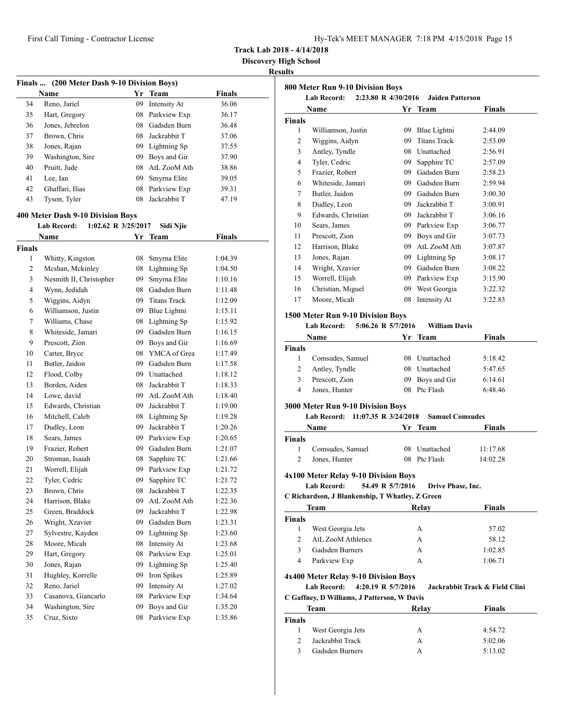**Track Lab 2018 - 4/14/2018**

**Discovery High School**

**Results**

### Finals ... (200 Meter Dash 9-10 Division Boys)

| | Name | Yr | Team | Finals |
|---|---|---|---|---|
| 34 | Reno, Jariel | 09 | Intensity At | 36.06 |
| 35 | Hart, Gregory | 08 | Parkview Exp | 36.17 |
| 36 | Jones, Jebrelon | 08 | Gadsden Burn | 36.48 |
| 37 | Brown, Chris | 08 | Jackrabbit T | 37.06 |
| 38 | Jones, Rajan | 09 | Lightning Sp | 37.55 |
| 39 | Washington, Sire | 09 | Boys and Gir | 37.90 |
| 40 | Pruitt, Jude | 08 | AtL ZooM Ath | 38.86 |
| 41 | Lee, Ian | 09 | Smyrna Elite | 39.05 |
| 42 | Ghaffari, Ilias | 08 | Parkview Exp | 39.31 |
| 43 | Tyson, Tyler | 08 | Jackrabbit T | 47.19 |

### 400 Meter Dash 9-10 Division Boys

**Lab Record:** 1:02.62 R 3/25/2017 Sidi Njie

| | Name | Yr | Team | Finals |
|---|---|---|---|---|
| **Finals** | | | | |
| 1 | Whitty, Kingston | 08 | Smyrna Elite | 1:04.39 |
| 2 | Mcshan, Mckinley | 08 | Lightning Sp | 1:04.50 |
| 3 | Nesmith II, Christopher | 09 | Smyrna Elite | 1:10.16 |
| 4 | Wynn, Jedidah | 08 | Gadsden Burn | 1:11.48 |
| 5 | Wiggins, Aidyn | 09 | Titans Track | 1:12.09 |
| 6 | Williamson, Justin | 09 | Blue Lightni | 1:15.11 |
| 7 | Williams, Chase | 08 | Lightning Sp | 1:15.92 |
| 8 | Whiteside, Jamari | 09 | Gadsden Burn | 1:16.15 |
| 9 | Prescott, Zion | 09 | Boys and Gir | 1:16.69 |
| 10 | Carter, Bryce | 08 | YMCA of Grea | 1:17.49 |
| 11 | Butler, Jaidon | 09 | Gadsden Burn | 1:17.58 |
| 12 | Flood, Colby | 09 | Unattached | 1:18.12 |
| 13 | Borden, Aiden | 08 | Jackrabbit T | 1:18.33 |
| 14 | Lowe, david | 09 | AtL ZooM Ath | 1:18.40 |
| 15 | Edwards, Christian | 09 | Jackrabbit T | 1:19.00 |
| 16 | Mitchell, Caleb | 08 | Lightning Sp | 1:19.28 |
| 17 | Dudley, Leon | 09 | Jackrabbit T | 1:20.26 |
| 18 | Sears, James | 09 | Parkview Exp | 1:20.65 |
| 19 | Frazier, Robert | 09 | Gadsden Burn | 1:21.07 |
| 20 | Stroman, Isaiah | 08 | Sapphire TC | 1:21.66 |
| 21 | Worrell, Elijah | 09 | Parkview Exp | 1:21.72 |
| 22 | Tyler, Cedric | 09 | Sapphire TC | 1:21.72 |
| 23 | Brown, Chris | 08 | Jackrabbit T | 1:22.35 |
| 24 | Harrison, Blake | 09 | AtL ZooM Ath | 1:22.36 |
| 25 | Green, Braddock | 09 | Jackrabbit T | 1:22.98 |
| 26 | Wright, Xzavier | 09 | Gadsden Burn | 1:23.31 |
| 27 | Sylvestre, Kayden | 09 | Lightning Sp | 1:23.60 |
| 28 | Moore, Micah | 08 | Intensity At | 1:23.68 |
| 29 | Hart, Gregory | 08 | Parkview Exp | 1:25.01 |
| 30 | Jones, Rajan | 09 | Lightning Sp | 1:25.40 |
| 31 | Hughley, Korrelle | 09 | Iron Spikes | 1:25.89 |
| 32 | Reno, Jariel | 09 | Intensity At | 1:27.02 |
| 33 | Casanova, Giancarlo | 08 | Parkview Exp | 1:34.64 |
| 34 | Washington, Sire | 09 | Boys and Gir | 1:35.20 |
| 35 | Cruz, Sixto | 08 | Parkview Exp | 1:35.86 |

### 800 Meter Run 9-10 Division Boys

**Lab Record:** 2:23.80 R 4/30/2016 Jaiden Patterson

| | Name | Yr | Team | Finals |
|---|---|---|---|---|
| **Finals** | | | | |
| 1 | Williamson, Justin | 09 | Blue Lightni | 2:44.09 |
| 2 | Wiggins, Aidyn | 09 | Titans Track | 2:53.09 |
| 3 | Antley, Tyndle | 08 | Unattached | 2:56.91 |
| 4 | Tyler, Cedric | 09 | Sapphire TC | 2:57.09 |
| 5 | Frazier, Robert | 09 | Gadsden Burn | 2:58.23 |
| 6 | Whiteside, Jamari | 09 | Gadsden Burn | 2:59.94 |
| 7 | Butler, Jaidon | 09 | Gadsden Burn | 3:00.30 |
| 8 | Dudley, Leon | 09 | Jackrabbit T | 3:00.91 |
| 9 | Edwards, Christian | 09 | Jackrabbit T | 3:06.16 |
| 10 | Sears, James | 09 | Parkview Exp | 3:06.77 |
| 11 | Prescott, Zion | 09 | Boys and Gir | 3:07.73 |
| 12 | Harrison, Blake | 09 | AtL ZooM Ath | 3:07.87 |
| 13 | Jones, Rajan | 09 | Lightning Sp | 3:08.17 |
| 14 | Wright, Xzavier | 09 | Gadsden Burn | 3:08.22 |
| 15 | Worrell, Elijah | 09 | Parkview Exp | 3:15.90 |
| 16 | Christian, Miguel | 09 | West Georgia | 3:22.32 |
| 17 | Moore, Micah | 08 | Intensity At | 3:22.83 |

### 1500 Meter Run 9-10 Division Boys

**Lab Record:** 5:06.26 R 5/7/2016 William Davis

| | Name | Yr | Team | Finals |
|---|---|---|---|---|
| **Finals** | | | | |
| 1 | Comsudes, Samuel | 08 | Unattached | 5:18.42 |
| 2 | Antley, Tyndle | 08 | Unattached | 5:47.65 |
| 3 | Prescott, Zion | 09 | Boys and Gir | 6:14.61 |
| 4 | Jones, Hunter | 08 | Ptc Flash | 6:48.46 |

### 3000 Meter Run 9-10 Division Boys

**Lab Record:** 11:07.35 R 3/24/2018 Samuel Comsudes

| | Name | Yr | Team | Finals |
|---|---|---|---|---|
| **Finals** | | | | |
| 1 | Comsudes, Samuel | 08 | Unattached | 11:17.68 |
| 2 | Jones, Hunter | 08 | Ptc Flash | 14:02.28 |

### 4x100 Meter Relay 9-10 Division Boys

**Lab Record:** 54.49 R 5/7/2016 Drive Phase, Inc.

**C Richardson, J Blankenship, T Whatley, Z Green**

| | Team | Relay | Finals |
|---|---|---|---|
| **Finals** | | | |
| 1 | West Georgia Jets | A | 57.02 |
| 2 | AtL ZooM Athletics | A | 58.12 |
| 3 | Gadsden Burners | A | 1:02.85 |
| 4 | Parkview Exp | A | 1:06.71 |

### 4x400 Meter Relay 9-10 Division Boys

**Lab Record:** 4:20.19 R 5/7/2016 Jackrabbit Track & Field Clini

**C Gaffney, D Williams, J Patterson, W Davis**

| | Team | Relay | Finals |
|---|---|---|---|
| **Finals** | | | |
| 1 | West Georgia Jets | A | 4:54.72 |
| 2 | Jackrabbit Track | A | 5:02.06 |
| 3 | Gadsden Burners | A | 5:13.02 |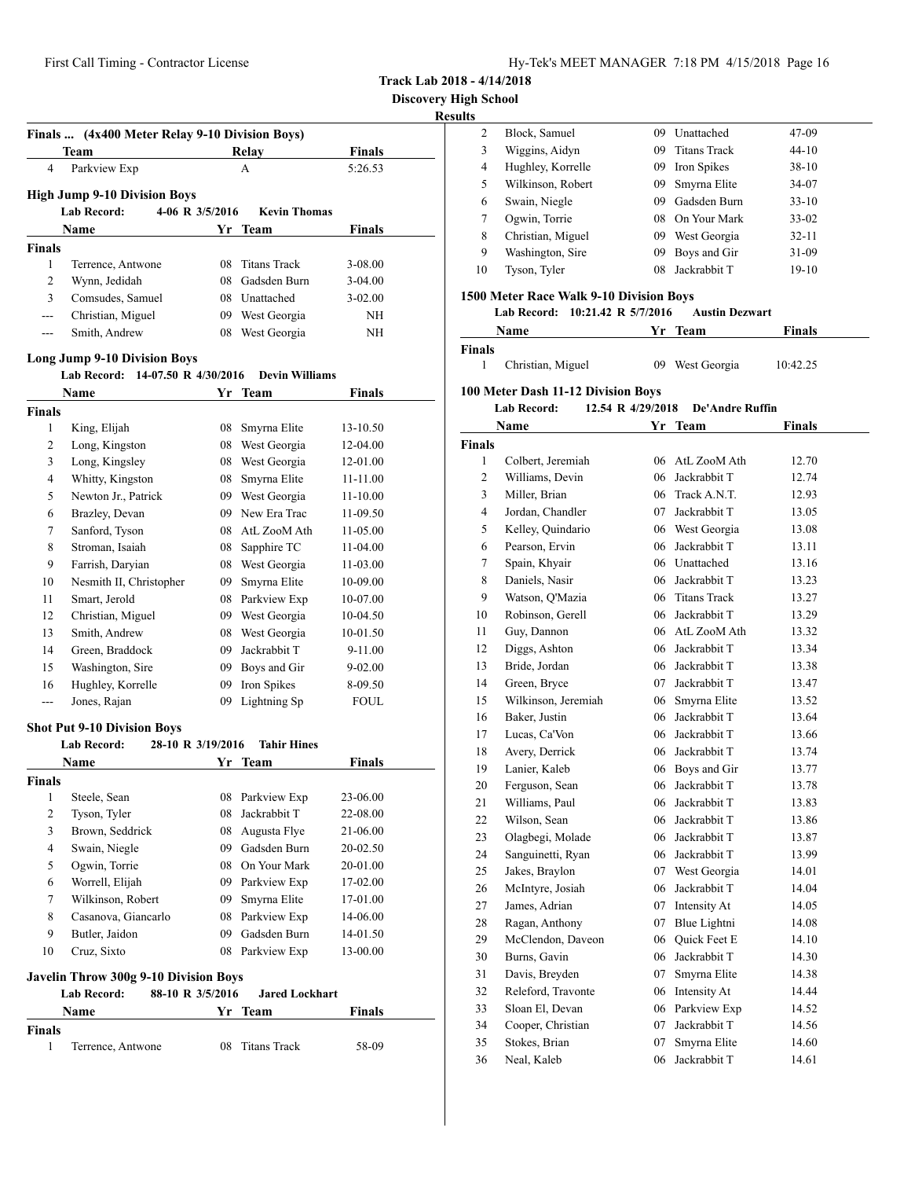**Track Lab 2018 - 4/14/2018**

**Discovery High School**

**Results**

### Finals ... (4x400 Meter Relay 9-10 Division Boys)

| | Team | Relay | Finals |
|---|---|---|---|
| 4 | Parkview Exp | A | 5:26.53 |

### High Jump 9-10 Division Boys

**Lab Record:** 4-06 R 3/5/2016 **Kevin Thomas**

| | Name | Yr | Team | Finals |
|---|---|---|---|---|
| **Finals** | | | | |
| 1 | Terrence, Antwone | 08 | Titans Track | 3-08.00 |
| 2 | Wynn, Jedidah | 08 | Gadsden Burn | 3-04.00 |
| 3 | Comsudes, Samuel | 08 | Unattached | 3-02.00 |
| --- | Christian, Miguel | 09 | West Georgia | NH |
| --- | Smith, Andrew | 08 | West Georgia | NH |

### Long Jump 9-10 Division Boys

**Lab Record:** 14-07.50 R 4/30/2016 **Devin Williams**

| | Name | Yr | Team | Finals |
|---|---|---|---|---|
| **Finals** | | | | |
| 1 | King, Elijah | 08 | Smyrna Elite | 13-10.50 |
| 2 | Long, Kingston | 08 | West Georgia | 12-04.00 |
| 3 | Long, Kingsley | 08 | West Georgia | 12-01.00 |
| 4 | Whitty, Kingston | 08 | Smyrna Elite | 11-11.00 |
| 5 | Newton Jr., Patrick | 09 | West Georgia | 11-10.00 |
| 6 | Brazley, Devan | 09 | New Era Trac | 11-09.50 |
| 7 | Sanford, Tyson | 08 | AtL ZooM Ath | 11-05.00 |
| 8 | Stroman, Isaiah | 08 | Sapphire TC | 11-04.00 |
| 9 | Farrish, Daryian | 08 | West Georgia | 11-03.00 |
| 10 | Nesmith II, Christopher | 09 | Smyrna Elite | 10-09.00 |
| 11 | Smart, Jerold | 08 | Parkview Exp | 10-07.00 |
| 12 | Christian, Miguel | 09 | West Georgia | 10-04.50 |
| 13 | Smith, Andrew | 08 | West Georgia | 10-01.50 |
| 14 | Green, Braddock | 09 | Jackrabbit T | 9-11.00 |
| 15 | Washington, Sire | 09 | Boys and Gir | 9-02.00 |
| 16 | Hughley, Korrelle | 09 | Iron Spikes | 8-09.50 |
| --- | Jones, Rajan | 09 | Lightning Sp | FOUL |

### Shot Put 9-10 Division Boys

**Lab Record:** 28-10 R 3/19/2016 **Tahir Hines**

| | Name | Yr | Team | Finals |
|---|---|---|---|---|
| **Finals** | | | | |
| 1 | Steele, Sean | 08 | Parkview Exp | 23-06.00 |
| 2 | Tyson, Tyler | 08 | Jackrabbit T | 22-08.00 |
| 3 | Brown, Seddrick | 08 | Augusta Flye | 21-06.00 |
| 4 | Swain, Niegle | 09 | Gadsden Burn | 20-02.50 |
| 5 | Ogwin, Torrie | 08 | On Your Mark | 20-01.00 |
| 6 | Worrell, Elijah | 09 | Parkview Exp | 17-02.00 |
| 7 | Wilkinson, Robert | 09 | Smyrna Elite | 17-01.00 |
| 8 | Casanova, Giancarlo | 08 | Parkview Exp | 14-06.00 |
| 9 | Butler, Jaidon | 09 | Gadsden Burn | 14-01.50 |
| 10 | Cruz, Sixto | 08 | Parkview Exp | 13-00.00 |

### Javelin Throw 300g 9-10 Division Boys

**Lab Record:** 88-10 R 3/5/2016 **Jared Lockhart**

| | Name | Yr | Team | Finals |
|---|---|---|---|---|
| **Finals** | | | | |
| 1 | Terrence, Antwone | 08 | Titans Track | 58-09 |
| 2 | Block, Samuel | 09 | Unattached | 47-09 |
| 3 | Wiggins, Aidyn | 09 | Titans Track | 44-10 |
| 4 | Hughley, Korrelle | 09 | Iron Spikes | 38-10 |
| 5 | Wilkinson, Robert | 09 | Smyrna Elite | 34-07 |
| 6 | Swain, Niegle | 09 | Gadsden Burn | 33-10 |
| 7 | Ogwin, Torrie | 08 | On Your Mark | 33-02 |
| 8 | Christian, Miguel | 09 | West Georgia | 32-11 |
| 9 | Washington, Sire | 09 | Boys and Gir | 31-09 |
| 10 | Tyson, Tyler | 08 | Jackrabbit T | 19-10 |

### 1500 Meter Race Walk 9-10 Division Boys

**Lab Record:** 10:21.42 R 5/7/2016 **Austin Dezwart**

| | Name | Yr | Team | Finals |
|---|---|---|---|---|
| **Finals** | | | | |
| 1 | Christian, Miguel | 09 | West Georgia | 10:42.25 |

### 100 Meter Dash 11-12 Division Boys

**Lab Record:** 12.54 R 4/29/2018 **De'Andre Ruffin**

| | Name | Yr | Team | Finals |
|---|---|---|---|---|
| **Finals** | | | | |
| 1 | Colbert, Jeremiah | 06 | AtL ZooM Ath | 12.70 |
| 2 | Williams, Devin | 06 | Jackrabbit T | 12.74 |
| 3 | Miller, Brian | 06 | Track A.N.T. | 12.93 |
| 4 | Jordan, Chandler | 07 | Jackrabbit T | 13.05 |
| 5 | Kelley, Quindario | 06 | West Georgia | 13.08 |
| 6 | Pearson, Ervin | 06 | Jackrabbit T | 13.11 |
| 7 | Spain, Khyair | 06 | Unattached | 13.16 |
| 8 | Daniels, Nasir | 06 | Jackrabbit T | 13.23 |
| 9 | Watson, Q'Mazia | 06 | Titans Track | 13.27 |
| 10 | Robinson, Gerell | 06 | Jackrabbit T | 13.29 |
| 11 | Guy, Dannon | 06 | AtL ZooM Ath | 13.32 |
| 12 | Diggs, Ashton | 06 | Jackrabbit T | 13.34 |
| 13 | Bride, Jordan | 06 | Jackrabbit T | 13.38 |
| 14 | Green, Bryce | 07 | Jackrabbit T | 13.47 |
| 15 | Wilkinson, Jeremiah | 06 | Smyrna Elite | 13.52 |
| 16 | Baker, Justin | 06 | Jackrabbit T | 13.64 |
| 17 | Lucas, Ca'Von | 06 | Jackrabbit T | 13.66 |
| 18 | Avery, Derrick | 06 | Jackrabbit T | 13.74 |
| 19 | Lanier, Kaleb | 06 | Boys and Gir | 13.77 |
| 20 | Ferguson, Sean | 06 | Jackrabbit T | 13.78 |
| 21 | Williams, Paul | 06 | Jackrabbit T | 13.83 |
| 22 | Wilson, Sean | 06 | Jackrabbit T | 13.86 |
| 23 | Olagbegi, Molade | 06 | Jackrabbit T | 13.87 |
| 24 | Sanguinetti, Ryan | 06 | Jackrabbit T | 13.99 |
| 25 | Jakes, Braylon | 07 | West Georgia | 14.01 |
| 26 | McIntyre, Josiah | 06 | Jackrabbit T | 14.04 |
| 27 | James, Adrian | 07 | Intensity At | 14.05 |
| 28 | Ragan, Anthony | 07 | Blue Lightni | 14.08 |
| 29 | McClendon, Daveon | 06 | Quick Feet E | 14.10 |
| 30 | Burns, Gavin | 06 | Jackrabbit T | 14.30 |
| 31 | Davis, Breyden | 07 | Smyrna Elite | 14.38 |
| 32 | Releford, Travonte | 06 | Intensity At | 14.44 |
| 33 | Sloan El, Devan | 06 | Parkview Exp | 14.52 |
| 34 | Cooper, Christian | 07 | Jackrabbit T | 14.56 |
| 35 | Stokes, Brian | 07 | Smyrna Elite | 14.60 |
| 36 | Neal, Kaleb | 06 | Jackrabbit T | 14.61 |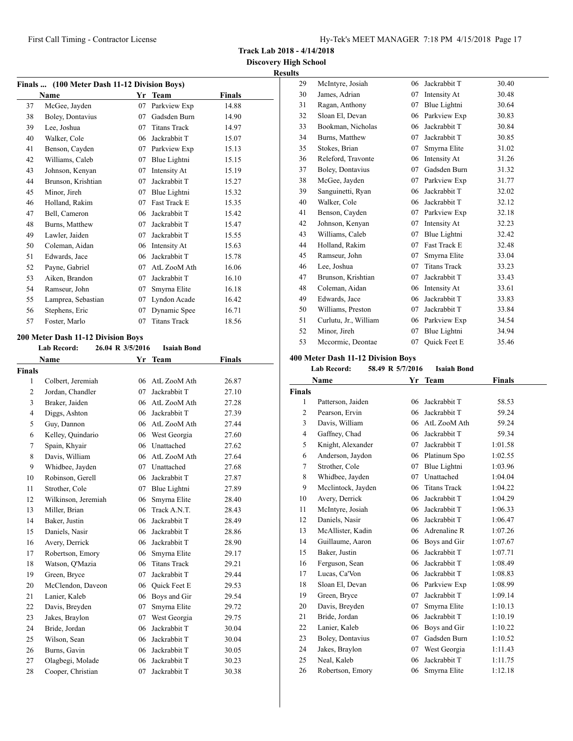**Track Lab 2018 - 4/14/2018**

**Discovery High School**

**Results**

### Finals ... (100 Meter Dash 11-12 Division Boys)

| | Name | Yr | Team | Finals |
|---|---|---|---|---|
| 37 | McGee, Jayden | 07 | Parkview Exp | 14.88 |
| 38 | Boley, Dontavius | 07 | Gadsden Burn | 14.90 |
| 39 | Lee, Joshua | 07 | Titans Track | 14.97 |
| 40 | Walker, Cole | 06 | Jackrabbit T | 15.07 |
| 41 | Benson, Cayden | 07 | Parkview Exp | 15.13 |
| 42 | Williams, Caleb | 07 | Blue Lightni | 15.15 |
| 43 | Johnson, Kenyan | 07 | Intensity At | 15.19 |
| 44 | Brunson, Krishtian | 07 | Jackrabbit T | 15.27 |
| 45 | Minor, Jireh | 07 | Blue Lightni | 15.32 |
| 46 | Holland, Rakim | 07 | Fast Track E | 15.35 |
| 47 | Bell, Cameron | 06 | Jackrabbit T | 15.42 |
| 48 | Burns, Matthew | 07 | Jackrabbit T | 15.47 |
| 49 | Lawler, Jaiden | 07 | Jackrabbit T | 15.55 |
| 50 | Coleman, Aidan | 06 | Intensity At | 15.63 |
| 51 | Edwards, Jace | 06 | Jackrabbit T | 15.78 |
| 52 | Payne, Gabriel | 07 | AtL ZooM Ath | 16.06 |
| 53 | Aiken, Brandon | 07 | Jackrabbit T | 16.10 |
| 54 | Ramseur, John | 07 | Smyrna Elite | 16.18 |
| 55 | Lamprea, Sebastian | 07 | Lyndon Acade | 16.42 |
| 56 | Stephens, Eric | 07 | Dynamic Spee | 16.71 |
| 57 | Foster, Marlo | 07 | Titans Track | 18.56 |

### 200 Meter Dash 11-12 Division Boys

**Lab Record: 26.04 R 3/5/2016 Isaiah Bond**

| | Name | Yr | Team | Finals |
|---|---|---|---|---|
| **Finals** | | | | |
| 1 | Colbert, Jeremiah | 06 | AtL ZooM Ath | 26.87 |
| 2 | Jordan, Chandler | 07 | Jackrabbit T | 27.10 |
| 3 | Braker, Jaiden | 06 | AtL ZooM Ath | 27.28 |
| 4 | Diggs, Ashton | 06 | Jackrabbit T | 27.39 |
| 5 | Guy, Dannon | 06 | AtL ZooM Ath | 27.44 |
| 6 | Kelley, Quindario | 06 | West Georgia | 27.60 |
| 7 | Spain, Khyair | 06 | Unattached | 27.62 |
| 8 | Davis, William | 06 | AtL ZooM Ath | 27.64 |
| 9 | Whidbee, Jayden | 07 | Unattached | 27.68 |
| 10 | Robinson, Gerell | 06 | Jackrabbit T | 27.87 |
| 11 | Strother, Cole | 07 | Blue Lightni | 27.89 |
| 12 | Wilkinson, Jeremiah | 06 | Smyrna Elite | 28.40 |
| 13 | Miller, Brian | 06 | Track A.N.T. | 28.43 |
| 14 | Baker, Justin | 06 | Jackrabbit T | 28.49 |
| 15 | Daniels, Nasir | 06 | Jackrabbit T | 28.86 |
| 16 | Avery, Derrick | 06 | Jackrabbit T | 28.90 |
| 17 | Robertson, Emory | 06 | Smyrna Elite | 29.17 |
| 18 | Watson, Q'Mazia | 06 | Titans Track | 29.21 |
| 19 | Green, Bryce | 07 | Jackrabbit T | 29.44 |
| 20 | McClendon, Daveon | 06 | Quick Feet E | 29.53 |
| 21 | Lanier, Kaleb | 06 | Boys and Gir | 29.54 |
| 22 | Davis, Breyden | 07 | Smyrna Elite | 29.72 |
| 23 | Jakes, Braylon | 07 | West Georgia | 29.75 |
| 24 | Bride, Jordan | 06 | Jackrabbit T | 30.04 |
| 25 | Wilson, Sean | 06 | Jackrabbit T | 30.04 |
| 26 | Burns, Gavin | 06 | Jackrabbit T | 30.05 |
| 27 | Olagbegi, Molade | 06 | Jackrabbit T | 30.23 |
| 28 | Cooper, Christian | 07 | Jackrabbit T | 30.38 |
| 29 | McIntyre, Josiah | 06 | Jackrabbit T | 30.40 |
| 30 | James, Adrian | 07 | Intensity At | 30.48 |
| 31 | Ragan, Anthony | 07 | Blue Lightni | 30.64 |
| 32 | Sloan El, Devan | 06 | Parkview Exp | 30.83 |
| 33 | Bookman, Nicholas | 06 | Jackrabbit T | 30.84 |
| 34 | Burns, Matthew | 07 | Jackrabbit T | 30.85 |
| 35 | Stokes, Brian | 07 | Smyrna Elite | 31.02 |
| 36 | Releford, Travonte | 06 | Intensity At | 31.26 |
| 37 | Boley, Dontavius | 07 | Gadsden Burn | 31.32 |
| 38 | McGee, Jayden | 07 | Parkview Exp | 31.77 |
| 39 | Sanguinetti, Ryan | 06 | Jackrabbit T | 32.02 |
| 40 | Walker, Cole | 06 | Jackrabbit T | 32.12 |
| 41 | Benson, Cayden | 07 | Parkview Exp | 32.18 |
| 42 | Johnson, Kenyan | 07 | Intensity At | 32.23 |
| 43 | Williams, Caleb | 07 | Blue Lightni | 32.42 |
| 44 | Holland, Rakim | 07 | Fast Track E | 32.48 |
| 45 | Ramseur, John | 07 | Smyrna Elite | 33.04 |
| 46 | Lee, Joshua | 07 | Titans Track | 33.23 |
| 47 | Brunson, Krishtian | 07 | Jackrabbit T | 33.43 |
| 48 | Coleman, Aidan | 06 | Intensity At | 33.61 |
| 49 | Edwards, Jace | 06 | Jackrabbit T | 33.83 |
| 50 | Williams, Preston | 07 | Jackrabbit T | 33.84 |
| 51 | Curlutu, Jr., William | 06 | Parkview Exp | 34.54 |
| 52 | Minor, Jireh | 07 | Blue Lightni | 34.94 |
| 53 | Mccormic, Deontae | 07 | Quick Feet E | 35.46 |

### 400 Meter Dash 11-12 Division Boys

**Lab Record: 58.49 R 5/7/2016 Isaiah Bond**

| | Name | Yr | Team | Finals |
|---|---|---|---|---|
| **Finals** | | | | |
| 1 | Patterson, Jaiden | 06 | Jackrabbit T | 58.53 |
| 2 | Pearson, Ervin | 06 | Jackrabbit T | 59.24 |
| 3 | Davis, William | 06 | AtL ZooM Ath | 59.24 |
| 4 | Gaffney, Chad | 06 | Jackrabbit T | 59.34 |
| 5 | Knight, Alexander | 07 | Jackrabbit T | 1:01.58 |
| 6 | Anderson, Jaydon | 06 | Platinum Spo | 1:02.55 |
| 7 | Strother, Cole | 07 | Blue Lightni | 1:03.96 |
| 8 | Whidbee, Jayden | 07 | Unattached | 1:04.04 |
| 9 | Mcclintock, Jayden | 06 | Titans Track | 1:04.22 |
| 10 | Avery, Derrick | 06 | Jackrabbit T | 1:04.29 |
| 11 | McIntyre, Josiah | 06 | Jackrabbit T | 1:06.33 |
| 12 | Daniels, Nasir | 06 | Jackrabbit T | 1:06.47 |
| 13 | McAllister, Kadin | 06 | Adrenaline R | 1:07.26 |
| 14 | Guillaume, Aaron | 06 | Boys and Gir | 1:07.67 |
| 15 | Baker, Justin | 06 | Jackrabbit T | 1:07.71 |
| 16 | Ferguson, Sean | 06 | Jackrabbit T | 1:08.49 |
| 17 | Lucas, Ca'Von | 06 | Jackrabbit T | 1:08.83 |
| 18 | Sloan El, Devan | 06 | Parkview Exp | 1:08.99 |
| 19 | Green, Bryce | 07 | Jackrabbit T | 1:09.14 |
| 20 | Davis, Breyden | 07 | Smyrna Elite | 1:10.13 |
| 21 | Bride, Jordan | 06 | Jackrabbit T | 1:10.19 |
| 22 | Lanier, Kaleb | 06 | Boys and Gir | 1:10.22 |
| 23 | Boley, Dontavius | 07 | Gadsden Burn | 1:10.52 |
| 24 | Jakes, Braylon | 07 | West Georgia | 1:11.43 |
| 25 | Neal, Kaleb | 06 | Jackrabbit T | 1:11.75 |
| 26 | Robertson, Emory | 06 | Smyrna Elite | 1:12.18 |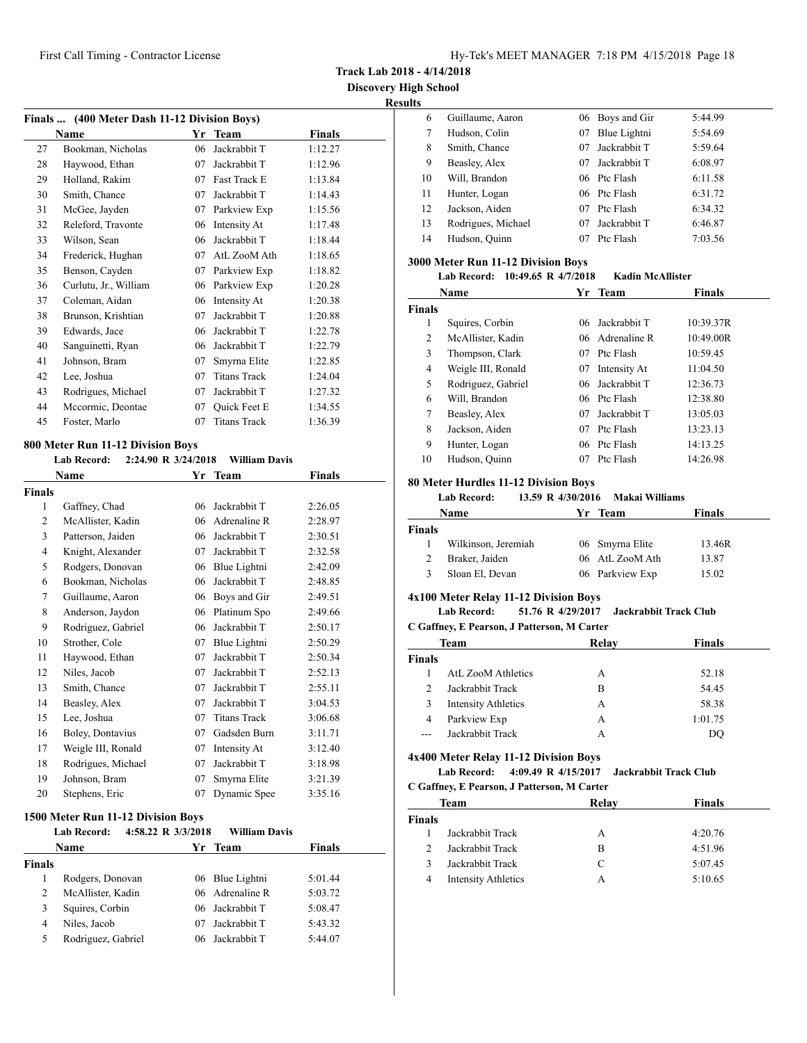**Track Lab 2018 - 4/14/2018**
**Discovery High School**
**Results**

### Finals ... (400 Meter Dash 11-12 Division Boys)

| | Name | Yr | Team | Finals |
|---|---|---|---|---|
| 27 | Bookman, Nicholas | 06 | Jackrabbit T | 1:12.27 |
| 28 | Haywood, Ethan | 07 | Jackrabbit T | 1:12.96 |
| 29 | Holland, Rakim | 07 | Fast Track E | 1:13.84 |
| 30 | Smith, Chance | 07 | Jackrabbit T | 1:14.43 |
| 31 | McGee, Jayden | 07 | Parkview Exp | 1:15.56 |
| 32 | Releford, Travonte | 06 | Intensity At | 1:17.48 |
| 33 | Wilson, Sean | 06 | Jackrabbit T | 1:18.44 |
| 34 | Frederick, Hughan | 07 | AtL ZooM Ath | 1:18.65 |
| 35 | Benson, Cayden | 07 | Parkview Exp | 1:18.82 |
| 36 | Curlutu, Jr., William | 06 | Parkview Exp | 1:20.28 |
| 37 | Coleman, Aidan | 06 | Intensity At | 1:20.38 |
| 38 | Brunson, Krishtian | 07 | Jackrabbit T | 1:20.88 |
| 39 | Edwards, Jace | 06 | Jackrabbit T | 1:22.78 |
| 40 | Sanguinetti, Ryan | 06 | Jackrabbit T | 1:22.79 |
| 41 | Johnson, Bram | 07 | Smyrna Elite | 1:22.85 |
| 42 | Lee, Joshua | 07 | Titans Track | 1:24.04 |
| 43 | Rodrigues, Michael | 07 | Jackrabbit T | 1:27.32 |
| 44 | Mccormic, Deontae | 07 | Quick Feet E | 1:34.55 |
| 45 | Foster, Marlo | 07 | Titans Track | 1:36.39 |

### 800 Meter Run 11-12 Division Boys

**Lab Record: 2:24.90 R 3/24/2018 William Davis**

| | Name | Yr | Team | Finals |
|---|---|---|---|---|
| **Finals** | | | | |
| 1 | Gaffney, Chad | 06 | Jackrabbit T | 2:26.05 |
| 2 | McAllister, Kadin | 06 | Adrenaline R | 2:28.97 |
| 3 | Patterson, Jaiden | 06 | Jackrabbit T | 2:30.51 |
| 4 | Knight, Alexander | 07 | Jackrabbit T | 2:32.58 |
| 5 | Rodgers, Donovan | 06 | Blue Lightni | 2:42.09 |
| 6 | Bookman, Nicholas | 06 | Jackrabbit T | 2:48.85 |
| 7 | Guillaume, Aaron | 06 | Boys and Gir | 2:49.51 |
| 8 | Anderson, Jaydon | 06 | Platinum Spo | 2:49.66 |
| 9 | Rodriguez, Gabriel | 06 | Jackrabbit T | 2:50.17 |
| 10 | Strother, Cole | 07 | Blue Lightni | 2:50.29 |
| 11 | Haywood, Ethan | 07 | Jackrabbit T | 2:50.34 |
| 12 | Niles, Jacob | 07 | Jackrabbit T | 2:52.13 |
| 13 | Smith, Chance | 07 | Jackrabbit T | 2:55.11 |
| 14 | Beasley, Alex | 07 | Jackrabbit T | 3:04.53 |
| 15 | Lee, Joshua | 07 | Titans Track | 3:06.68 |
| 16 | Boley, Dontavius | 07 | Gadsden Burn | 3:11.71 |
| 17 | Weigle III, Ronald | 07 | Intensity At | 3:12.40 |
| 18 | Rodrigues, Michael | 07 | Jackrabbit T | 3:18.98 |
| 19 | Johnson, Bram | 07 | Smyrna Elite | 3:21.39 |
| 20 | Stephens, Eric | 07 | Dynamic Spee | 3:35.16 |

### 1500 Meter Run 11-12 Division Boys

**Lab Record: 4:58.22 R 3/3/2018 William Davis**

| | Name | Yr | Team | Finals |
|---|---|---|---|---|
| **Finals** | | | | |
| 1 | Rodgers, Donovan | 06 | Blue Lightni | 5:01.44 |
| 2 | McAllister, Kadin | 06 | Adrenaline R | 5:03.72 |
| 3 | Squires, Corbin | 06 | Jackrabbit T | 5:08.47 |
| 4 | Niles, Jacob | 07 | Jackrabbit T | 5:43.32 |
| 5 | Rodriguez, Gabriel | 06 | Jackrabbit T | 5:44.07 |
| 6 | Guillaume, Aaron | 06 | Boys and Gir | 5:44.99 |
| 7 | Hudson, Colin | 07 | Blue Lightni | 5:54.69 |
| 8 | Smith, Chance | 07 | Jackrabbit T | 5:59.64 |
| 9 | Beasley, Alex | 07 | Jackrabbit T | 6:08.97 |
| 10 | Will, Brandon | 06 | Ptc Flash | 6:11.58 |
| 11 | Hunter, Logan | 06 | Ptc Flash | 6:31.72 |
| 12 | Jackson, Aiden | 07 | Ptc Flash | 6:34.32 |
| 13 | Rodrigues, Michael | 07 | Jackrabbit T | 6:46.87 |
| 14 | Hudson, Quinn | 07 | Ptc Flash | 7:03.56 |

### 3000 Meter Run 11-12 Division Boys

**Lab Record: 10:49.65 R 4/7/2018 Kadin McAllister**

| | Name | Yr | Team | Finals |
|---|---|---|---|---|
| **Finals** | | | | |
| 1 | Squires, Corbin | 06 | Jackrabbit T | 10:39.37R |
| 2 | McAllister, Kadin | 06 | Adrenaline R | 10:49.00R |
| 3 | Thompson, Clark | 07 | Ptc Flash | 10:59.45 |
| 4 | Weigle III, Ronald | 07 | Intensity At | 11:04.50 |
| 5 | Rodriguez, Gabriel | 06 | Jackrabbit T | 12:36.73 |
| 6 | Will, Brandon | 06 | Ptc Flash | 12:38.80 |
| 7 | Beasley, Alex | 07 | Jackrabbit T | 13:05.03 |
| 8 | Jackson, Aiden | 07 | Ptc Flash | 13:23.13 |
| 9 | Hunter, Logan | 06 | Ptc Flash | 14:13.25 |
| 10 | Hudson, Quinn | 07 | Ptc Flash | 14:26.98 |

### 80 Meter Hurdles 11-12 Division Boys

**Lab Record: 13.59 R 4/30/2016 Makai Williams**

| | Name | Yr | Team | Finals |
|---|---|---|---|---|
| **Finals** | | | | |
| 1 | Wilkinson, Jeremiah | 06 | Smyrna Elite | 13.46R |
| 2 | Braker, Jaiden | 06 | AtL ZooM Ath | 13.87 |
| 3 | Sloan El, Devan | 06 | Parkview Exp | 15.02 |

### 4x100 Meter Relay 11-12 Division Boys

**Lab Record: 51.76 R 4/29/2017 Jackrabbit Track Club**
**C Gaffney, E Pearson, J Patterson, M Carter**

| | Team | Relay | Finals |
|---|---|---|---|
| **Finals** | | | |
| 1 | AtL ZooM Athletics | A | 52.18 |
| 2 | Jackrabbit Track | B | 54.45 |
| 3 | Intensity Athletics | A | 58.38 |
| 4 | Parkview Exp | A | 1:01.75 |
| --- | Jackrabbit Track | A | DQ |

### 4x400 Meter Relay 11-12 Division Boys

**Lab Record: 4:09.49 R 4/15/2017 Jackrabbit Track Club**
**C Gaffney, E Pearson, J Patterson, M Carter**

| | Team | Relay | Finals |
|---|---|---|---|
| **Finals** | | | |
| 1 | Jackrabbit Track | A | 4:20.76 |
| 2 | Jackrabbit Track | B | 4:51.96 |
| 3 | Jackrabbit Track | C | 5:07.45 |
| 4 | Intensity Athletics | A | 5:10.65 |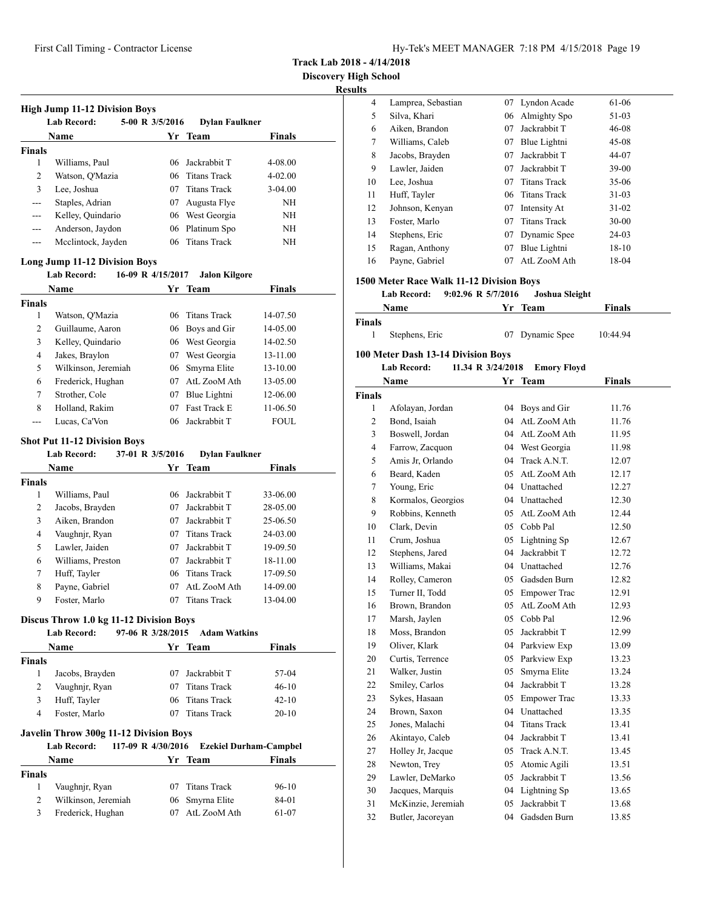**Track Lab 2018 - 4/14/2018**

**Discovery High School**

**Results**

### High Jump 11-12 Division Boys

**Lab Record:** 5-00 R 3/5/2016 **Dylan Faulkner**

| | Name | Yr | Team | Finals |
|---|---|---|---|---|
| **Finals** | | | | |
| 1 | Williams, Paul | 06 | Jackrabbit T | 4-08.00 |
| 2 | Watson, Q'Mazia | 06 | Titans Track | 4-02.00 |
| 3 | Lee, Joshua | 07 | Titans Track | 3-04.00 |
| --- | Staples, Adrian | 07 | Augusta Flye | NH |
| --- | Kelley, Quindario | 06 | West Georgia | NH |
| --- | Anderson, Jaydon | 06 | Platinum Spo | NH |
| --- | Mcclintock, Jayden | 06 | Titans Track | NH |

### Long Jump 11-12 Division Boys

**Lab Record:** 16-09 R 4/15/2017 **Jalon Kilgore**

| | Name | Yr | Team | Finals |
|---|---|---|---|---|
| **Finals** | | | | |
| 1 | Watson, Q'Mazia | 06 | Titans Track | 14-07.50 |
| 2 | Guillaume, Aaron | 06 | Boys and Gir | 14-05.00 |
| 3 | Kelley, Quindario | 06 | West Georgia | 14-02.50 |
| 4 | Jakes, Braylon | 07 | West Georgia | 13-11.00 |
| 5 | Wilkinson, Jeremiah | 06 | Smyrna Elite | 13-10.00 |
| 6 | Frederick, Hughan | 07 | AtL ZooM Ath | 13-05.00 |
| 7 | Strother, Cole | 07 | Blue Lightni | 12-06.00 |
| 8 | Holland, Rakim | 07 | Fast Track E | 11-06.50 |
| --- | Lucas, Ca'Von | 06 | Jackrabbit T | FOUL |

### Shot Put 11-12 Division Boys

**Lab Record:** 37-01 R 3/5/2016 **Dylan Faulkner**

| | Name | Yr | Team | Finals |
|---|---|---|---|---|
| **Finals** | | | | |
| 1 | Williams, Paul | 06 | Jackrabbit T | 33-06.00 |
| 2 | Jacobs, Brayden | 07 | Jackrabbit T | 28-05.00 |
| 3 | Aiken, Brandon | 07 | Jackrabbit T | 25-06.50 |
| 4 | Vaughnjr, Ryan | 07 | Titans Track | 24-03.00 |
| 5 | Lawler, Jaiden | 07 | Jackrabbit T | 19-09.50 |
| 6 | Williams, Preston | 07 | Jackrabbit T | 18-11.00 |
| 7 | Huff, Tayler | 06 | Titans Track | 17-09.50 |
| 8 | Payne, Gabriel | 07 | AtL ZooM Ath | 14-09.00 |
| 9 | Foster, Marlo | 07 | Titans Track | 13-04.00 |

### Discus Throw 1.0 kg 11-12 Division Boys

**Lab Record:** 97-06 R 3/28/2015 **Adam Watkins**

| | Name | Yr | Team | Finals |
|---|---|---|---|---|
| **Finals** | | | | |
| 1 | Jacobs, Brayden | 07 | Jackrabbit T | 57-04 |
| 2 | Vaughnjr, Ryan | 07 | Titans Track | 46-10 |
| 3 | Huff, Tayler | 06 | Titans Track | 42-10 |
| 4 | Foster, Marlo | 07 | Titans Track | 20-10 |

### Javelin Throw 300g 11-12 Division Boys

**Lab Record:** 117-09 R 4/30/2016 **Ezekiel Durham-Campbel**

| | Name | Yr | Team | Finals |
|---|---|---|---|---|
| **Finals** | | | | |
| 1 | Vaughnjr, Ryan | 07 | Titans Track | 96-10 |
| 2 | Wilkinson, Jeremiah | 06 | Smyrna Elite | 84-01 |
| 3 | Frederick, Hughan | 07 | AtL ZooM Ath | 61-07 |
| 4 | Lamprea, Sebastian | 07 | Lyndon Acade | 61-06 |
| 5 | Silva, Khari | 06 | Almighty Spo | 51-03 |
| 6 | Aiken, Brandon | 07 | Jackrabbit T | 46-08 |
| 7 | Williams, Caleb | 07 | Blue Lightni | 45-08 |
| 8 | Jacobs, Brayden | 07 | Jackrabbit T | 44-07 |
| 9 | Lawler, Jaiden | 07 | Jackrabbit T | 39-00 |
| 10 | Lee, Joshua | 07 | Titans Track | 35-06 |
| 11 | Huff, Tayler | 06 | Titans Track | 31-03 |
| 12 | Johnson, Kenyan | 07 | Intensity At | 31-02 |
| 13 | Foster, Marlo | 07 | Titans Track | 30-00 |
| 14 | Stephens, Eric | 07 | Dynamic Spee | 24-03 |
| 15 | Ragan, Anthony | 07 | Blue Lightni | 18-10 |
| 16 | Payne, Gabriel | 07 | AtL ZooM Ath | 18-04 |

### 1500 Meter Race Walk 11-12 Division Boys

**Lab Record:** 9:02.96 R 5/7/2016 **Joshua Sleight**

| | Name | Yr | Team | Finals |
|---|---|---|---|---|
| **Finals** | | | | |
| 1 | Stephens, Eric | 07 | Dynamic Spee | 10:44.94 |

### 100 Meter Dash 13-14 Division Boys

**Lab Record:** 11.34 R 3/24/2018 **Emory Floyd**

| | Name | Yr | Team | Finals |
|---|---|---|---|---|
| **Finals** | | | | |
| 1 | Afolayan, Jordan | 04 | Boys and Gir | 11.76 |
| 2 | Bond, Isaiah | 04 | AtL ZooM Ath | 11.76 |
| 3 | Boswell, Jordan | 04 | AtL ZooM Ath | 11.95 |
| 4 | Farrow, Zacquon | 04 | West Georgia | 11.98 |
| 5 | Amis Jr, Orlando | 04 | Track A.N.T. | 12.07 |
| 6 | Beard, Kaden | 05 | AtL ZooM Ath | 12.17 |
| 7 | Young, Eric | 04 | Unattached | 12.27 |
| 8 | Kormalos, Georgios | 04 | Unattached | 12.30 |
| 9 | Robbins, Kenneth | 05 | AtL ZooM Ath | 12.44 |
| 10 | Clark, Devin | 05 | Cobb Pal | 12.50 |
| 11 | Crum, Joshua | 05 | Lightning Sp | 12.67 |
| 12 | Stephens, Jared | 04 | Jackrabbit T | 12.72 |
| 13 | Williams, Makai | 04 | Unattached | 12.76 |
| 14 | Rolley, Cameron | 05 | Gadsden Burn | 12.82 |
| 15 | Turner II, Todd | 05 | Empower Trac | 12.91 |
| 16 | Brown, Brandon | 05 | AtL ZooM Ath | 12.93 |
| 17 | Marsh, Jaylen | 05 | Cobb Pal | 12.96 |
| 18 | Moss, Brandon | 05 | Jackrabbit T | 12.99 |
| 19 | Oliver, Klark | 04 | Parkview Exp | 13.09 |
| 20 | Curtis, Terrence | 05 | Parkview Exp | 13.23 |
| 21 | Walker, Justin | 05 | Smyrna Elite | 13.24 |
| 22 | Smiley, Carlos | 04 | Jackrabbit T | 13.28 |
| 23 | Sykes, Hasaan | 05 | Empower Trac | 13.33 |
| 24 | Brown, Saxon | 04 | Unattached | 13.35 |
| 25 | Jones, Malachi | 04 | Titans Track | 13.41 |
| 26 | Akintayo, Caleb | 04 | Jackrabbit T | 13.41 |
| 27 | Holley Jr, Jacque | 05 | Track A.N.T. | 13.45 |
| 28 | Newton, Trey | 05 | Atomic Agili | 13.51 |
| 29 | Lawler, DeMarko | 05 | Jackrabbit T | 13.56 |
| 30 | Jacques, Marquis | 04 | Lightning Sp | 13.65 |
| 31 | McKinzie, Jeremiah | 05 | Jackrabbit T | 13.68 |
| 32 | Butler, Jacoreyan | 04 | Gadsden Burn | 13.85 |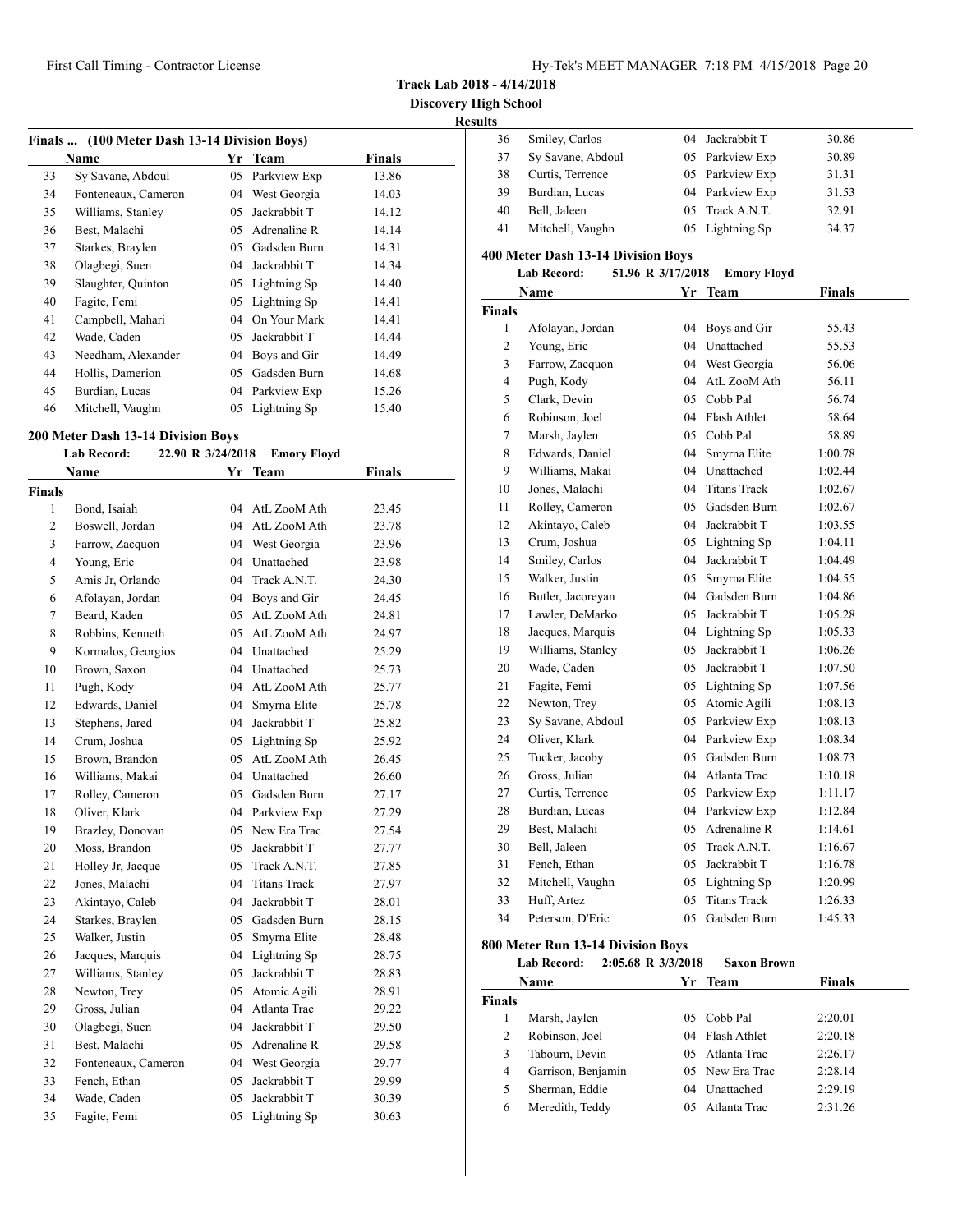**Track Lab 2018 - 4/14/2018**

**Discovery High School**

**Results**

### Finals ... (100 Meter Dash 13-14 Division Boys)

| | Name | Yr | Team | Finals |
|---|---|---|---|---|
| 33 | Sy Savane, Abdoul | 05 | Parkview Exp | 13.86 |
| 34 | Fonteneaux, Cameron | 04 | West Georgia | 14.03 |
| 35 | Williams, Stanley | 05 | Jackrabbit T | 14.12 |
| 36 | Best, Malachi | 05 | Adrenaline R | 14.14 |
| 37 | Starkes, Braylen | 05 | Gadsden Burn | 14.31 |
| 38 | Olagbegi, Suen | 04 | Jackrabbit T | 14.34 |
| 39 | Slaughter, Quinton | 05 | Lightning Sp | 14.40 |
| 40 | Fagite, Femi | 05 | Lightning Sp | 14.41 |
| 41 | Campbell, Mahari | 04 | On Your Mark | 14.41 |
| 42 | Wade, Caden | 05 | Jackrabbit T | 14.44 |
| 43 | Needham, Alexander | 04 | Boys and Gir | 14.49 |
| 44 | Hollis, Damerion | 05 | Gadsden Burn | 14.68 |
| 45 | Burdian, Lucas | 04 | Parkview Exp | 15.26 |
| 46 | Mitchell, Vaughn | 05 | Lightning Sp | 15.40 |

### 200 Meter Dash 13-14 Division Boys

**Lab Record:** 22.90 R 3/24/2018 **Emory Floyd**

| | Name | Yr | Team | Finals |
|---|---|---|---|---|
| **Finals** | | | | |
| 1 | Bond, Isaiah | 04 | AtL ZooM Ath | 23.45 |
| 2 | Boswell, Jordan | 04 | AtL ZooM Ath | 23.78 |
| 3 | Farrow, Zacquon | 04 | West Georgia | 23.96 |
| 4 | Young, Eric | 04 | Unattached | 23.98 |
| 5 | Amis Jr, Orlando | 04 | Track A.N.T. | 24.30 |
| 6 | Afolayan, Jordan | 04 | Boys and Gir | 24.45 |
| 7 | Beard, Kaden | 05 | AtL ZooM Ath | 24.81 |
| 8 | Robbins, Kenneth | 05 | AtL ZooM Ath | 24.97 |
| 9 | Kormalos, Georgios | 04 | Unattached | 25.29 |
| 10 | Brown, Saxon | 04 | Unattached | 25.73 |
| 11 | Pugh, Kody | 04 | AtL ZooM Ath | 25.77 |
| 12 | Edwards, Daniel | 04 | Smyrna Elite | 25.78 |
| 13 | Stephens, Jared | 04 | Jackrabbit T | 25.82 |
| 14 | Crum, Joshua | 05 | Lightning Sp | 25.92 |
| 15 | Brown, Brandon | 05 | AtL ZooM Ath | 26.45 |
| 16 | Williams, Makai | 04 | Unattached | 26.60 |
| 17 | Rolley, Cameron | 05 | Gadsden Burn | 27.17 |
| 18 | Oliver, Klark | 04 | Parkview Exp | 27.29 |
| 19 | Brazley, Donovan | 05 | New Era Trac | 27.54 |
| 20 | Moss, Brandon | 05 | Jackrabbit T | 27.77 |
| 21 | Holley Jr, Jacque | 05 | Track A.N.T. | 27.85 |
| 22 | Jones, Malachi | 04 | Titans Track | 27.97 |
| 23 | Akintayo, Caleb | 04 | Jackrabbit T | 28.01 |
| 24 | Starkes, Braylen | 05 | Gadsden Burn | 28.15 |
| 25 | Walker, Justin | 05 | Smyrna Elite | 28.48 |
| 26 | Jacques, Marquis | 04 | Lightning Sp | 28.75 |
| 27 | Williams, Stanley | 05 | Jackrabbit T | 28.83 |
| 28 | Newton, Trey | 05 | Atomic Agili | 28.91 |
| 29 | Gross, Julian | 04 | Atlanta Trac | 29.22 |
| 30 | Olagbegi, Suen | 04 | Jackrabbit T | 29.50 |
| 31 | Best, Malachi | 05 | Adrenaline R | 29.58 |
| 32 | Fonteneaux, Cameron | 04 | West Georgia | 29.77 |
| 33 | Fench, Ethan | 05 | Jackrabbit T | 29.99 |
| 34 | Wade, Caden | 05 | Jackrabbit T | 30.39 |
| 35 | Fagite, Femi | 05 | Lightning Sp | 30.63 |
| 36 | Smiley, Carlos | 04 | Jackrabbit T | 30.86 |
| 37 | Sy Savane, Abdoul | 05 | Parkview Exp | 30.89 |
| 38 | Curtis, Terrence | 05 | Parkview Exp | 31.31 |
| 39 | Burdian, Lucas | 04 | Parkview Exp | 31.53 |
| 40 | Bell, Jaleen | 05 | Track A.N.T. | 32.91 |
| 41 | Mitchell, Vaughn | 05 | Lightning Sp | 34.37 |

### 400 Meter Dash 13-14 Division Boys

**Lab Record:** 51.96 R 3/17/2018 **Emory Floyd**

| | Name | Yr | Team | Finals |
|---|---|---|---|---|
| **Finals** | | | | |
| 1 | Afolayan, Jordan | 04 | Boys and Gir | 55.43 |
| 2 | Young, Eric | 04 | Unattached | 55.53 |
| 3 | Farrow, Zacquon | 04 | West Georgia | 56.06 |
| 4 | Pugh, Kody | 04 | AtL ZooM Ath | 56.11 |
| 5 | Clark, Devin | 05 | Cobb Pal | 56.74 |
| 6 | Robinson, Joel | 04 | Flash Athlet | 58.64 |
| 7 | Marsh, Jaylen | 05 | Cobb Pal | 58.89 |
| 8 | Edwards, Daniel | 04 | Smyrna Elite | 1:00.78 |
| 9 | Williams, Makai | 04 | Unattached | 1:02.44 |
| 10 | Jones, Malachi | 04 | Titans Track | 1:02.67 |
| 11 | Rolley, Cameron | 05 | Gadsden Burn | 1:02.67 |
| 12 | Akintayo, Caleb | 04 | Jackrabbit T | 1:03.55 |
| 13 | Crum, Joshua | 05 | Lightning Sp | 1:04.11 |
| 14 | Smiley, Carlos | 04 | Jackrabbit T | 1:04.49 |
| 15 | Walker, Justin | 05 | Smyrna Elite | 1:04.55 |
| 16 | Butler, Jacoreyan | 04 | Gadsden Burn | 1:04.86 |
| 17 | Lawler, DeMarko | 05 | Jackrabbit T | 1:05.28 |
| 18 | Jacques, Marquis | 04 | Lightning Sp | 1:05.33 |
| 19 | Williams, Stanley | 05 | Jackrabbit T | 1:06.26 |
| 20 | Wade, Caden | 05 | Jackrabbit T | 1:07.50 |
| 21 | Fagite, Femi | 05 | Lightning Sp | 1:07.56 |
| 22 | Newton, Trey | 05 | Atomic Agili | 1:08.13 |
| 23 | Sy Savane, Abdoul | 05 | Parkview Exp | 1:08.13 |
| 24 | Oliver, Klark | 04 | Parkview Exp | 1:08.34 |
| 25 | Tucker, Jacoby | 05 | Gadsden Burn | 1:08.73 |
| 26 | Gross, Julian | 04 | Atlanta Trac | 1:10.18 |
| 27 | Curtis, Terrence | 05 | Parkview Exp | 1:11.17 |
| 28 | Burdian, Lucas | 04 | Parkview Exp | 1:12.84 |
| 29 | Best, Malachi | 05 | Adrenaline R | 1:14.61 |
| 30 | Bell, Jaleen | 05 | Track A.N.T. | 1:16.67 |
| 31 | Fench, Ethan | 05 | Jackrabbit T | 1:16.78 |
| 32 | Mitchell, Vaughn | 05 | Lightning Sp | 1:20.99 |
| 33 | Huff, Artez | 05 | Titans Track | 1:26.33 |
| 34 | Peterson, D'Eric | 05 | Gadsden Burn | 1:45.33 |

### 800 Meter Run 13-14 Division Boys

**Lab Record:** 2:05.68 R 3/3/2018 **Saxon Brown**

| | Name | Yr | Team | Finals |
|---|---|---|---|---|
| **Finals** | | | | |
| 1 | Marsh, Jaylen | 05 | Cobb Pal | 2:20.01 |
| 2 | Robinson, Joel | 04 | Flash Athlet | 2:20.18 |
| 3 | Tabourn, Devin | 05 | Atlanta Trac | 2:26.17 |
| 4 | Garrison, Benjamin | 05 | New Era Trac | 2:28.14 |
| 5 | Sherman, Eddie | 04 | Unattached | 2:29.19 |
| 6 | Meredith, Teddy | 05 | Atlanta Trac | 2:31.26 |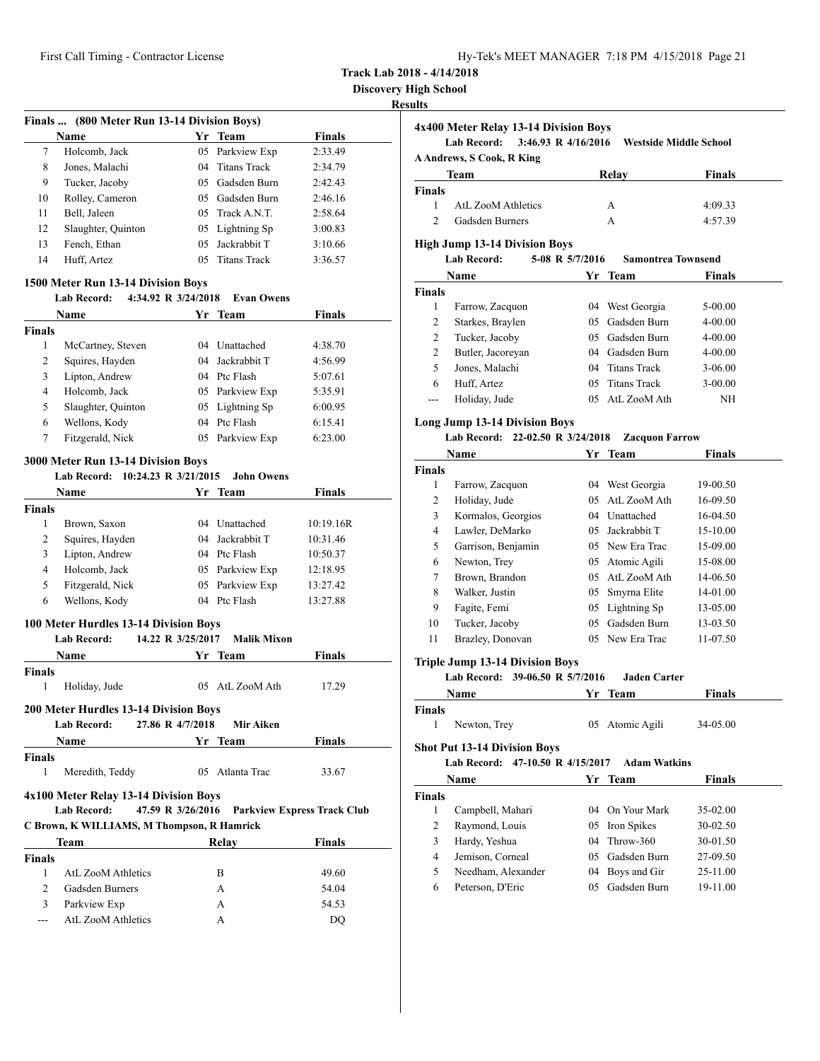**Track Lab 2018 - 4/14/2018**

**Discovery High School**

**Results**

### Finals ... (800 Meter Run 13-14 Division Boys)

| | Name | Yr | Team | Finals |
|---|---|---|---|---|
| 7 | Holcomb, Jack | 05 | Parkview Exp | 2:33.49 |
| 8 | Jones, Malachi | 04 | Titans Track | 2:34.79 |
| 9 | Tucker, Jacoby | 05 | Gadsden Burn | 2:42.43 |
| 10 | Rolley, Cameron | 05 | Gadsden Burn | 2:46.16 |
| 11 | Bell, Jaleen | 05 | Track A.N.T. | 2:58.64 |
| 12 | Slaughter, Quinton | 05 | Lightning Sp | 3:00.83 |
| 13 | Fench, Ethan | 05 | Jackrabbit T | 3:10.66 |
| 14 | Huff, Artez | 05 | Titans Track | 3:36.57 |

### 1500 Meter Run 13-14 Division Boys

Lab Record: 4:34.92 R 3/24/2018 Evan Owens

| | Name | Yr | Team | Finals |
|---|---|---|---|---|
| **Finals** | | | | |
| 1 | McCartney, Steven | 04 | Unattached | 4:38.70 |
| 2 | Squires, Hayden | 04 | Jackrabbit T | 4:56.99 |
| 3 | Lipton, Andrew | 04 | Ptc Flash | 5:07.61 |
| 4 | Holcomb, Jack | 05 | Parkview Exp | 5:35.91 |
| 5 | Slaughter, Quinton | 05 | Lightning Sp | 6:00.95 |
| 6 | Wellons, Kody | 04 | Ptc Flash | 6:15.41 |
| 7 | Fitzgerald, Nick | 05 | Parkview Exp | 6:23.00 |

### 3000 Meter Run 13-14 Division Boys

Lab Record: 10:24.23 R 3/21/2015 John Owens

| | Name | Yr | Team | Finals |
|---|---|---|---|---|
| **Finals** | | | | |
| 1 | Brown, Saxon | 04 | Unattached | 10:19.16R |
| 2 | Squires, Hayden | 04 | Jackrabbit T | 10:31.46 |
| 3 | Lipton, Andrew | 04 | Ptc Flash | 10:50.37 |
| 4 | Holcomb, Jack | 05 | Parkview Exp | 12:18.95 |
| 5 | Fitzgerald, Nick | 05 | Parkview Exp | 13:27.42 |
| 6 | Wellons, Kody | 04 | Ptc Flash | 13:27.88 |

### 100 Meter Hurdles 13-14 Division Boys

Lab Record: 14.22 R 3/25/2017 Malik Mixon

| | Name | Yr | Team | Finals |
|---|---|---|---|---|
| **Finals** | | | | |
| 1 | Holiday, Jude | 05 | AtL ZooM Ath | 17.29 |

### 200 Meter Hurdles 13-14 Division Boys

Lab Record: 27.86 R 4/7/2018 Mir Aiken

| | Name | Yr | Team | Finals |
|---|---|---|---|---|
| **Finals** | | | | |
| 1 | Meredith, Teddy | 05 | Atlanta Trac | 33.67 |

### 4x100 Meter Relay 13-14 Division Boys

Lab Record: 47.59 R 3/26/2016 Parkview Express Track Club

C Brown, K WILLIAMS, M Thompson, R Hamrick

| | Team | Relay | Finals |
|---|---|---|---|
| **Finals** | | | |
| 1 | AtL ZooM Athletics | B | 49.60 |
| 2 | Gadsden Burners | A | 54.04 |
| 3 | Parkview Exp | A | 54.53 |
| --- | AtL ZooM Athletics | A | DQ |

### 4x400 Meter Relay 13-14 Division Boys

Lab Record: 3:46.93 R 4/16/2016 Westside Middle School

A Andrews, S Cook, R King

| | Team | Relay | Finals |
|---|---|---|---|
| **Finals** | | | |
| 1 | AtL ZooM Athletics | A | 4:09.33 |
| 2 | Gadsden Burners | A | 4:57.39 |

### High Jump 13-14 Division Boys

Lab Record: 5-08 R 5/7/2016 Samontrea Townsend

| | Name | Yr | Team | Finals |
|---|---|---|---|---|
| **Finals** | | | | |
| 1 | Farrow, Zacquon | 04 | West Georgia | 5-00.00 |
| 2 | Starkes, Braylen | 05 | Gadsden Burn | 4-00.00 |
| 2 | Tucker, Jacoby | 05 | Gadsden Burn | 4-00.00 |
| 2 | Butler, Jacoreyan | 04 | Gadsden Burn | 4-00.00 |
| 5 | Jones, Malachi | 04 | Titans Track | 3-06.00 |
| 6 | Huff, Artez | 05 | Titans Track | 3-00.00 |
| --- | Holiday, Jude | 05 | AtL ZooM Ath | NH |

### Long Jump 13-14 Division Boys

Lab Record: 22-02.50 R 3/24/2018 Zacquon Farrow

| | Name | Yr | Team | Finals |
|---|---|---|---|---|
| **Finals** | | | | |
| 1 | Farrow, Zacquon | 04 | West Georgia | 19-00.50 |
| 2 | Holiday, Jude | 05 | AtL ZooM Ath | 16-09.50 |
| 3 | Kormalos, Georgios | 04 | Unattached | 16-04.50 |
| 4 | Lawler, DeMarko | 05 | Jackrabbit T | 15-10.00 |
| 5 | Garrison, Benjamin | 05 | New Era Trac | 15-09.00 |
| 6 | Newton, Trey | 05 | Atomic Agili | 15-08.00 |
| 7 | Brown, Brandon | 05 | AtL ZooM Ath | 14-06.50 |
| 8 | Walker, Justin | 05 | Smyrna Elite | 14-01.00 |
| 9 | Fagite, Femi | 05 | Lightning Sp | 13-05.00 |
| 10 | Tucker, Jacoby | 05 | Gadsden Burn | 13-03.50 |
| 11 | Brazley, Donovan | 05 | New Era Trac | 11-07.50 |

### Triple Jump 13-14 Division Boys

Lab Record: 39-06.50 R 5/7/2016 Jaden Carter

| | Name | Yr | Team | Finals |
|---|---|---|---|---|
| **Finals** | | | | |
| 1 | Newton, Trey | 05 | Atomic Agili | 34-05.00 |

### Shot Put 13-14 Division Boys

Lab Record: 47-10.50 R 4/15/2017 Adam Watkins

| | Name | Yr | Team | Finals |
|---|---|---|---|---|
| **Finals** | | | | |
| 1 | Campbell, Mahari | 04 | On Your Mark | 35-02.00 |
| 2 | Raymond, Louis | 05 | Iron Spikes | 30-02.50 |
| 3 | Hardy, Yeshua | 04 | Throw-360 | 30-01.50 |
| 4 | Jemison, Corneal | 05 | Gadsden Burn | 27-09.50 |
| 5 | Needham, Alexander | 04 | Boys and Gir | 25-11.00 |
| 6 | Peterson, D'Eric | 05 | Gadsden Burn | 19-11.00 |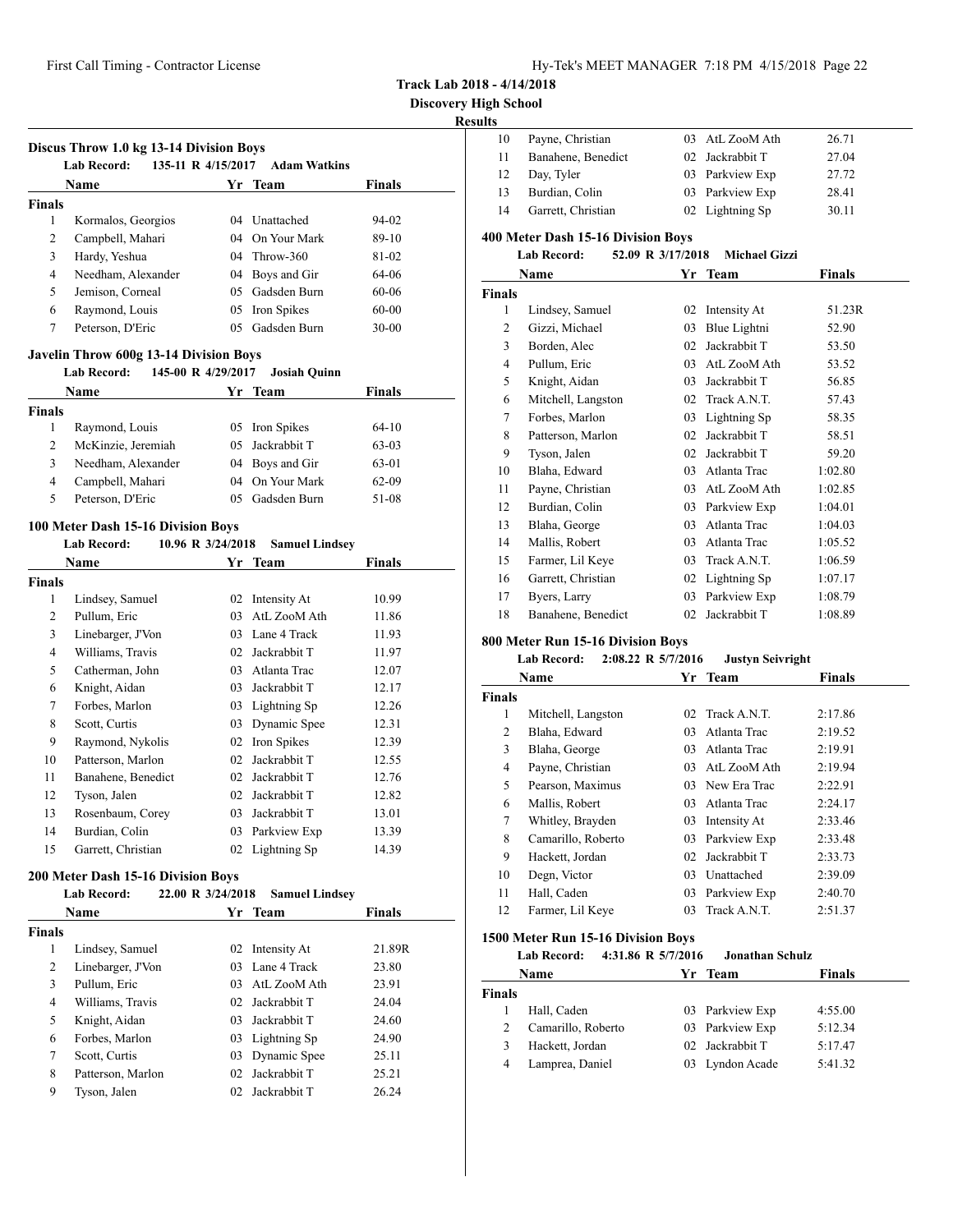**Track Lab 2018 - 4/14/2018**
**Discovery High School**
**Results**

### Discus Throw 1.0 kg 13-14 Division Boys

Lab Record: 135-11 R 4/15/2017 Adam Watkins

| | Name | Yr | Team | Finals |
|---|---|---|---|---|
| **Finals** | | | | |
| 1 | Kormalos, Georgios | 04 | Unattached | 94-02 |
| 2 | Campbell, Mahari | 04 | On Your Mark | 89-10 |
| 3 | Hardy, Yeshua | 04 | Throw-360 | 81-02 |
| 4 | Needham, Alexander | 04 | Boys and Gir | 64-06 |
| 5 | Jemison, Corneal | 05 | Gadsden Burn | 60-06 |
| 6 | Raymond, Louis | 05 | Iron Spikes | 60-00 |
| 7 | Peterson, D'Eric | 05 | Gadsden Burn | 30-00 |

### Javelin Throw 600g 13-14 Division Boys

Lab Record: 145-00 R 4/29/2017 Josiah Quinn

| | Name | Yr | Team | Finals |
|---|---|---|---|---|
| **Finals** | | | | |
| 1 | Raymond, Louis | 05 | Iron Spikes | 64-10 |
| 2 | McKinzie, Jeremiah | 05 | Jackrabbit T | 63-03 |
| 3 | Needham, Alexander | 04 | Boys and Gir | 63-01 |
| 4 | Campbell, Mahari | 04 | On Your Mark | 62-09 |
| 5 | Peterson, D'Eric | 05 | Gadsden Burn | 51-08 |

### 100 Meter Dash 15-16 Division Boys

Lab Record: 10.96 R 3/24/2018 Samuel Lindsey

| | Name | Yr | Team | Finals |
|---|---|---|---|---|
| **Finals** | | | | |
| 1 | Lindsey, Samuel | 02 | Intensity At | 10.99 |
| 2 | Pullum, Eric | 03 | AtL ZooM Ath | 11.86 |
| 3 | Linebarger, J'Von | 03 | Lane 4 Track | 11.93 |
| 4 | Williams, Travis | 02 | Jackrabbit T | 11.97 |
| 5 | Catherman, John | 03 | Atlanta Trac | 12.07 |
| 6 | Knight, Aidan | 03 | Jackrabbit T | 12.17 |
| 7 | Forbes, Marlon | 03 | Lightning Sp | 12.26 |
| 8 | Scott, Curtis | 03 | Dynamic Spee | 12.31 |
| 9 | Raymond, Nykolis | 02 | Iron Spikes | 12.39 |
| 10 | Patterson, Marlon | 02 | Jackrabbit T | 12.55 |
| 11 | Banahene, Benedict | 02 | Jackrabbit T | 12.76 |
| 12 | Tyson, Jalen | 02 | Jackrabbit T | 12.82 |
| 13 | Rosenbaum, Corey | 03 | Jackrabbit T | 13.01 |
| 14 | Burdian, Colin | 03 | Parkview Exp | 13.39 |
| 15 | Garrett, Christian | 02 | Lightning Sp | 14.39 |

### 200 Meter Dash 15-16 Division Boys

Lab Record: 22.00 R 3/24/2018 Samuel Lindsey

| | Name | Yr | Team | Finals |
|---|---|---|---|---|
| **Finals** | | | | |
| 1 | Lindsey, Samuel | 02 | Intensity At | 21.89R |
| 2 | Linebarger, J'Von | 03 | Lane 4 Track | 23.80 |
| 3 | Pullum, Eric | 03 | AtL ZooM Ath | 23.91 |
| 4 | Williams, Travis | 02 | Jackrabbit T | 24.04 |
| 5 | Knight, Aidan | 03 | Jackrabbit T | 24.60 |
| 6 | Forbes, Marlon | 03 | Lightning Sp | 24.90 |
| 7 | Scott, Curtis | 03 | Dynamic Spee | 25.11 |
| 8 | Patterson, Marlon | 02 | Jackrabbit T | 25.21 |
| 9 | Tyson, Jalen | 02 | Jackrabbit T | 26.24 |
| 10 | Payne, Christian | 03 | AtL ZooM Ath | 26.71 |
| 11 | Banahene, Benedict | 02 | Jackrabbit T | 27.04 |
| 12 | Day, Tyler | 03 | Parkview Exp | 27.72 |
| 13 | Burdian, Colin | 03 | Parkview Exp | 28.41 |
| 14 | Garrett, Christian | 02 | Lightning Sp | 30.11 |

### 400 Meter Dash 15-16 Division Boys

Lab Record: 52.09 R 3/17/2018 Michael Gizzi

| | Name | Yr | Team | Finals |
|---|---|---|---|---|
| **Finals** | | | | |
| 1 | Lindsey, Samuel | 02 | Intensity At | 51.23R |
| 2 | Gizzi, Michael | 03 | Blue Lightni | 52.90 |
| 3 | Borden, Alec | 02 | Jackrabbit T | 53.50 |
| 4 | Pullum, Eric | 03 | AtL ZooM Ath | 53.52 |
| 5 | Knight, Aidan | 03 | Jackrabbit T | 56.85 |
| 6 | Mitchell, Langston | 02 | Track A.N.T. | 57.43 |
| 7 | Forbes, Marlon | 03 | Lightning Sp | 58.35 |
| 8 | Patterson, Marlon | 02 | Jackrabbit T | 58.51 |
| 9 | Tyson, Jalen | 02 | Jackrabbit T | 59.20 |
| 10 | Blaha, Edward | 03 | Atlanta Trac | 1:02.80 |
| 11 | Payne, Christian | 03 | AtL ZooM Ath | 1:02.85 |
| 12 | Burdian, Colin | 03 | Parkview Exp | 1:04.01 |
| 13 | Blaha, George | 03 | Atlanta Trac | 1:04.03 |
| 14 | Mallis, Robert | 03 | Atlanta Trac | 1:05.52 |
| 15 | Farmer, Lil Keye | 03 | Track A.N.T. | 1:06.59 |
| 16 | Garrett, Christian | 02 | Lightning Sp | 1:07.17 |
| 17 | Byers, Larry | 03 | Parkview Exp | 1:08.79 |
| 18 | Banahene, Benedict | 02 | Jackrabbit T | 1:08.89 |

### 800 Meter Run 15-16 Division Boys

Lab Record: 2:08.22 R 5/7/2016 Justyn Seivright

| | Name | Yr | Team | Finals |
|---|---|---|---|---|
| **Finals** | | | | |
| 1 | Mitchell, Langston | 02 | Track A.N.T. | 2:17.86 |
| 2 | Blaha, Edward | 03 | Atlanta Trac | 2:19.52 |
| 3 | Blaha, George | 03 | Atlanta Trac | 2:19.91 |
| 4 | Payne, Christian | 03 | AtL ZooM Ath | 2:19.94 |
| 5 | Pearson, Maximus | 03 | New Era Trac | 2:22.91 |
| 6 | Mallis, Robert | 03 | Atlanta Trac | 2:24.17 |
| 7 | Whitley, Brayden | 03 | Intensity At | 2:33.46 |
| 8 | Camarillo, Roberto | 03 | Parkview Exp | 2:33.48 |
| 9 | Hackett, Jordan | 02 | Jackrabbit T | 2:33.73 |
| 10 | Degn, Victor | 03 | Unattached | 2:39.09 |
| 11 | Hall, Caden | 03 | Parkview Exp | 2:40.70 |
| 12 | Farmer, Lil Keye | 03 | Track A.N.T. | 2:51.37 |

### 1500 Meter Run 15-16 Division Boys

Lab Record: 4:31.86 R 5/7/2016 Jonathan Schulz

| | Name | Yr | Team | Finals |
|---|---|---|---|---|
| **Finals** | | | | |
| 1 | Hall, Caden | 03 | Parkview Exp | 4:55.00 |
| 2 | Camarillo, Roberto | 03 | Parkview Exp | 5:12.34 |
| 3 | Hackett, Jordan | 02 | Jackrabbit T | 5:17.47 |
| 4 | Lamprea, Daniel | 03 | Lyndon Acade | 5:41.32 |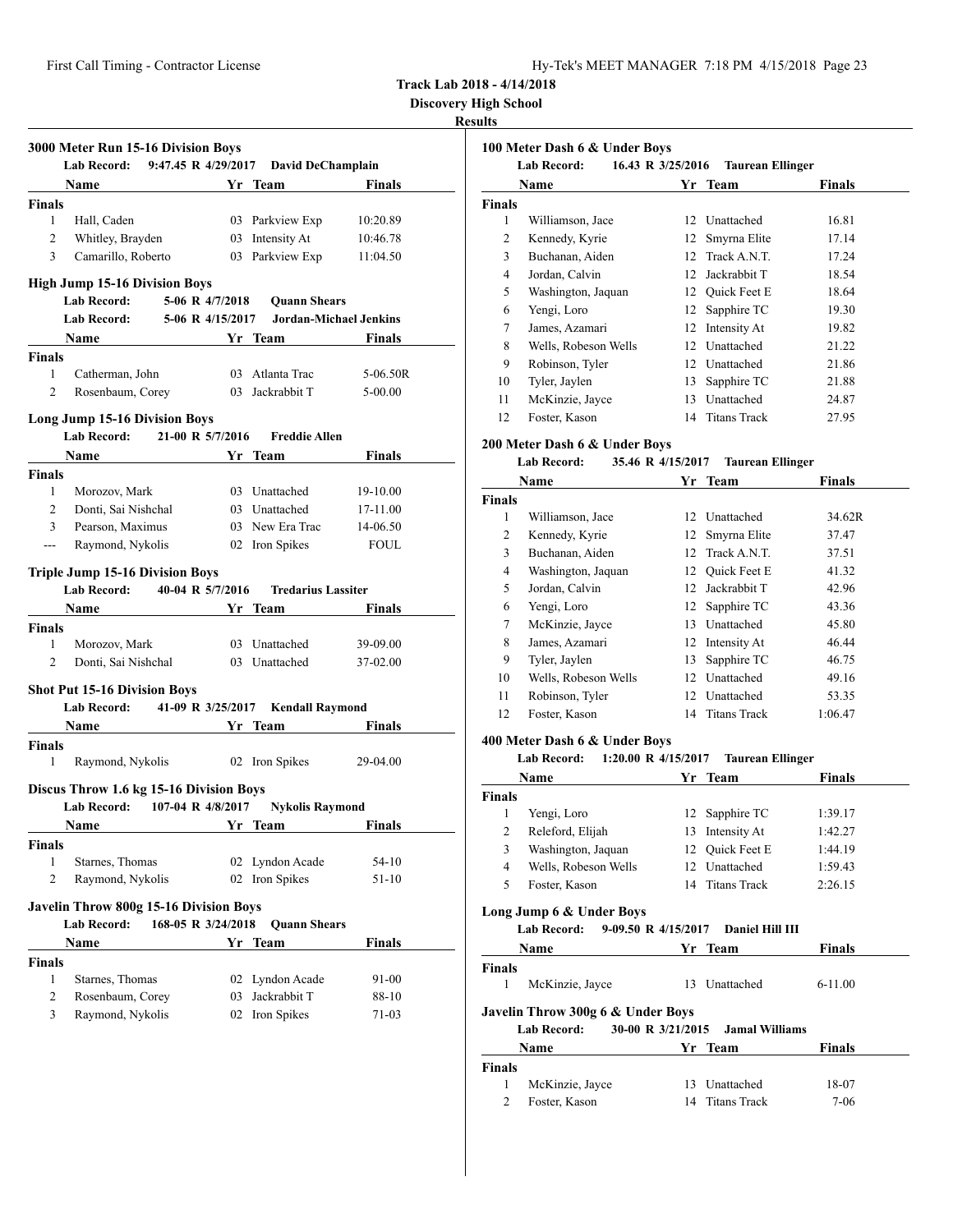Track Lab 2018 - 4/14/2018

Discovery High School

Results

### 3000 Meter Run 15-16 Division Boys

Lab Record: 9:47.45 R 4/29/2017 David DeChamplain

| | Name | Yr | Team | Finals |
|---|---|---|---|---|
| **Finals** | | | | |
| 1 | Hall, Caden | 03 | Parkview Exp | 10:20.89 |
| 2 | Whitley, Brayden | 03 | Intensity At | 10:46.78 |
| 3 | Camarillo, Roberto | 03 | Parkview Exp | 11:04.50 |

### High Jump 15-16 Division Boys

Lab Record: 5-06 R 4/7/2018 Quann Shears

Lab Record: 5-06 R 4/15/2017 Jordan-Michael Jenkins

| | Name | Yr | Team | Finals |
|---|---|---|---|---|
| **Finals** | | | | |
| 1 | Catherman, John | 03 | Atlanta Trac | 5-06.50R |
| 2 | Rosenbaum, Corey | 03 | Jackrabbit T | 5-00.00 |

### Long Jump 15-16 Division Boys

Lab Record: 21-00 R 5/7/2016 Freddie Allen

| | Name | Yr | Team | Finals |
|---|---|---|---|---|
| **Finals** | | | | |
| 1 | Morozov, Mark | 03 | Unattached | 19-10.00 |
| 2 | Donti, Sai Nishchal | 03 | Unattached | 17-11.00 |
| 3 | Pearson, Maximus | 03 | New Era Trac | 14-06.50 |
| --- | Raymond, Nykolis | 02 | Iron Spikes | FOUL |

### Triple Jump 15-16 Division Boys

Lab Record: 40-04 R 5/7/2016 Tredarius Lassiter

| | Name | Yr | Team | Finals |
|---|---|---|---|---|
| **Finals** | | | | |
| 1 | Morozov, Mark | 03 | Unattached | 39-09.00 |
| 2 | Donti, Sai Nishchal | 03 | Unattached | 37-02.00 |

### Shot Put 15-16 Division Boys

Lab Record: 41-09 R 3/25/2017 Kendall Raymond

| | Name | Yr | Team | Finals |
|---|---|---|---|---|
| **Finals** | | | | |
| 1 | Raymond, Nykolis | 02 | Iron Spikes | 29-04.00 |

### Discus Throw 1.6 kg 15-16 Division Boys

Lab Record: 107-04 R 4/8/2017 Nykolis Raymond

| | Name | Yr | Team | Finals |
|---|---|---|---|---|
| **Finals** | | | | |
| 1 | Starnes, Thomas | 02 | Lyndon Acade | 54-10 |
| 2 | Raymond, Nykolis | 02 | Iron Spikes | 51-10 |

### Javelin Throw 800g 15-16 Division Boys

Lab Record: 168-05 R 3/24/2018 Quann Shears

| | Name | Yr | Team | Finals |
|---|---|---|---|---|
| **Finals** | | | | |
| 1 | Starnes, Thomas | 02 | Lyndon Acade | 91-00 |
| 2 | Rosenbaum, Corey | 03 | Jackrabbit T | 88-10 |
| 3 | Raymond, Nykolis | 02 | Iron Spikes | 71-03 |

### 100 Meter Dash 6 & Under Boys

Lab Record: 16.43 R 3/25/2016 Taurean Ellinger

| | Name | Yr | Team | Finals |
|---|---|---|---|---|
| **Finals** | | | | |
| 1 | Williamson, Jace | 12 | Unattached | 16.81 |
| 2 | Kennedy, Kyrie | 12 | Smyrna Elite | 17.14 |
| 3 | Buchanan, Aiden | 12 | Track A.N.T. | 17.24 |
| 4 | Jordan, Calvin | 12 | Jackrabbit T | 18.54 |
| 5 | Washington, Jaquan | 12 | Quick Feet E | 18.64 |
| 6 | Yengi, Loro | 12 | Sapphire TC | 19.30 |
| 7 | James, Azamari | 12 | Intensity At | 19.82 |
| 8 | Wells, Robeson Wells | 12 | Unattached | 21.22 |
| 9 | Robinson, Tyler | 12 | Unattached | 21.86 |
| 10 | Tyler, Jaylen | 13 | Sapphire TC | 21.88 |
| 11 | McKinzie, Jayce | 13 | Unattached | 24.87 |
| 12 | Foster, Kason | 14 | Titans Track | 27.95 |

### 200 Meter Dash 6 & Under Boys

Lab Record: 35.46 R 4/15/2017 Taurean Ellinger

| | Name | Yr | Team | Finals |
|---|---|---|---|---|
| **Finals** | | | | |
| 1 | Williamson, Jace | 12 | Unattached | 34.62R |
| 2 | Kennedy, Kyrie | 12 | Smyrna Elite | 37.47 |
| 3 | Buchanan, Aiden | 12 | Track A.N.T. | 37.51 |
| 4 | Washington, Jaquan | 12 | Quick Feet E | 41.32 |
| 5 | Jordan, Calvin | 12 | Jackrabbit T | 42.96 |
| 6 | Yengi, Loro | 12 | Sapphire TC | 43.36 |
| 7 | McKinzie, Jayce | 13 | Unattached | 45.80 |
| 8 | James, Azamari | 12 | Intensity At | 46.44 |
| 9 | Tyler, Jaylen | 13 | Sapphire TC | 46.75 |
| 10 | Wells, Robeson Wells | 12 | Unattached | 49.16 |
| 11 | Robinson, Tyler | 12 | Unattached | 53.35 |
| 12 | Foster, Kason | 14 | Titans Track | 1:06.47 |

### 400 Meter Dash 6 & Under Boys

Lab Record: 1:20.00 R 4/15/2017 Taurean Ellinger

| | Name | Yr | Team | Finals |
|---|---|---|---|---|
| **Finals** | | | | |
| 1 | Yengi, Loro | 12 | Sapphire TC | 1:39.17 |
| 2 | Releford, Elijah | 13 | Intensity At | 1:42.27 |
| 3 | Washington, Jaquan | 12 | Quick Feet E | 1:44.19 |
| 4 | Wells, Robeson Wells | 12 | Unattached | 1:59.43 |
| 5 | Foster, Kason | 14 | Titans Track | 2:26.15 |

### Long Jump 6 & Under Boys

Lab Record: 9-09.50 R 4/15/2017 Daniel Hill III

| | Name | Yr | Team | Finals |
|---|---|---|---|---|
| **Finals** | | | | |
| 1 | McKinzie, Jayce | 13 | Unattached | 6-11.00 |

### Javelin Throw 300g 6 & Under Boys

Lab Record: 30-00 R 3/21/2015 Jamal Williams

| | Name | Yr | Team | Finals |
|---|---|---|---|---|
| **Finals** | | | | |
| 1 | McKinzie, Jayce | 13 | Unattached | 18-07 |
| 2 | Foster, Kason | 14 | Titans Track | 7-06 |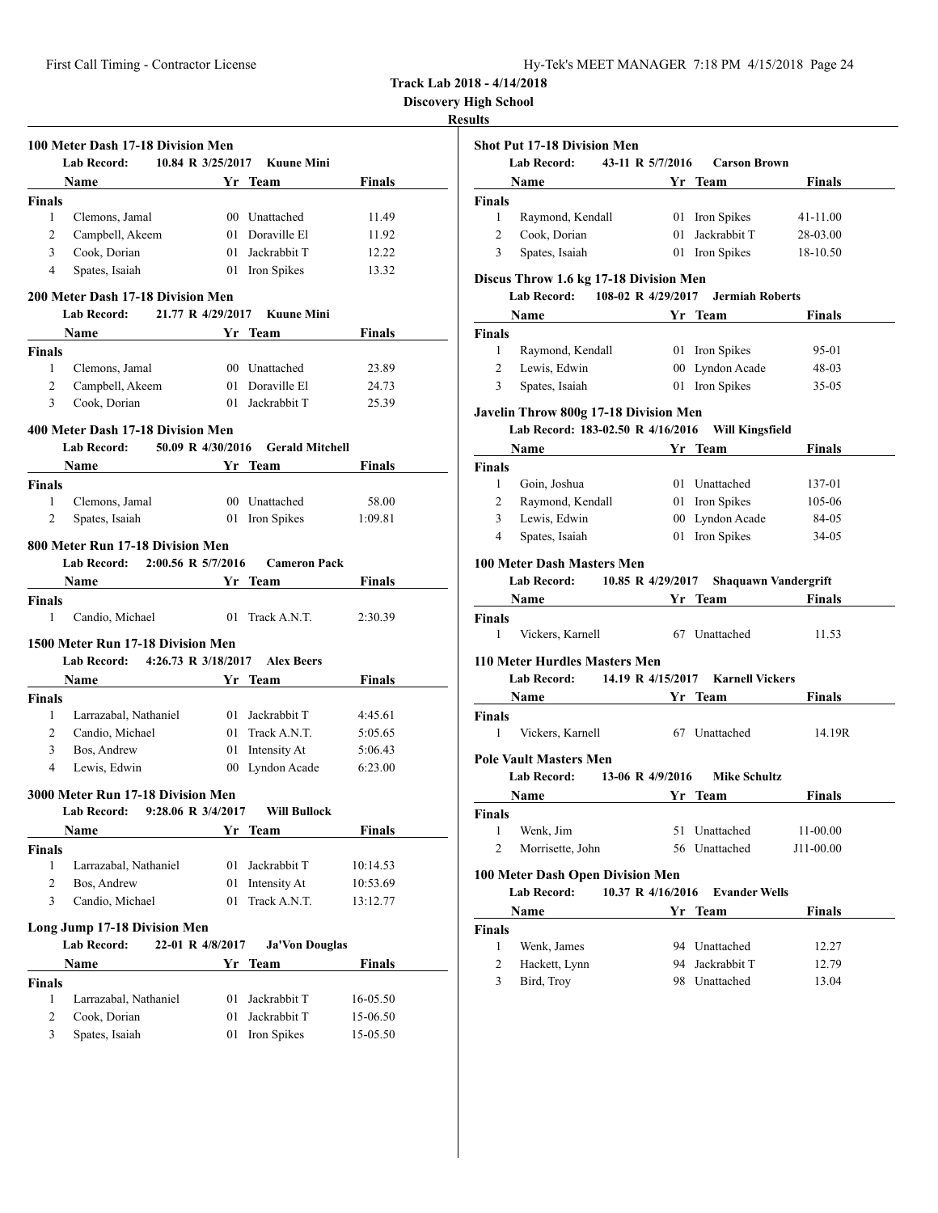**Track Lab 2018 - 4/14/2018**

**Discovery High School**

**Results**

### 100 Meter Dash 17-18 Division Men

**Lab Record:** 10.84 R 3/25/2017 **Kuune Mini**

| | Name | Yr | Team | Finals |
|---|---|---|---|---|
| **Finals** | | | | |
| 1 | Clemons, Jamal | 00 | Unattached | 11.49 |
| 2 | Campbell, Akeem | 01 | Doraville El | 11.92 |
| 3 | Cook, Dorian | 01 | Jackrabbit T | 12.22 |
| 4 | Spates, Isaiah | 01 | Iron Spikes | 13.32 |

### 200 Meter Dash 17-18 Division Men

**Lab Record:** 21.77 R 4/29/2017 **Kuune Mini**

| | Name | Yr | Team | Finals |
|---|---|---|---|---|
| **Finals** | | | | |
| 1 | Clemons, Jamal | 00 | Unattached | 23.89 |
| 2 | Campbell, Akeem | 01 | Doraville El | 24.73 |
| 3 | Cook, Dorian | 01 | Jackrabbit T | 25.39 |

### 400 Meter Dash 17-18 Division Men

**Lab Record:** 50.09 R 4/30/2016 **Gerald Mitchell**

| | Name | Yr | Team | Finals |
|---|---|---|---|---|
| **Finals** | | | | |
| 1 | Clemons, Jamal | 00 | Unattached | 58.00 |
| 2 | Spates, Isaiah | 01 | Iron Spikes | 1:09.81 |

### 800 Meter Run 17-18 Division Men

**Lab Record:** 2:00.56 R 5/7/2016 **Cameron Pack**

| | Name | Yr | Team | Finals |
|---|---|---|---|---|
| **Finals** | | | | |
| 1 | Candio, Michael | 01 | Track A.N.T. | 2:30.39 |

### 1500 Meter Run 17-18 Division Men

**Lab Record:** 4:26.73 R 3/18/2017 **Alex Beers**

| | Name | Yr | Team | Finals |
|---|---|---|---|---|
| **Finals** | | | | |
| 1 | Larrazabal, Nathaniel | 01 | Jackrabbit T | 4:45.61 |
| 2 | Candio, Michael | 01 | Track A.N.T. | 5:05.65 |
| 3 | Bos, Andrew | 01 | Intensity At | 5:06.43 |
| 4 | Lewis, Edwin | 00 | Lyndon Acade | 6:23.00 |

### 3000 Meter Run 17-18 Division Men

**Lab Record:** 9:28.06 R 3/4/2017 **Will Bullock**

| | Name | Yr | Team | Finals |
|---|---|---|---|---|
| **Finals** | | | | |
| 1 | Larrazabal, Nathaniel | 01 | Jackrabbit T | 10:14.53 |
| 2 | Bos, Andrew | 01 | Intensity At | 10:53.69 |
| 3 | Candio, Michael | 01 | Track A.N.T. | 13:12.77 |

### Long Jump 17-18 Division Men

**Lab Record:** 22-01 R 4/8/2017 **Ja'Von Douglas**

| | Name | Yr | Team | Finals |
|---|---|---|---|---|
| **Finals** | | | | |
| 1 | Larrazabal, Nathaniel | 01 | Jackrabbit T | 16-05.50 |
| 2 | Cook, Dorian | 01 | Jackrabbit T | 15-06.50 |
| 3 | Spates, Isaiah | 01 | Iron Spikes | 15-05.50 |

### Shot Put 17-18 Division Men

**Lab Record:** 43-11 R 5/7/2016 **Carson Brown**

| | Name | Yr | Team | Finals |
|---|---|---|---|---|
| **Finals** | | | | |
| 1 | Raymond, Kendall | 01 | Iron Spikes | 41-11.00 |
| 2 | Cook, Dorian | 01 | Jackrabbit T | 28-03.00 |
| 3 | Spates, Isaiah | 01 | Iron Spikes | 18-10.50 |

### Discus Throw 1.6 kg 17-18 Division Men

**Lab Record:** 108-02 R 4/29/2017 **Jermiah Roberts**

| | Name | Yr | Team | Finals |
|---|---|---|---|---|
| **Finals** | | | | |
| 1 | Raymond, Kendall | 01 | Iron Spikes | 95-01 |
| 2 | Lewis, Edwin | 00 | Lyndon Acade | 48-03 |
| 3 | Spates, Isaiah | 01 | Iron Spikes | 35-05 |

### Javelin Throw 800g 17-18 Division Men

**Lab Record:** 183-02.50 R 4/16/2016 **Will Kingsfield**

| | Name | Yr | Team | Finals |
|---|---|---|---|---|
| **Finals** | | | | |
| 1 | Goin, Joshua | 01 | Unattached | 137-01 |
| 2 | Raymond, Kendall | 01 | Iron Spikes | 105-06 |
| 3 | Lewis, Edwin | 00 | Lyndon Acade | 84-05 |
| 4 | Spates, Isaiah | 01 | Iron Spikes | 34-05 |

### 100 Meter Dash Masters Men

**Lab Record:** 10.85 R 4/29/2017 **Shaquawn Vandergrift**

| | Name | Yr | Team | Finals |
|---|---|---|---|---|
| **Finals** | | | | |
| 1 | Vickers, Karnell | 67 | Unattached | 11.53 |

### 110 Meter Hurdles Masters Men

**Lab Record:** 14.19 R 4/15/2017 **Karnell Vickers**

| | Name | Yr | Team | Finals |
|---|---|---|---|---|
| **Finals** | | | | |
| 1 | Vickers, Karnell | 67 | Unattached | 14.19R |

### Pole Vault Masters Men

**Lab Record:** 13-06 R 4/9/2016 **Mike Schultz**

| | Name | Yr | Team | Finals |
|---|---|---|---|---|
| **Finals** | | | | |
| 1 | Wenk, Jim | 51 | Unattached | 11-00.00 |
| 2 | Morrisette, John | 56 | Unattached | J11-00.00 |

### 100 Meter Dash Open Division Men

**Lab Record:** 10.37 R 4/16/2016 **Evander Wells**

| | Name | Yr | Team | Finals |
|---|---|---|---|---|
| **Finals** | | | | |
| 1 | Wenk, James | 94 | Unattached | 12.27 |
| 2 | Hackett, Lynn | 94 | Jackrabbit T | 12.79 |
| 3 | Bird, Troy | 98 | Unattached | 13.04 |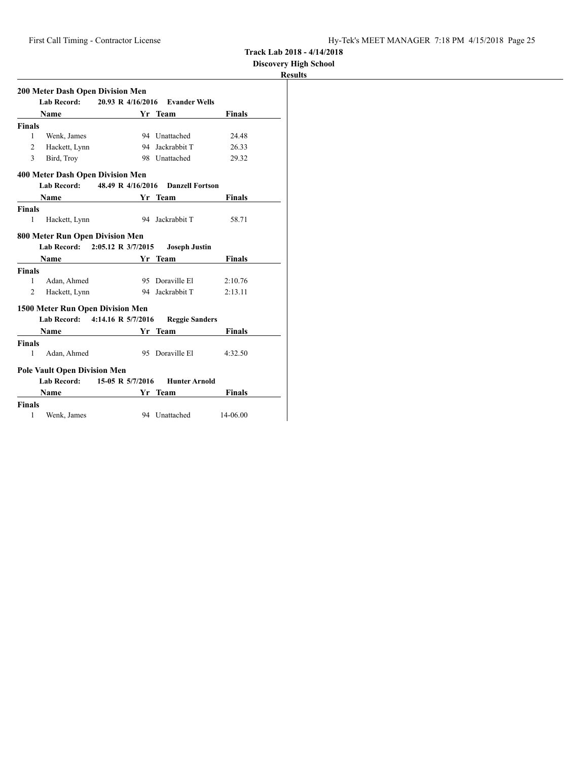**Track Lab 2018 - 4/14/2018**
**Discovery High School**
**Results**

### 200 Meter Dash Open Division Men

**Lab Record:** 20.93 R 4/16/2016 **Evander Wells**

| | Name | Yr | Team | Finals |
|---|---|---|---|---|
| **Finals** | | | | |
| 1 | Wenk, James | 94 | Unattached | 24.48 |
| 2 | Hackett, Lynn | 94 | Jackrabbit T | 26.33 |
| 3 | Bird, Troy | 98 | Unattached | 29.32 |

### 400 Meter Dash Open Division Men

**Lab Record:** 48.49 R 4/16/2016 **Danzell Fortson**

| | Name | Yr | Team | Finals |
|---|---|---|---|---|
| **Finals** | | | | |
| 1 | Hackett, Lynn | 94 | Jackrabbit T | 58.71 |

### 800 Meter Run Open Division Men

**Lab Record:** 2:05.12 R 3/7/2015 **Joseph Justin**

| | Name | Yr | Team | Finals |
|---|---|---|---|---|
| **Finals** | | | | |
| 1 | Adan, Ahmed | 95 | Doraville El | 2:10.76 |
| 2 | Hackett, Lynn | 94 | Jackrabbit T | 2:13.11 |

### 1500 Meter Run Open Division Men

**Lab Record:** 4:14.16 R 5/7/2016 **Reggie Sanders**

| | Name | Yr | Team | Finals |
|---|---|---|---|---|
| **Finals** | | | | |
| 1 | Adan, Ahmed | 95 | Doraville El | 4:32.50 |

### Pole Vault Open Division Men

**Lab Record:** 15-05 R 5/7/2016 **Hunter Arnold**

| | Name | Yr | Team | Finals |
|---|---|---|---|---|
| **Finals** | | | | |
| 1 | Wenk, James | 94 | Unattached | 14-06.00 |